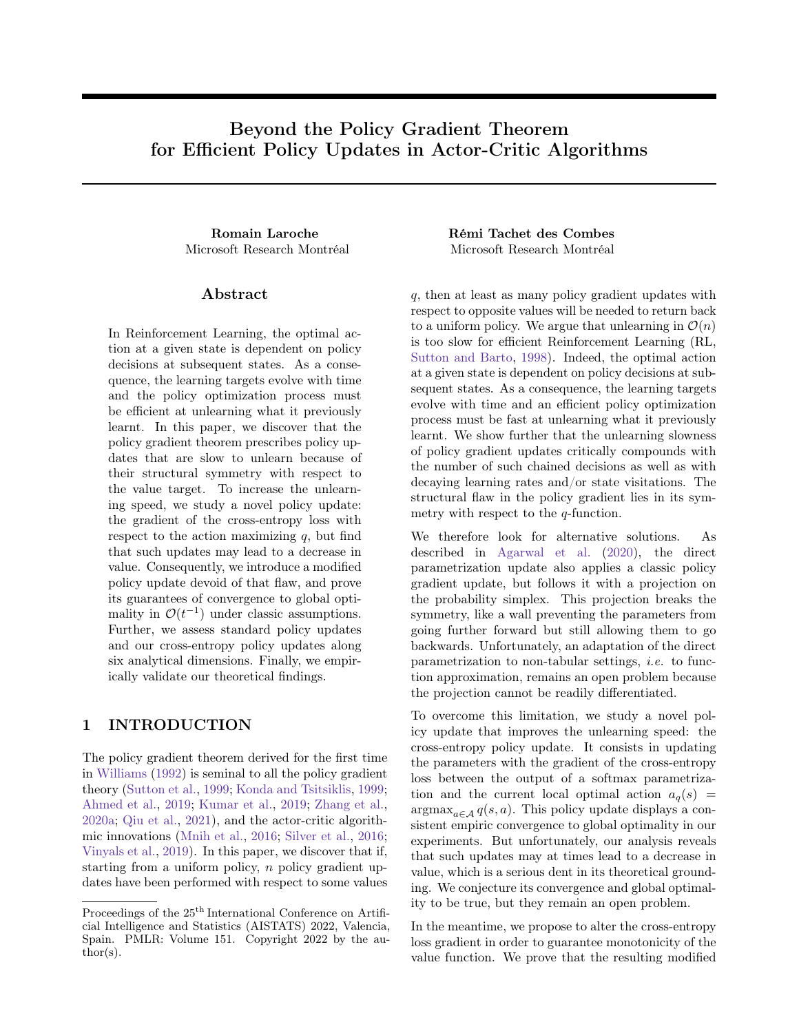# Beyond the Policy Gradient Theorem for Efficient Policy Updates in Actor-Critic Algorithms

**Romain Laroche**
Microsoft Research Montréal

**Rémi Tachet des Combes**
Microsoft Research Montréal

## Abstract

In Reinforcement Learning, the optimal action at a given state is dependent on policy decisions at subsequent states. As a consequence, the learning targets evolve with time and the policy optimization process must be efficient at unlearning what it previously learnt. In this paper, we discover that the policy gradient theorem prescribes policy updates that are slow to unlearn because of their structural symmetry with respect to the value target. To increase the unlearning speed, we study a novel policy update: the gradient of the cross-entropy loss with respect to the action maximizing $q$, but find that such updates may lead to a decrease in value. Consequently, we introduce a modified policy update devoid of that flaw, and prove its guarantees of convergence to global optimality in $\mathcal{O}(t^{-1})$ under classic assumptions. Further, we assess standard policy updates and our cross-entropy policy updates along six analytical dimensions. Finally, we empirically validate our theoretical findings.

## 1 INTRODUCTION

The policy gradient theorem derived for the first time in Williams (1992) is seminal to all the policy gradient theory (Sutton et al., 1999; Konda and Tsitsiklis, 1999; Ahmed et al., 2019; Kumar et al., 2019; Zhang et al., 2020a; Qiu et al., 2021), and the actor-critic algorithmic innovations (Mnih et al., 2016; Silver et al., 2016; Vinyals et al., 2019). In this paper, we discover that if, starting from a uniform policy, $n$ policy gradient updates have been performed with respect to some values $q$, then at least as many policy gradient updates with respect to opposite values will be needed to return back to a uniform policy. We argue that unlearning in $\mathcal{O}(n)$ is too slow for efficient Reinforcement Learning (RL, Sutton and Barto, 1998). Indeed, the optimal action at a given state is dependent on policy decisions at subsequent states. As a consequence, the learning targets evolve with time and an efficient policy optimization process must be fast at unlearning what it previously learnt. We show further that the unlearning slowness of policy gradient updates critically compounds with the number of such chained decisions as well as with decaying learning rates and/or state visitations. The structural flaw in the policy gradient lies in its symmetry with respect to the $q$-function.

We therefore look for alternative solutions. As described in Agarwal et al. (2020), the direct parametrization update also applies a classic policy gradient update, but follows it with a projection on the probability simplex. This projection breaks the symmetry, like a wall preventing the parameters from going further forward but still allowing them to go backwards. Unfortunately, an adaptation of the direct parametrization to non-tabular settings, *i.e.* to function approximation, remains an open problem because the projection cannot be readily differentiated.

To overcome this limitation, we study a novel policy update that improves the unlearning speed: the cross-entropy policy update. It consists in updating the parameters with the gradient of the cross-entropy loss between the output of a softmax parametrization and the current local optimal action $a_q(s) = \operatorname{argmax}_{a\in\mathcal{A}} q(s,a)$. This policy update displays a consistent empiric convergence to global optimality in our experiments. But unfortunately, our analysis reveals that such updates may at times lead to a decrease in value, which is a serious dent in its theoretical grounding. We conjecture its convergence and global optimality to be true, but they remain an open problem.

In the meantime, we propose to alter the cross-entropy loss gradient in order to guarantee monotonicity of the value function. We prove that the resulting modified

Proceedings of the 25[th] International Conference on Artificial Intelligence and Statistics (AISTATS) 2022, Valencia, Spain. PMLR: Volume 151. Copyright 2022 by the author(s).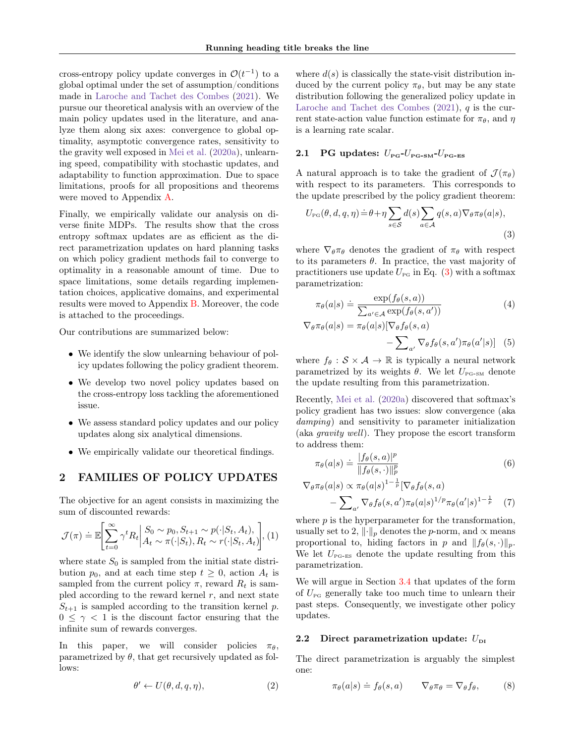cross-entropy policy update converges in $\mathcal{O}(t^{-1})$ to a global optimal under the set of assumption/conditions made in Laroche and Tachet des Combes (2021). We pursue our theoretical analysis with an overview of the main policy updates used in the literature, and analyze them along six axes: convergence to global optimality, asymptotic convergence rates, sensitivity to the gravity well exposed in Mei et al. (2020a), unlearning speed, compatibility with stochastic updates, and adaptability to function approximation. Due to space limitations, proofs for all propositions and theorems were moved to Appendix A.

Finally, we empirically validate our analysis on diverse finite MDPs. The results show that the cross entropy softmax updates are as efficient as the direct parametrization updates on hard planning tasks on which policy gradient methods fail to converge to optimality in a reasonable amount of time. Due to space limitations, some details regarding implementation choices, applicative domains, and experimental results were moved to Appendix B. Moreover, the code is attached to the proceedings.

Our contributions are summarized below:

- We identify the slow unlearning behaviour of policy updates following the policy gradient theorem.
- We develop two novel policy updates based on the cross-entropy loss tackling the aforementioned issue.
- We assess standard policy updates and our policy updates along six analytical dimensions.
- We empirically validate our theoretical findings.

## 2 FAMILIES OF POLICY UPDATES

The objective for an agent consists in maximizing the sum of discounted rewards:

$$\mathcal{J}(\pi) \doteq \mathbb{E}\left[\sum_{t=0}^{\infty} \gamma^t R_t \middle| \begin{array}{l} S_0 \sim p_0, S_{t+1} \sim p(\cdot|S_t, A_t), \\ A_t \sim \pi(\cdot|S_t), R_t \sim r(\cdot|S_t, A_t) \end{array}\right], \quad (1)$$

where state $S_0$ is sampled from the initial state distribution $p_0$, and at each time step $t \geq 0$, action $A_t$ is sampled from the current policy $\pi$, reward $R_t$ is sampled according to the reward kernel $r$, and next state $S_{t+1}$ is sampled according to the transition kernel $p$. $0 \leq \gamma < 1$ is the discount factor ensuring that the infinite sum of rewards converges.

In this paper, we will consider policies $\pi_\theta$, parametrized by $\theta$, that get recursively updated as follows:

$$\theta' \leftarrow U(\theta, d, q, \eta), \quad (2)$$

where $d(s)$ is classically the state-visit distribution induced by the current policy $\pi_\theta$, but may be any state distribution following the generalized policy update in Laroche and Tachet des Combes (2021), $q$ is the current state-action value function estimate for $\pi_\theta$, and $\eta$ is a learning rate scalar.

### 2.1 PG updates: $U_{\text{PG}}$-$U_{\text{PG-SM}}$-$U_{\text{PG-ES}}$

A natural approach is to take the gradient of $\mathcal{J}(\pi_\theta)$ with respect to its parameters. This corresponds to the update prescribed by the policy gradient theorem:

$$U_{\text{PG}}(\theta, d, q, \eta) \doteq \theta + \eta \sum_{s \in \mathcal{S}} d(s) \sum_{a \in \mathcal{A}} q(s, a) \nabla_\theta \pi_\theta(a|s), \quad (3)$$

where $\nabla_\theta \pi_\theta$ denotes the gradient of $\pi_\theta$ with respect to its parameters $\theta$. In practice, the vast majority of practitioners use update $U_{\text{PG}}$ in Eq. (3) with a softmax parametrization:

$$\pi_\theta(a|s) \doteq \frac{\exp(f_\theta(s,a))}{\sum_{a' \in \mathcal{A}} \exp(f_\theta(s,a'))} \quad (4)$$

$$\nabla_\theta \pi_\theta(a|s) = \pi_\theta(a|s)[\nabla_\theta f_\theta(s,a) - \sum_{a'} \nabla_\theta f_\theta(s,a') \pi_\theta(a'|s)] \quad (5)$$

where $f_\theta : \mathcal{S} \times \mathcal{A} \to \mathbb{R}$ is typically a neural network parametrized by its weights $\theta$. We let $U_{\text{PG-SM}}$ denote the update resulting from this parametrization.

Recently, Mei et al. (2020a) discovered that softmax's policy gradient has two issues: slow convergence (aka *damping*) and sensitivity to parameter initialization (aka *gravity well*). They propose the escort transform to address them:

$$\pi_\theta(a|s) \doteq \frac{|f_\theta(s,a)|^p}{\|f_\theta(s,\cdot)\|_p^p} \quad (6)$$

$$\nabla_\theta \pi_\theta(a|s) \propto \pi_\theta(a|s)^{1-\frac{1}{p}}[\nabla_\theta f_\theta(s,a) - \sum_{a'} \nabla_\theta f_\theta(s,a') \pi_\theta(a|s)^{1/p} \pi_\theta(a'|s)^{1-\frac{1}{p}} \quad (7)$$

where $p$ is the hyperparameter for the transformation, usually set to 2, $\|\cdot\|_p$ denotes the $p$-norm, and $\propto$ means proportional to, hiding factors in $p$ and $\|f_\theta(s,\cdot)\|_p$. We let $U_{\text{PG-ES}}$ denote the update resulting from this parametrization.

We will argue in Section 3.4 that updates of the form of $U_{\text{PG}}$ generally take too much time to unlearn their past steps. Consequently, we investigate other policy updates.

### 2.2 Direct parametrization update: $U_{\text{DI}}$

The direct parametrization is arguably the simplest one:

$$\pi_\theta(a|s) \doteq f_\theta(s,a) \qquad \nabla_\theta \pi_\theta = \nabla_\theta f_\theta, \quad (8)$$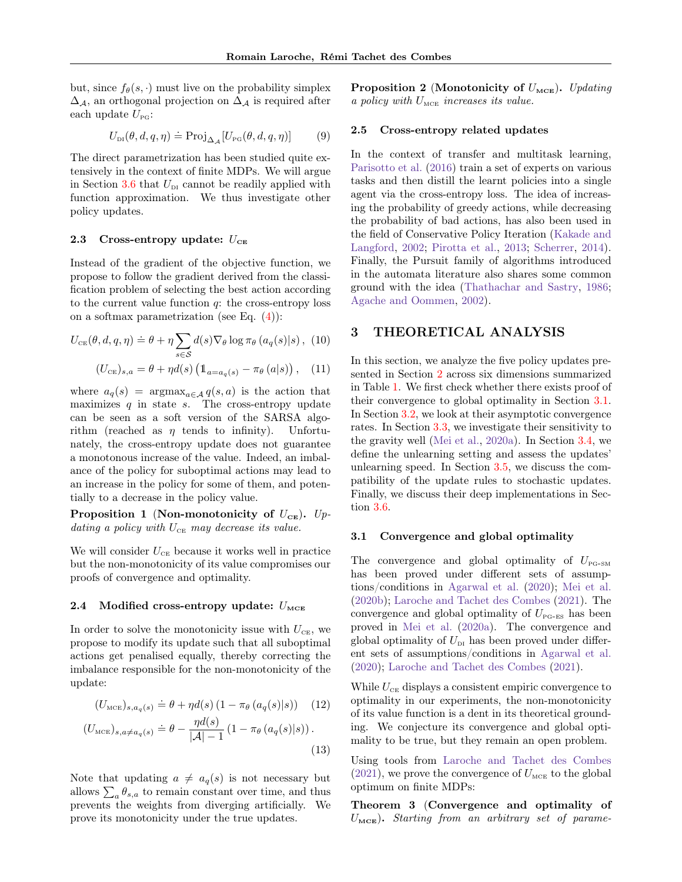but, since $f_\theta(s,\cdot)$ must live on the probability simplex $\Delta_\mathcal{A}$, an orthogonal projection on $\Delta_\mathcal{A}$ is required after each update $U_{\text{PG}}$:

$$U_{\text{DI}}(\theta, d, q, \eta) \doteq \text{Proj}_{\Delta_\mathcal{A}}[U_{\text{PG}}(\theta, d, q, \eta)] \quad (9)$$

The direct parametrization has been studied quite extensively in the context of finite MDPs. We will argue in Section 3.6 that $U_{\text{DI}}$ cannot be readily applied with function approximation. We thus investigate other policy updates.

### 2.3 Cross-entropy update: $U_{\text{CE}}$

Instead of the gradient of the objective function, we propose to follow the gradient derived from the classification problem of selecting the best action according to the current value function $q$: the cross-entropy loss on a softmax parametrization (see Eq. (4)):

$$U_{\text{CE}}(\theta, d, q, \eta) \doteq \theta + \eta \sum_{s\in\mathcal{S}} d(s) \nabla_\theta \log \pi_\theta\left(a_q(s)|s\right), \quad (10)$$

$$(U_{\text{CE}})_{s,a} = \theta + \eta d(s) \left(\mathbb{1}_{a=a_q(s)} - \pi_\theta\left(a|s\right)\right), \quad (11)$$

where $a_q(s) = \text{argmax}_{a\in\mathcal{A}}\, q(s,a)$ is the action that maximizes $q$ in state $s$. The cross-entropy update can be seen as a soft version of the SARSA algorithm (reached as $\eta$ tends to infinity). Unfortunately, the cross-entropy update does not guarantee a monotonous increase of the value. Indeed, an imbalance of the policy for suboptimal actions may lead to an increase in the policy for some of them, and potentially to a decrease in the policy value.

**Proposition 1** (**Non-monotonicity of $U_{\text{CE}}$**). *Updating a policy with $U_{\text{CE}}$ may decrease its value.*

We will consider $U_{\text{CE}}$ because it works well in practice but the non-monotonicity of its value compromises our proofs of convergence and optimality.

### 2.4 Modified cross-entropy update: $U_{\text{MCE}}$

In order to solve the monotonicity issue with $U_{\text{CE}}$, we propose to modify its update such that all suboptimal actions get penalised equally, thereby correcting the imbalance responsible for the non-monotonicity of the update:

$$(U_{\text{MCE}})_{s,a_q(s)} \doteq \theta + \eta d(s) \left(1 - \pi_\theta\left(a_q(s)|s\right)\right) \quad (12)$$

$$(U_{\text{MCE}})_{s,a\neq a_q(s)} \doteq \theta - \frac{\eta d(s)}{|\mathcal{A}|-1} \left(1 - \pi_\theta\left(a_q(s)|s\right)\right). \quad (13)$$

Note that updating $a \neq a_q(s)$ is not necessary but allows $\sum_a \theta_{s,a}$ to remain constant over time, and thus prevents the weights from diverging artificially. We prove its monotonicity under the true updates.

**Proposition 2** (**Monotonicity of $U_{\text{MCE}}$**). *Updating a policy with $U_{\text{MCE}}$ increases its value.*

### 2.5 Cross-entropy related updates

In the context of transfer and multitask learning, Parisotto et al. (2016) train a set of experts on various tasks and then distill the learnt policies into a single agent via the cross-entropy loss. The idea of increasing the probability of greedy actions, while decreasing the probability of bad actions, has also been used in the field of Conservative Policy Iteration (Kakade and Langford, 2002; Pirotta et al., 2013; Scherrer, 2014). Finally, the Pursuit family of algorithms introduced in the automata literature also shares some common ground with the idea (Thathachar and Sastry, 1986; Agache and Oommen, 2002).

## 3 THEORETICAL ANALYSIS

In this section, we analyze the five policy updates presented in Section 2 across six dimensions summarized in Table 1. We first check whether there exists proof of their convergence to global optimality in Section 3.1. In Section 3.2, we look at their asymptotic convergence rates. In Section 3.3, we investigate their sensitivity to the gravity well (Mei et al., 2020a). In Section 3.4, we define the unlearning setting and assess the updates' unlearning speed. In Section 3.5, we discuss the compatibility of the update rules to stochastic updates. Finally, we discuss their deep implementations in Section 3.6.

### 3.1 Convergence and global optimality

The convergence and global optimality of $U_{\text{PG-SM}}$ has been proved under different sets of assumptions/conditions in Agarwal et al. (2020); Mei et al. (2020b); Laroche and Tachet des Combes (2021). The convergence and global optimality of $U_{\text{PG-ES}}$ has been proved in Mei et al. (2020a). The convergence and global optimality of $U_{\text{DI}}$ has been proved under different sets of assumptions/conditions in Agarwal et al. (2020); Laroche and Tachet des Combes (2021).

While $U_{\text{CE}}$ displays a consistent empiric convergence to optimality in our experiments, the non-monotonicity of its value function is a dent in its theoretical grounding. We conjecture its convergence and global optimality to be true, but they remain an open problem.

Using tools from Laroche and Tachet des Combes (2021), we prove the convergence of $U_{\text{MCE}}$ to the global optimum on finite MDPs:

**Theorem 3** (**Convergence and optimality of $U_{\text{MCE}}$**). *Starting from an arbitrary set of parame-*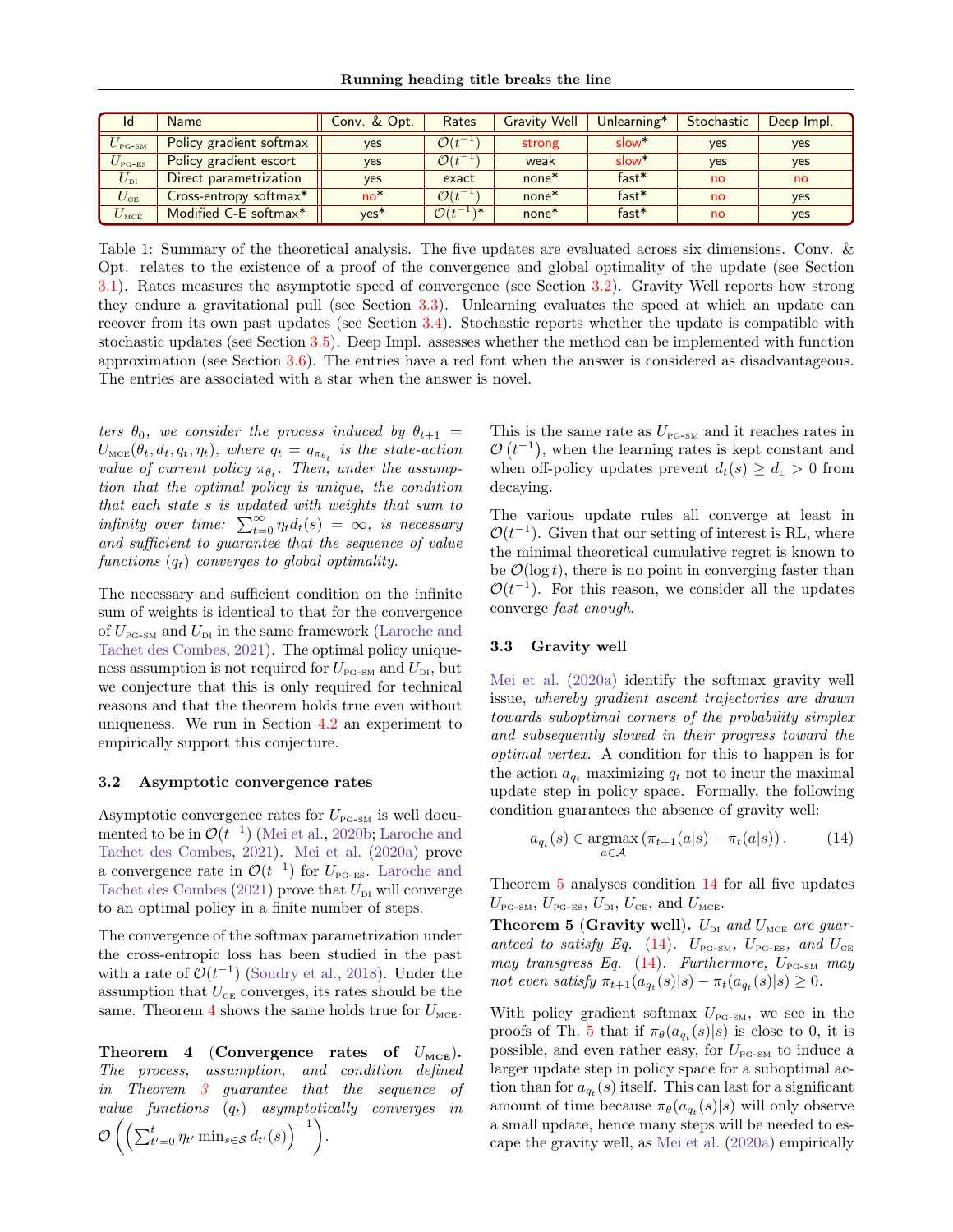| Id | Name | Conv. & Opt. | Rates | Gravity Well | Unlearning* | Stochastic | Deep Impl. |
|---|---|---|---|---|---|---|---|
| $U_{\text{PG-SM}}$ | Policy gradient softmax | yes | $\mathcal{O}(t^{-1})$ | strong | slow* | yes | yes |
| $U_{\text{PG-ES}}$ | Policy gradient escort | yes | $\mathcal{O}(t^{-1})$ | weak | slow* | yes | yes |
| $U_{\text{DI}}$ | Direct parametrization | yes | exact | none* | fast* | no | no |
| $U_{\text{CE}}$ | Cross-entropy softmax* | no* | $\mathcal{O}(t^{-1})$ | none* | fast* | no | yes |
| $U_{\text{MCE}}$ | Modified C-E softmax* | yes* | $\mathcal{O}(t^{-1})$* | none* | fast* | no | yes |

Table 1: Summary of the theoretical analysis. The five updates are evaluated across six dimensions. Conv. & Opt. relates to the existence of a proof of the convergence and global optimality of the update (see Section 3.1). Rates measures the asymptotic speed of convergence (see Section 3.2). Gravity Well reports how strong they endure a gravitational pull (see Section 3.3). Unlearning evaluates the speed at which an update can recover from its own past updates (see Section 3.4). Stochastic reports whether the update is compatible with stochastic updates (see Section 3.5). Deep Impl. assesses whether the method can be implemented with function approximation (see Section 3.6). The entries have a red font when the answer is considered as disadvantageous. The entries are associated with a star when the answer is novel.

*ters $\theta_0$, we consider the process induced by $\theta_{t+1} = U_{\text{MCE}}(\theta_t, d_t, q_t, \eta_t)$, where $q_t = q_{\pi_{\theta_t}}$ is the state-action value of current policy $\pi_{\theta_t}$. Then, under the assumption that the optimal policy is unique, the condition that each state $s$ is updated with weights that sum to infinity over time: $\sum_{t=0}^{\infty} \eta_t d_t(s) = \infty$, is necessary and sufficient to guarantee that the sequence of value functions $(q_t)$ converges to global optimality.*

The necessary and sufficient condition on the infinite sum of weights is identical to that for the convergence of $U_{\text{PG-SM}}$ and $U_{\text{DI}}$ in the same framework (Laroche and Tachet des Combes, 2021). The optimal policy uniqueness assumption is not required for $U_{\text{PG-SM}}$ and $U_{\text{DI}}$, but we conjecture that this is only required for technical reasons and that the theorem holds true even without uniqueness. We run in Section 4.2 an experiment to empirically support this conjecture.

### 3.2 Asymptotic convergence rates

Asymptotic convergence rates for $U_{\text{PG-SM}}$ is well documented to be in $\mathcal{O}(t^{-1})$ (Mei et al., 2020b; Laroche and Tachet des Combes, 2021). Mei et al. (2020a) prove a convergence rate in $\mathcal{O}(t^{-1})$ for $U_{\text{PG-ES}}$. Laroche and Tachet des Combes (2021) prove that $U_{\text{DI}}$ will converge to an optimal policy in a finite number of steps.

The convergence of the softmax parametrization under the cross-entropic loss has been studied in the past with a rate of $\mathcal{O}(t^{-1})$ (Soudry et al., 2018). Under the assumption that $U_{\text{CE}}$ converges, its rates should be the same. Theorem 4 shows the same holds true for $U_{\text{MCE}}$.

**Theorem 4 (Convergence rates of $U_{\text{MCE}}$).** *The process, assumption, and condition defined in Theorem 3 guarantee that the sequence of value functions $(q_t)$ asymptotically converges in $\mathcal{O}\left(\left(\sum_{t'=0}^{t} \eta_{t'} \min_{s\in\mathcal{S}} d_{t'}(s)\right)^{-1}\right)$.*

This is the same rate as $U_{\text{PG-SM}}$ and it reaches rates in $\mathcal{O}\left(t^{-1}\right)$, when the learning rates is kept constant and when off-policy updates prevent $d_t(s) \geq d_{\perp} > 0$ from decaying.

The various update rules all converge at least in $\mathcal{O}(t^{-1})$. Given that our setting of interest is RL, where the minimal theoretical cumulative regret is known to be $\mathcal{O}(\log t)$, there is no point in converging faster than $\mathcal{O}(t^{-1})$. For this reason, we consider all the updates converge *fast enough*.

### 3.3 Gravity well

Mei et al. (2020a) identify the softmax gravity well issue, *whereby gradient ascent trajectories are drawn towards suboptimal corners of the probability simplex and subsequently slowed in their progress toward the optimal vertex*. A condition for this to happen is for the action $a_{q_t}$ maximizing $q_t$ not to incur the maximal update step in policy space. Formally, the following condition guarantees the absence of gravity well:

$$a_{q_t}(s) \in \operatorname*{argmax}_{a\in\mathcal{A}} \left(\pi_{t+1}(a|s) - \pi_t(a|s)\right). \tag{14}$$

Theorem 5 analyses condition 14 for all five updates $U_{\text{PG-SM}}$, $U_{\text{PG-ES}}$, $U_{\text{DI}}$, $U_{\text{CE}}$, and $U_{\text{MCE}}$.

**Theorem 5 (Gravity well).** *$U_{\text{DI}}$ and $U_{\text{MCE}}$ are guaranteed to satisfy Eq. (14). $U_{\text{PG-SM}}$, $U_{\text{PG-ES}}$, and $U_{\text{CE}}$ may transgress Eq. (14). Furthermore, $U_{\text{PG-SM}}$ may not even satisfy $\pi_{t+1}(a_{q_t}(s)|s) - \pi_t(a_{q_t}(s)|s) \geq 0$.*

With policy gradient softmax $U_{\text{PG-SM}}$, we see in the proofs of Th. 5 that if $\pi_\theta(a_{q_t}(s)|s)$ is close to 0, it is possible, and even rather easy, for $U_{\text{PG-SM}}$ to induce a larger update step in policy space for a suboptimal action than for $a_{q_t}(s)$ itself. This can last for a significant amount of time because $\pi_\theta(a_{q_t}(s)|s)$ will only observe a small update, hence many steps will be needed to escape the gravity well, as Mei et al. (2020a) empirically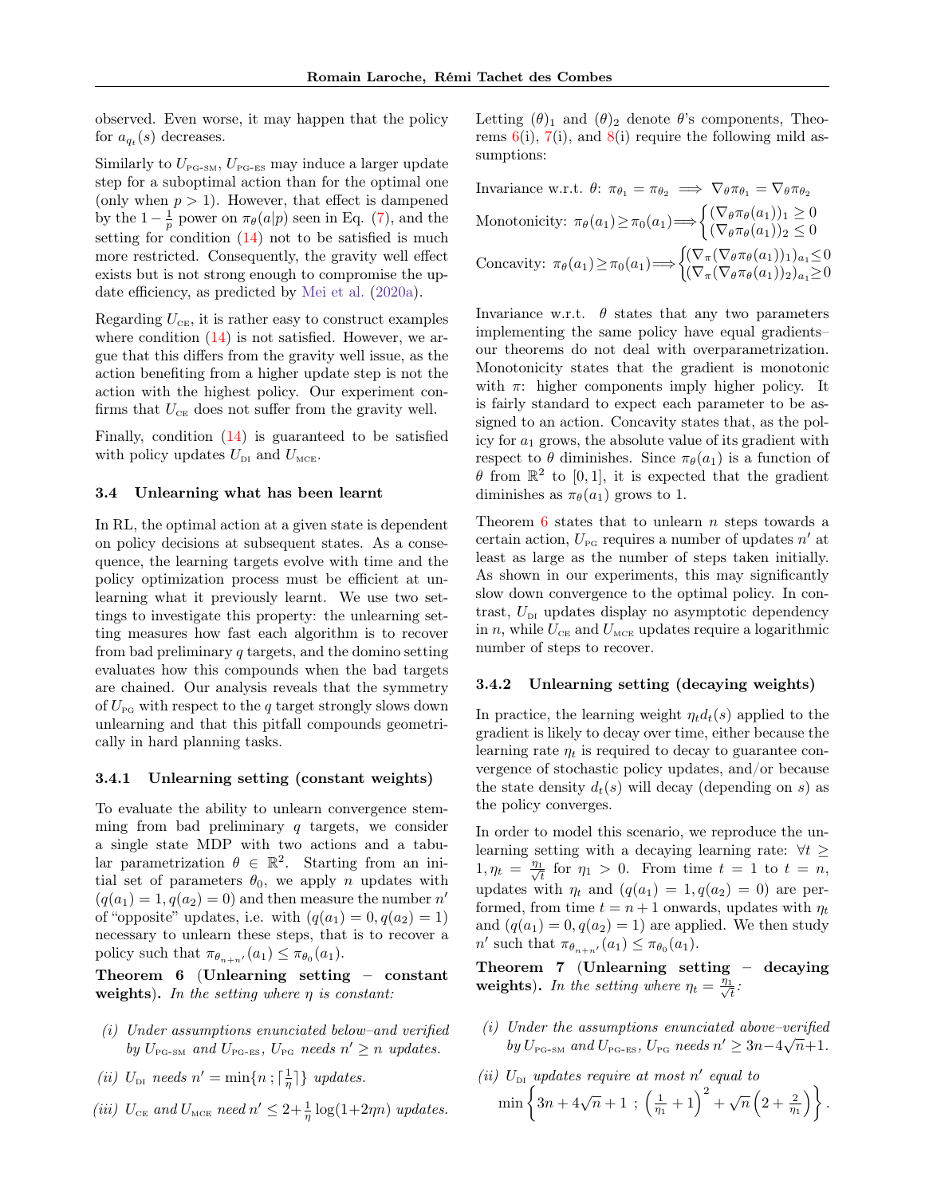observed. Even worse, it may happen that the policy for $a_{q_t}(s)$ decreases.

Similarly to $U_{\text{PG-SM}}$, $U_{\text{PG-ES}}$ may induce a larger update step for a suboptimal action than for the optimal one (only when $p > 1$). However, that effect is dampened by the $1 - \frac{1}{p}$ power on $\pi_\theta(a|p)$ seen in Eq. (7), and the setting for condition (14) not to be satisfied is much more restricted. Consequently, the gravity well effect exists but is not strong enough to compromise the update efficiency, as predicted by Mei et al. (2020a).

Regarding $U_{\text{CE}}$, it is rather easy to construct examples where condition (14) is not satisfied. However, we argue that this differs from the gravity well issue, as the action benefiting from a higher update step is not the action with the highest policy. Our experiment confirms that $U_{\text{CE}}$ does not suffer from the gravity well.

Finally, condition (14) is guaranteed to be satisfied with policy updates $U_{\text{DI}}$ and $U_{\text{MCE}}$.

### 3.4 Unlearning what has been learnt

In RL, the optimal action at a given state is dependent on policy decisions at subsequent states. As a consequence, the learning targets evolve with time and the policy optimization process must be efficient at unlearning what it previously learnt. We use two settings to investigate this property: the unlearning setting measures how fast each algorithm is to recover from bad preliminary $q$ targets, and the domino setting evaluates how this compounds when the bad targets are chained. Our analysis reveals that the symmetry of $U_{\text{PG}}$ with respect to the $q$ target strongly slows down unlearning and that this pitfall compounds geometrically in hard planning tasks.

#### 3.4.1 Unlearning setting (constant weights)

To evaluate the ability to unlearn convergence stemming from bad preliminary $q$ targets, we consider a single state MDP with two actions and a tabular parametrization $\theta \in \mathbb{R}^2$. Starting from an initial set of parameters $\theta_0$, we apply $n$ updates with $(q(a_1) = 1, q(a_2) = 0)$ and then measure the number $n'$ of "opposite" updates, i.e. with $(q(a_1) = 0, q(a_2) = 1)$ necessary to unlearn these steps, that is to recover a policy such that $\pi_{\theta_{n+n'}}(a_1) \leq \pi_{\theta_0}(a_1)$.

**Theorem 6** (**Unlearning setting – constant weights**). *In the setting where $\eta$ is constant:*

*(i) Under assumptions enunciated below–and verified by $U_{\text{PG-SM}}$ and $U_{\text{PG-ES}}$, $U_{\text{PG}}$ needs $n' \geq n$ updates.*

*(ii) $U_{\text{DI}}$ needs $n' = \min\{n\,;\lceil \frac{1}{\eta} \rceil\}$ updates.*

*(iii) $U_{\text{CE}}$ and $U_{\text{MCE}}$ need $n' \leq 2 + \frac{1}{\eta}\log(1+2\eta n)$ updates.*

Letting $(\theta)_1$ and $(\theta)_2$ denote $\theta$'s components, Theorems 6(i), 7(i), and 8(i) require the following mild assumptions:

Invariance w.r.t. $\theta$: $\pi_{\theta_1} = \pi_{\theta_2} \implies \nabla_\theta \pi_{\theta_1} = \nabla_\theta \pi_{\theta_2}$

Monotonicity: $\pi_\theta(a_1) \geq \pi_0(a_1) \Longrightarrow \begin{cases} (\nabla_\theta \pi_\theta(a_1))_1 \geq 0 \\ (\nabla_\theta \pi_\theta(a_1))_2 \leq 0 \end{cases}$

Concavity: $\pi_\theta(a_1) \geq \pi_0(a_1) \Longrightarrow \begin{cases} (\nabla_\pi (\nabla_\theta \pi_\theta(a_1))_1)_{a_1} \leq 0 \\ (\nabla_\pi (\nabla_\theta \pi_\theta(a_1))_2)_{a_1} \geq 0 \end{cases}$

Invariance w.r.t. $\theta$ states that any two parameters implementing the same policy have equal gradients–our theorems do not deal with overparametrization. Monotonicity states that the gradient is monotonic with $\pi$: higher components imply higher policy. It is fairly standard to expect each parameter to be assigned to an action. Concavity states that, as the policy for $a_1$ grows, the absolute value of its gradient with respect to $\theta$ diminishes. Since $\pi_\theta(a_1)$ is a function of $\theta$ from $\mathbb{R}^2$ to $[0,1]$, it is expected that the gradient diminishes as $\pi_\theta(a_1)$ grows to 1.

Theorem 6 states that to unlearn $n$ steps towards a certain action, $U_{\text{PG}}$ requires a number of updates $n'$ at least as large as the number of steps taken initially. As shown in our experiments, this may significantly slow down convergence to the optimal policy. In contrast, $U_{\text{DI}}$ updates display no asymptotic dependency in $n$, while $U_{\text{CE}}$ and $U_{\text{MCE}}$ updates require a logarithmic number of steps to recover.

#### 3.4.2 Unlearning setting (decaying weights)

In practice, the learning weight $\eta_t d_t(s)$ applied to the gradient is likely to decay over time, either because the learning rate $\eta_t$ is required to decay to guarantee convergence of stochastic policy updates, and/or because the state density $d_t(s)$ will decay (depending on $s$) as the policy converges.

In order to model this scenario, we reproduce the unlearning setting with a decaying learning rate: $\forall t \geq 1, \eta_t = \frac{\eta_1}{\sqrt{t}}$ for $\eta_1 > 0$. From time $t = 1$ to $t = n$, updates with $\eta_t$ and $(q(a_1) = 1, q(a_2) = 0)$ are performed, from time $t = n+1$ onwards, updates with $\eta_t$ and $(q(a_1) = 0, q(a_2) = 1)$ are applied. We then study $n'$ such that $\pi_{\theta_{n+n'}}(a_1) \leq \pi_{\theta_0}(a_1)$.

**Theorem 7** (**Unlearning setting – decaying weights**). *In the setting where $\eta_t = \frac{\eta_1}{\sqrt{t}}$:*

*(i) Under the assumptions enunciated above–verified by $U_{\text{PG-SM}}$ and $U_{\text{PG-ES}}$, $U_{\text{PG}}$ needs $n' \geq 3n - 4\sqrt{n} + 1$.*

*(ii) $U_{\text{DI}}$ updates require at most $n'$ equal to*

$$\min\left\{3n + 4\sqrt{n} + 1 \; ; \; \left(\frac{1}{\eta_1} + 1\right)^2 + \sqrt{n}\left(2 + \frac{2}{\eta_1}\right)\right\}.$$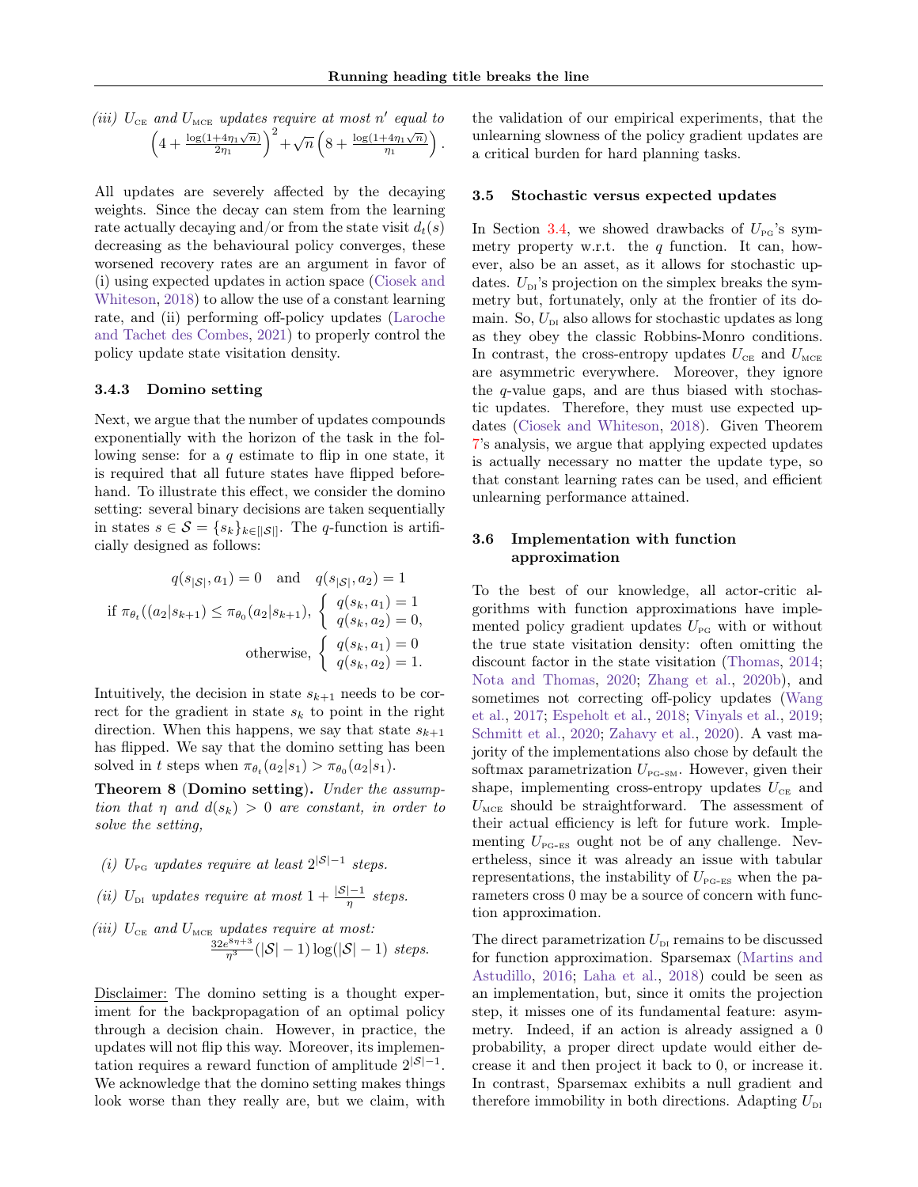*(iii)* $U_{\text{CE}}$ *and* $U_{\text{MCE}}$ *updates require at most* $n'$ *equal to* $\left(4 + \frac{\log(1+4\eta_1\sqrt{n})}{2\eta_1}\right)^2 + \sqrt{n}\left(8 + \frac{\log(1+4\eta_1\sqrt{n})}{\eta_1}\right)$.

All updates are severely affected by the decaying weights. Since the decay can stem from the learning rate actually decaying and/or from the state visit $d_t(s)$ decreasing as the behavioural policy converges, these worsened recovery rates are an argument in favor of (i) using expected updates in action space (Ciosek and Whiteson, 2018) to allow the use of a constant learning rate, and (ii) performing off-policy updates (Laroche and Tachet des Combes, 2021) to properly control the policy update state visitation density.

#### 3.4.3 Domino setting

Next, we argue that the number of updates compounds exponentially with the horizon of the task in the following sense: for a $q$ estimate to flip in one state, it is required that all future states have flipped beforehand. To illustrate this effect, we consider the domino setting: several binary decisions are taken sequentially in states $s \in \mathcal{S} = \{s_k\}_{k\in[|\mathcal{S}|]}$. The $q$-function is artificially designed as follows:

$$
q(s_{|\mathcal{S}|}, a_1) = 0 \quad \text{and} \quad q(s_{|\mathcal{S}|}, a_2) = 1
$$

$$
\text{if } \pi_{\theta_t}((a_2|s_{k+1}) \leq \pi_{\theta_0}(a_2|s_{k+1}), \left\{\begin{array}{l} q(s_k, a_1) = 1 \\ q(s_k, a_2) = 0, \end{array}\right.
$$

$$
\text{otherwise, } \left\{\begin{array}{l} q(s_k, a_1) = 0 \\ q(s_k, a_2) = 1. \end{array}\right.
$$

Intuitively, the decision in state $s_{k+1}$ needs to be correct for the gradient in state $s_k$ to point in the right direction. When this happens, we say that state $s_{k+1}$ has flipped. We say that the domino setting has been solved in $t$ steps when $\pi_{\theta_t}(a_2|s_1) > \pi_{\theta_0}(a_2|s_1)$.

**Theorem 8** (**Domino setting**). *Under the assumption that* $\eta$ *and* $d(s_k) > 0$ *are constant, in order to solve the setting,*

*(i)* $U_{\text{PG}}$ *updates require at least* $2^{|\mathcal{S}|-1}$ *steps.*

*(ii)* $U_{\text{DI}}$ *updates require at most* $1 + \frac{|\mathcal{S}|-1}{\eta}$ *steps.*

*(iii)* $U_{\text{CE}}$ *and* $U_{\text{MCE}}$ *updates require at most:* $\frac{32e^{8\eta+3}}{\eta^3}(|\mathcal{S}|-1)\log(|\mathcal{S}|-1)$ *steps.*

Disclaimer: The domino setting is a thought experiment for the backpropagation of an optimal policy through a decision chain. However, in practice, the updates will not flip this way. Moreover, its implementation requires a reward function of amplitude $2^{|\mathcal{S}|-1}$. We acknowledge that the domino setting makes things look worse than they really are, but we claim, with the validation of our empirical experiments, that the unlearning slowness of the policy gradient updates are a critical burden for hard planning tasks.

### 3.5 Stochastic versus expected updates

In Section 3.4, we showed drawbacks of $U_{\text{PG}}$'s symmetry property w.r.t. the $q$ function. It can, however, also be an asset, as it allows for stochastic updates. $U_{\text{DI}}$'s projection on the simplex breaks the symmetry but, fortunately, only at the frontier of its domain. So, $U_{\text{DI}}$ also allows for stochastic updates as long as they obey the classic Robbins-Monro conditions. In contrast, the cross-entropy updates $U_{\text{CE}}$ and $U_{\text{MCE}}$ are asymmetric everywhere. Moreover, they ignore the $q$-value gaps, and are thus biased with stochastic updates. Therefore, they must use expected updates (Ciosek and Whiteson, 2018). Given Theorem 7's analysis, we argue that applying expected updates is actually necessary no matter the update type, so that constant learning rates can be used, and efficient unlearning performance attained.

### 3.6 Implementation with function approximation

To the best of our knowledge, all actor-critic algorithms with function approximations have implemented policy gradient updates $U_{\text{PG}}$ with or without the true state visitation density: often omitting the discount factor in the state visitation (Thomas, 2014; Nota and Thomas, 2020; Zhang et al., 2020b), and sometimes not correcting off-policy updates (Wang et al., 2017; Espeholt et al., 2018; Vinyals et al., 2019; Schmitt et al., 2020; Zahavy et al., 2020). A vast majority of the implementations also chose by default the softmax parametrization $U_{\text{PG-SM}}$. However, given their shape, implementing cross-entropy updates $U_{\text{CE}}$ and $U_{\text{MCE}}$ should be straightforward. The assessment of their actual efficiency is left for future work. Implementing $U_{\text{PG-ES}}$ ought not be of any challenge. Nevertheless, since it was already an issue with tabular representations, the instability of $U_{\text{PG-ES}}$ when the parameters cross 0 may be a source of concern with function approximation.

The direct parametrization $U_{\text{DI}}$ remains to be discussed for function approximation. Sparsemax (Martins and Astudillo, 2016; Laha et al., 2018) could be seen as an implementation, but, since it omits the projection step, it misses one of its fundamental feature: asymmetry. Indeed, if an action is already assigned a 0 probability, a proper direct update would either decrease it and then project it back to 0, or increase it. In contrast, Sparsemax exhibits a null gradient and therefore immobility in both directions. Adapting $U_{\text{DI}}$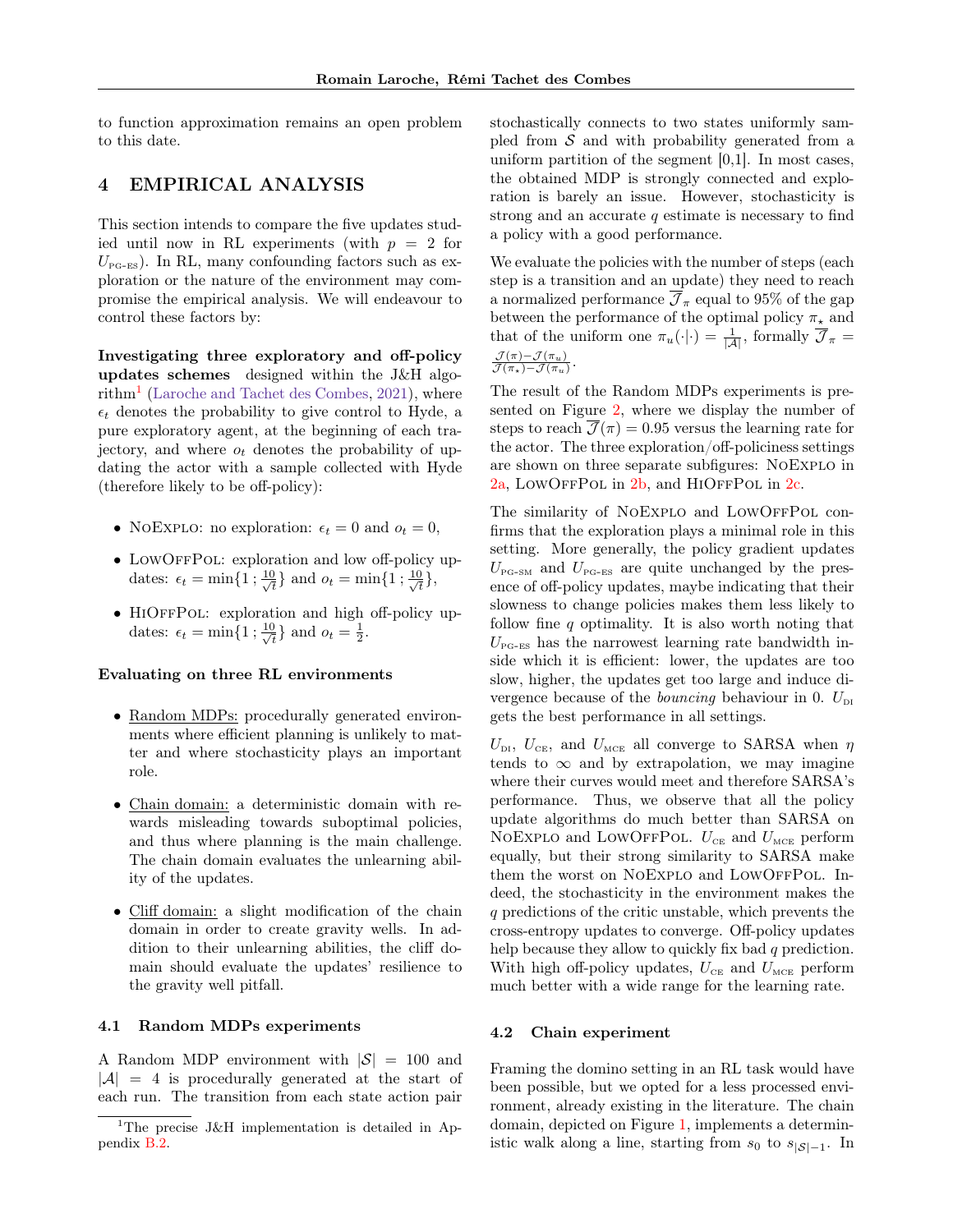to function approximation remains an open problem to this date.

## 4 EMPIRICAL ANALYSIS

This section intends to compare the five updates studied until now in RL experiments (with $p = 2$ for $U_{\text{PG-ES}}$). In RL, many confounding factors such as exploration or the nature of the environment may compromise the empirical analysis. We will endeavour to control these factors by:

**Investigating three exploratory and off-policy updates schemes** designed within the J&H algorithm[1] (Laroche and Tachet des Combes, 2021), where $\epsilon_t$ denotes the probability to give control to Hyde, a pure exploratory agent, at the beginning of each trajectory, and where $o_t$ denotes the probability of updating the actor with a sample collected with Hyde (therefore likely to be off-policy):

- NoExplo: no exploration: $\epsilon_t = 0$ and $o_t = 0$,
- LowOffPol: exploration and low off-policy updates: $\epsilon_t = \min\{1\,;\frac{10}{\sqrt{t}}\}$ and $o_t = \min\{1\,;\frac{10}{\sqrt{t}}\}$,
- HiOffPol: exploration and high off-policy updates: $\epsilon_t = \min\{1\,;\frac{10}{\sqrt{t}}\}$ and $o_t = \frac{1}{2}$.

**Evaluating on three RL environments**

- Random MDPs: procedurally generated environments where efficient planning is unlikely to matter and where stochasticity plays an important role.
- Chain domain: a deterministic domain with rewards misleading towards suboptimal policies, and thus where planning is the main challenge. The chain domain evaluates the unlearning ability of the updates.
- Cliff domain: a slight modification of the chain domain in order to create gravity wells. In addition to their unlearning abilities, the cliff domain should evaluate the updates' resilience to the gravity well pitfall.

### 4.1 Random MDPs experiments

A Random MDP environment with $|\mathcal{S}| = 100$ and $|\mathcal{A}| = 4$ is procedurally generated at the start of each run. The transition from each state action pair stochastically connects to two states uniformly sampled from $\mathcal{S}$ and with probability generated from a uniform partition of the segment [0,1]. In most cases, the obtained MDP is strongly connected and exploration is barely an issue. However, stochasticity is strong and an accurate $q$ estimate is necessary to find a policy with a good performance.

We evaluate the policies with the number of steps (each step is a transition and an update) they need to reach a normalized performance $\overline{\mathcal{J}}_\pi$ equal to 95% of the gap between the performance of the optimal policy $\pi_\star$ and that of the uniform one $\pi_u(\cdot|\cdot) = \frac{1}{|\mathcal{A}|}$, formally $\overline{\mathcal{J}}_\pi = \frac{\mathcal{J}(\pi)-\mathcal{J}(\pi_u)}{\mathcal{J}(\pi_\star)-\mathcal{J}(\pi_u)}$.

The result of the Random MDPs experiments is presented on Figure 2, where we display the number of steps to reach $\overline{\mathcal{J}}(\pi) = 0.95$ versus the learning rate for the actor. The three exploration/off-policiness settings are shown on three separate subfigures: NoExplo in 2a, LowOffPol in 2b, and HiOffPol in 2c.

The similarity of NoExplo and LowOffPol confirms that the exploration plays a minimal role in this setting. More generally, the policy gradient updates $U_{\text{PG-SM}}$ and $U_{\text{PG-ES}}$ are quite unchanged by the presence of off-policy updates, maybe indicating that their slowness to change policies makes them less likely to follow fine $q$ optimality. It is also worth noting that $U_{\text{PG-ES}}$ has the narrowest learning rate bandwidth inside which it is efficient: lower, the updates are too slow, higher, the updates get too large and induce divergence because of the *bouncing* behaviour in 0. $U_{\text{DI}}$ gets the best performance in all settings.

$U_{\text{DI}}$, $U_{\text{CE}}$, and $U_{\text{MCE}}$ all converge to SARSA when $\eta$ tends to $\infty$ and by extrapolation, we may imagine where their curves would meet and therefore SARSA's performance. Thus, we observe that all the policy update algorithms do much better than SARSA on NoExplo and LowOffPol. $U_{\text{CE}}$ and $U_{\text{MCE}}$ perform equally, but their strong similarity to SARSA make them the worst on NoExplo and LowOffPol. Indeed, the stochasticity in the environment makes the $q$ predictions of the critic unstable, which prevents the cross-entropy updates to converge. Off-policy updates help because they allow to quickly fix bad $q$ prediction. With high off-policy updates, $U_{\text{CE}}$ and $U_{\text{MCE}}$ perform much better with a wide range for the learning rate.

### 4.2 Chain experiment

Framing the domino setting in an RL task would have been possible, but we opted for a less processed environment, already existing in the literature. The chain domain, depicted on Figure 1, implements a deterministic walk along a line, starting from $s_0$ to $s_{|\mathcal{S}|-1}$. In

[1] The precise J&H implementation is detailed in Appendix B.2.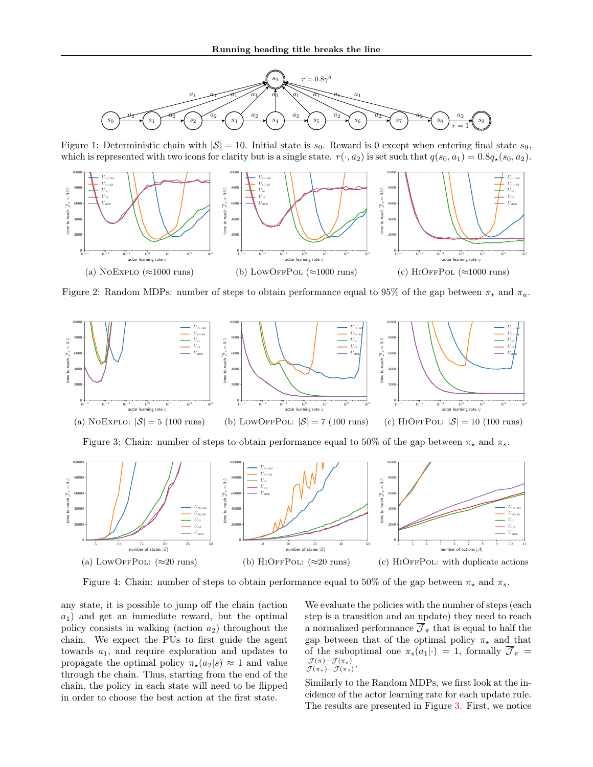Figure 1: Deterministic chain with $|\mathcal{S}| = 10$. Initial state is $s_0$. Reward is 0 except when entering final state $s_9$, which is represented with two icons for clarity but is a single state. $r(\cdot, a_2)$ is set such that $q(s_0, a_1) = 0.8 q_\star(s_0, a_2)$.

(a) NoExplo (≈1000 runs) (b) LowOffPol (≈1000 runs) (c) HiOffPol (≈1000 runs)

Figure 2: Random MDPs: number of steps to obtain performance equal to 95% of the gap between $\pi_\star$ and $\pi_u$.

(a) NoExplo: $|\mathcal{S}| = 5$ (100 runs) (b) LowOffPol: $|\mathcal{S}| = 7$ (100 runs) (c) HiOffPol: $|\mathcal{S}| = 10$ (100 runs)

Figure 3: Chain: number of steps to obtain performance equal to 50% of the gap between $\pi_\star$ and $\pi_s$.

(a) LowOffPol: (≈20 runs) (b) HiOffPol: (≈20 runs) (c) HiOffPol: with duplicate actions

Figure 4: Chain: number of steps to obtain performance equal to 50% of the gap between $\pi_\star$ and $\pi_s$.

any state, it is possible to jump off the chain (action $a_1$) and get an immediate reward, but the optimal policy consists in walking (action $a_2$) throughout the chain. We expect the PUs to first guide the agent towards $a_1$, and require exploration and updates to propagate the optimal policy $\pi_\star(a_2|s) \approx 1$ and value through the chain. Thus, starting from the end of the chain, the policy in each state will need to be flipped in order to choose the best action at the first state.

We evaluate the policies with the number of steps (each step is a transition and an update) they need to reach a normalized performance $\overline{\mathcal{J}}_\pi$ that is equal to half the gap between that of the optimal policy $\pi_\star$ and that of the suboptimal one $\pi_s(a_1|\cdot) = 1$, formally $\overline{\mathcal{J}}_\pi = \frac{\mathcal{J}(\pi) - \mathcal{J}(\pi_s)}{\mathcal{J}(\pi_\star) - \mathcal{J}(\pi_s)}$.

Similarly to the Random MDPs, we first look at the incidence of the actor learning rate for each update rule. The results are presented in Figure 3. First, we notice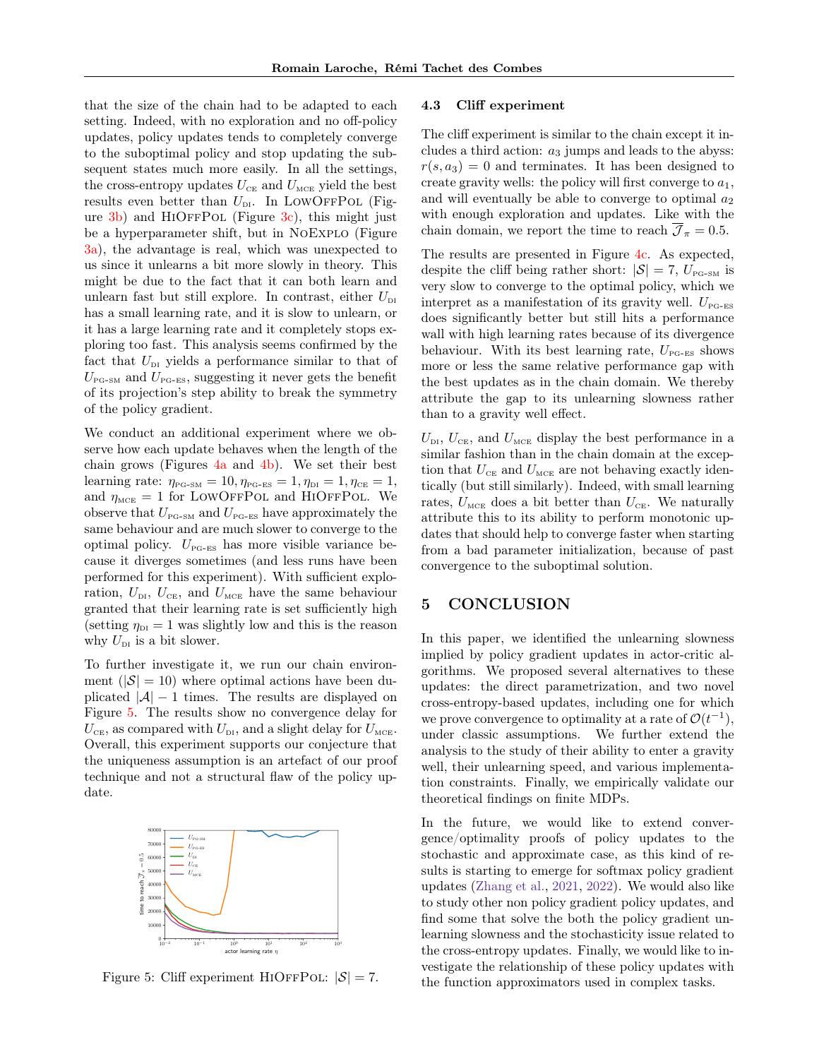that the size of the chain had to be adapted to each setting. Indeed, with no exploration and no off-policy updates, policy updates tends to completely converge to the suboptimal policy and stop updating the subsequent states much more easily. In all the settings, the cross-entropy updates $U_{\text{CE}}$ and $U_{\text{MCE}}$ yield the best results even better than $U_{\text{DI}}$. In LowOffPol (Figure 3b) and HiOffPol (Figure 3c), this might just be a hyperparameter shift, but in NoExplo (Figure 3a), the advantage is real, which was unexpected to us since it unlearns a bit more slowly in theory. This might be due to the fact that it can both learn and unlearn fast but still explore. In contrast, either $U_{\text{DI}}$ has a small learning rate, and it is slow to unlearn, or it has a large learning rate and it completely stops exploring too fast. This analysis seems confirmed by the fact that $U_{\text{DI}}$ yields a performance similar to that of $U_{\text{PG-SM}}$ and $U_{\text{PG-ES}}$, suggesting it never gets the benefit of its projection's step ability to break the symmetry of the policy gradient.

We conduct an additional experiment where we observe how each update behaves when the length of the chain grows (Figures 4a and 4b). We set their best learning rate: $\eta_{\text{PG-SM}} = 10, \eta_{\text{PG-ES}} = 1, \eta_{\text{DI}} = 1, \eta_{\text{CE}} = 1$, and $\eta_{\text{MCE}} = 1$ for LowOffPol and HiOffPol. We observe that $U_{\text{PG-SM}}$ and $U_{\text{PG-ES}}$ have approximately the same behaviour and are much slower to converge to the optimal policy. $U_{\text{PG-ES}}$ has more visible variance because it diverges sometimes (and less runs have been performed for this experiment). With sufficient exploration, $U_{\text{DI}}$, $U_{\text{CE}}$, and $U_{\text{MCE}}$ have the same behaviour granted that their learning rate is set sufficiently high (setting $\eta_{\text{DI}} = 1$ was slightly low and this is the reason why $U_{\text{DI}}$ is a bit slower.

To further investigate it, we run our chain environment ($|\mathcal{S}| = 10$) where optimal actions have been duplicated $|\mathcal{A}| - 1$ times. The results are displayed on Figure 5. The results show no convergence delay for $U_{\text{CE}}$, as compared with $U_{\text{DI}}$, and a slight delay for $U_{\text{MCE}}$. Overall, this experiment supports our conjecture that the uniqueness assumption is an artefact of our proof technique and not a structural flaw of the policy update.

Figure 5: Cliff experiment HiOffPol: $|\mathcal{S}| = 7$.

### 4.3 Cliff experiment

The cliff experiment is similar to the chain except it includes a third action: $a_3$ jumps and leads to the abyss: $r(s, a_3) = 0$ and terminates. It has been designed to create gravity wells: the policy will first converge to $a_1$, and will eventually be able to converge to optimal $a_2$ with enough exploration and updates. Like with the chain domain, we report the time to reach $\overline{\mathcal{J}}_\pi = 0.5$.

The results are presented in Figure 4c. As expected, despite the cliff being rather short: $|\mathcal{S}| = 7$, $U_{\text{PG-SM}}$ is very slow to converge to the optimal policy, which we interpret as a manifestation of its gravity well. $U_{\text{PG-ES}}$ does significantly better but still hits a performance wall with high learning rates because of its divergence behaviour. With its best learning rate, $U_{\text{PG-ES}}$ shows more or less the same relative performance gap with the best updates as in the chain domain. We thereby attribute the gap to its unlearning slowness rather than to a gravity well effect.

$U_{\text{DI}}$, $U_{\text{CE}}$, and $U_{\text{MCE}}$ display the best performance in a similar fashion than in the chain domain at the exception that $U_{\text{CE}}$ and $U_{\text{MCE}}$ are not behaving exactly identically (but still similarly). Indeed, with small learning rates, $U_{\text{MCE}}$ does a bit better than $U_{\text{CE}}$. We naturally attribute this to its ability to perform monotonic updates that should help to converge faster when starting from a bad parameter initialization, because of past convergence to the suboptimal solution.

## 5 CONCLUSION

In this paper, we identified the unlearning slowness implied by policy gradient updates in actor-critic algorithms. We proposed several alternatives to these updates: the direct parametrization, and two novel cross-entropy-based updates, including one for which we prove convergence to optimality at a rate of $\mathcal{O}(t^{-1})$, under classic assumptions. We further extend the analysis to the study of their ability to enter a gravity well, their unlearning speed, and various implementation constraints. Finally, we empirically validate our theoretical findings on finite MDPs.

In the future, we would like to extend convergence/optimality proofs of policy updates to the stochastic and approximate case, as this kind of results is starting to emerge for softmax policy gradient updates (Zhang et al., 2021, 2022). We would also like to study other non policy gradient policy updates, and find some that solve the both the policy gradient unlearning slowness and the stochasticity issue related to the cross-entropy updates. Finally, we would like to investigate the relationship of these policy updates with the function approximators used in complex tasks.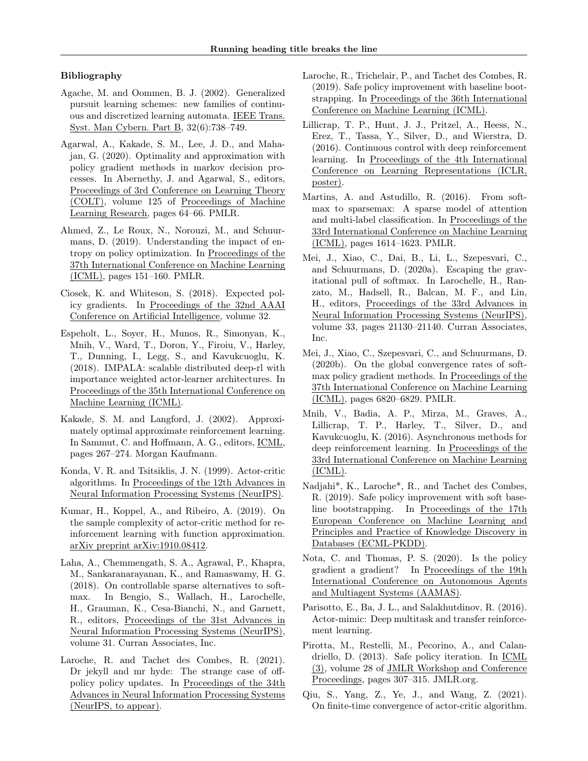### Bibliography

Agache, M. and Oommen, B. J. (2002). Generalized pursuit learning schemes: new families of continuous and discretized learning automata. IEEE Trans. Syst. Man Cybern. Part B, 32(6):738–749.

Agarwal, A., Kakade, S. M., Lee, J. D., and Mahajan, G. (2020). Optimality and approximation with policy gradient methods in markov decision processes. In Abernethy, J. and Agarwal, S., editors, Proceedings of 3rd Conference on Learning Theory (COLT), volume 125 of Proceedings of Machine Learning Research, pages 64–66. PMLR.

Ahmed, Z., Le Roux, N., Norouzi, M., and Schuurmans, D. (2019). Understanding the impact of entropy on policy optimization. In Proceedings of the 37th International Conference on Machine Learning (ICML), pages 151–160. PMLR.

Ciosek, K. and Whiteson, S. (2018). Expected policy gradients. In Proceedings of the 32nd AAAI Conference on Artificial Intelligence, volume 32.

Espeholt, L., Soyer, H., Munos, R., Simonyan, K., Mnih, V., Ward, T., Doron, Y., Firoiu, V., Harley, T., Dunning, I., Legg, S., and Kavukcuoglu, K. (2018). IMPALA: scalable distributed deep-rl with importance weighted actor-learner architectures. In Proceedings of the 35th International Conference on Machine Learning (ICML).

Kakade, S. M. and Langford, J. (2002). Approximately optimal approximate reinforcement learning. In Sammut, C. and Hoffmann, A. G., editors, ICML, pages 267–274. Morgan Kaufmann.

Konda, V. R. and Tsitsiklis, J. N. (1999). Actor-critic algorithms. In Proceedings of the 12th Advances in Neural Information Processing Systems (NeurIPS).

Kumar, H., Koppel, A., and Ribeiro, A. (2019). On the sample complexity of actor-critic method for reinforcement learning with function approximation. arXiv preprint arXiv:1910.08412.

Laha, A., Chemmengath, S. A., Agrawal, P., Khapra, M., Sankaranarayanan, K., and Ramaswamy, H. G. (2018). On controllable sparse alternatives to softmax. In Bengio, S., Wallach, H., Larochelle, H., Grauman, K., Cesa-Bianchi, N., and Garnett, R., editors, Proceedings of the 31st Advances in Neural Information Processing Systems (NeurIPS), volume 31. Curran Associates, Inc.

Laroche, R. and Tachet des Combes, R. (2021). Dr jekyll and mr hyde: The strange case of off-policy policy updates. In Proceedings of the 34th Advances in Neural Information Processing Systems (NeurIPS, to appear).

Laroche, R., Trichelair, P., and Tachet des Combes, R. (2019). Safe policy improvement with baseline bootstrapping. In Proceedings of the 36th International Conference on Machine Learning (ICML).

Lillicrap, T. P., Hunt, J. J., Pritzel, A., Heess, N., Erez, T., Tassa, Y., Silver, D., and Wierstra, D. (2016). Continuous control with deep reinforcement learning. In Proceedings of the 4th International Conference on Learning Representations (ICLR, poster).

Martins, A. and Astudillo, R. (2016). From softmax to sparsemax: A sparse model of attention and multi-label classification. In Proceedings of the 33rd International Conference on Machine Learning (ICML), pages 1614–1623. PMLR.

Mei, J., Xiao, C., Dai, B., Li, L., Szepesvari, C., and Schuurmans, D. (2020a). Escaping the gravitational pull of softmax. In Larochelle, H., Ranzato, M., Hadsell, R., Balcan, M. F., and Lin, H., editors, Proceedings of the 33rd Advances in Neural Information Processing Systems (NeurIPS), volume 33, pages 21130–21140. Curran Associates, Inc.

Mei, J., Xiao, C., Szepesvari, C., and Schuurmans, D. (2020b). On the global convergence rates of softmax policy gradient methods. In Proceedings of the 37th International Conference on Machine Learning (ICML), pages 6820–6829. PMLR.

Mnih, V., Badia, A. P., Mirza, M., Graves, A., Lillicrap, T. P., Harley, T., Silver, D., and Kavukcuoglu, K. (2016). Asynchronous methods for deep reinforcement learning. In Proceedings of the 33rd International Conference on Machine Learning (ICML).

Nadjahi*, K., Laroche*, R., and Tachet des Combes, R. (2019). Safe policy improvement with soft baseline bootstrapping. In Proceedings of the 17th European Conference on Machine Learning and Principles and Practice of Knowledge Discovery in Databases (ECML-PKDD).

Nota, C. and Thomas, P. S. (2020). Is the policy gradient a gradient? In Proceedings of the 19th International Conference on Autonomous Agents and Multiagent Systems (AAMAS).

Parisotto, E., Ba, J. L., and Salakhutdinov, R. (2016). Actor-mimic: Deep multitask and transfer reinforcement learning.

Pirotta, M., Restelli, M., Pecorino, A., and Calandriello, D. (2013). Safe policy iteration. In ICML (3), volume 28 of JMLR Workshop and Conference Proceedings, pages 307–315. JMLR.org.

Qiu, S., Yang, Z., Ye, J., and Wang, Z. (2021). On finite-time convergence of actor-critic algorithm.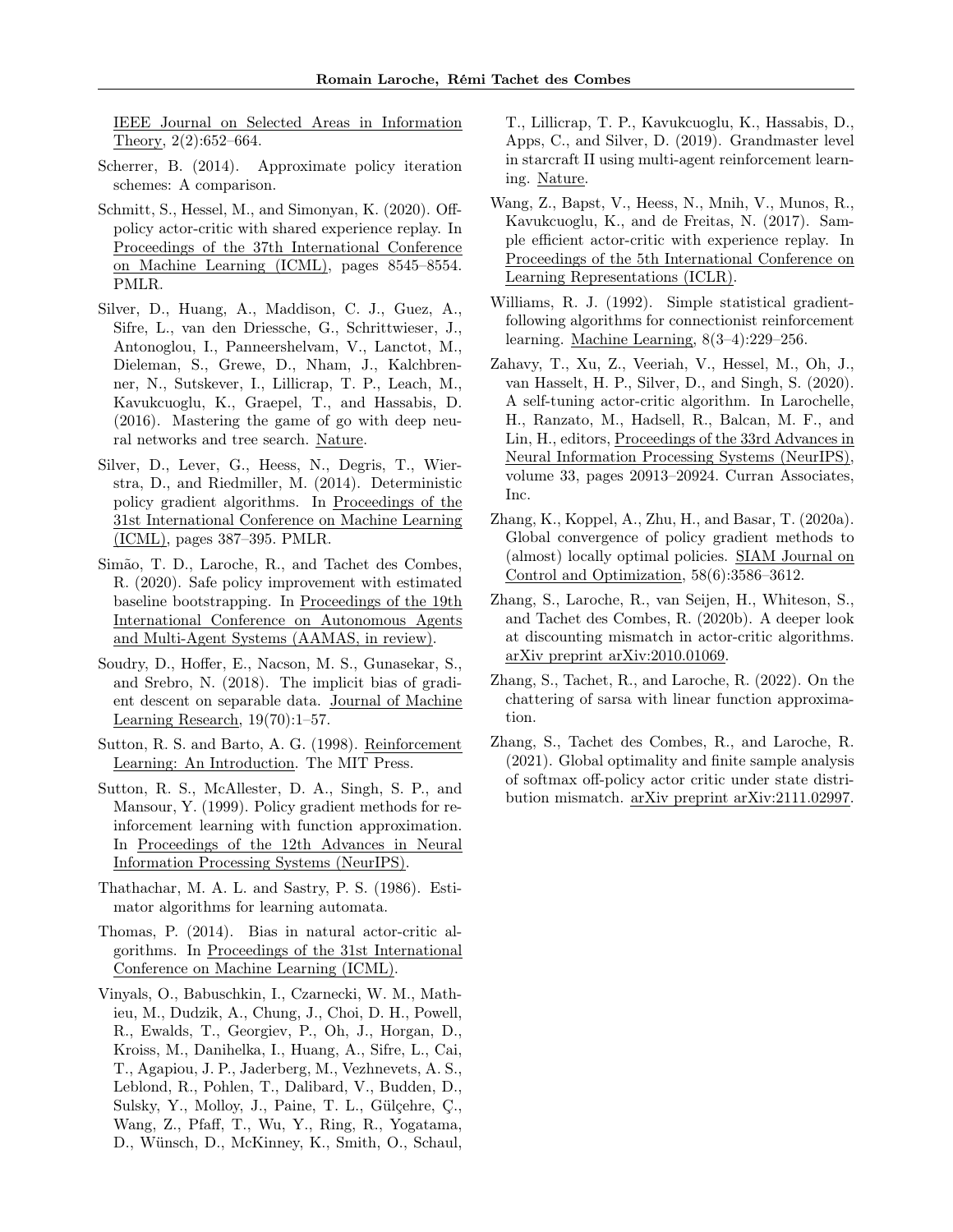IEEE Journal on Selected Areas in Information Theory, 2(2):652–664.

Scherrer, B. (2014). Approximate policy iteration schemes: A comparison.

Schmitt, S., Hessel, M., and Simonyan, K. (2020). Off-policy actor-critic with shared experience replay. In Proceedings of the 37th International Conference on Machine Learning (ICML), pages 8545–8554. PMLR.

Silver, D., Huang, A., Maddison, C. J., Guez, A., Sifre, L., van den Driessche, G., Schrittwieser, J., Antonoglou, I., Panneershelvam, V., Lanctot, M., Dieleman, S., Grewe, D., Nham, J., Kalchbrenner, N., Sutskever, I., Lillicrap, T. P., Leach, M., Kavukcuoglu, K., Graepel, T., and Hassabis, D. (2016). Mastering the game of go with deep neural networks and tree search. Nature.

Silver, D., Lever, G., Heess, N., Degris, T., Wierstra, D., and Riedmiller, M. (2014). Deterministic policy gradient algorithms. In Proceedings of the 31st International Conference on Machine Learning (ICML), pages 387–395. PMLR.

Simão, T. D., Laroche, R., and Tachet des Combes, R. (2020). Safe policy improvement with estimated baseline bootstrapping. In Proceedings of the 19th International Conference on Autonomous Agents and Multi-Agent Systems (AAMAS, in review).

Soudry, D., Hoffer, E., Nacson, M. S., Gunasekar, S., and Srebro, N. (2018). The implicit bias of gradient descent on separable data. Journal of Machine Learning Research, 19(70):1–57.

Sutton, R. S. and Barto, A. G. (1998). Reinforcement Learning: An Introduction. The MIT Press.

Sutton, R. S., McAllester, D. A., Singh, S. P., and Mansour, Y. (1999). Policy gradient methods for reinforcement learning with function approximation. In Proceedings of the 12th Advances in Neural Information Processing Systems (NeurIPS).

Thathachar, M. A. L. and Sastry, P. S. (1986). Estimator algorithms for learning automata.

Thomas, P. (2014). Bias in natural actor-critic algorithms. In Proceedings of the 31st International Conference on Machine Learning (ICML).

Vinyals, O., Babuschkin, I., Czarnecki, W. M., Mathieu, M., Dudzik, A., Chung, J., Choi, D. H., Powell, R., Ewalds, T., Georgiev, P., Oh, J., Horgan, D., Kroiss, M., Danihelka, I., Huang, A., Sifre, L., Cai, T., Agapiou, J. P., Jaderberg, M., Vezhnevets, A. S., Leblond, R., Pohlen, T., Dalibard, V., Budden, D., Sulsky, Y., Molloy, J., Paine, T. L., Gülçehre, Ç., Wang, Z., Pfaff, T., Wu, Y., Ring, R., Yogatama, D., Wünsch, D., McKinney, K., Smith, O., Schaul, T., Lillicrap, T. P., Kavukcuoglu, K., Hassabis, D., Apps, C., and Silver, D. (2019). Grandmaster level in starcraft II using multi-agent reinforcement learning. Nature.

Wang, Z., Bapst, V., Heess, N., Mnih, V., Munos, R., Kavukcuoglu, K., and de Freitas, N. (2017). Sample efficient actor-critic with experience replay. In Proceedings of the 5th International Conference on Learning Representations (ICLR).

Williams, R. J. (1992). Simple statistical gradient-following algorithms for connectionist reinforcement learning. Machine Learning, 8(3–4):229–256.

Zahavy, T., Xu, Z., Veeriah, V., Hessel, M., Oh, J., van Hasselt, H. P., Silver, D., and Singh, S. (2020). A self-tuning actor-critic algorithm. In Larochelle, H., Ranzato, M., Hadsell, R., Balcan, M. F., and Lin, H., editors, Proceedings of the 33rd Advances in Neural Information Processing Systems (NeurIPS), volume 33, pages 20913–20924. Curran Associates, Inc.

Zhang, K., Koppel, A., Zhu, H., and Basar, T. (2020a). Global convergence of policy gradient methods to (almost) locally optimal policies. SIAM Journal on Control and Optimization, 58(6):3586–3612.

Zhang, S., Laroche, R., van Seijen, H., Whiteson, S., and Tachet des Combes, R. (2020b). A deeper look at discounting mismatch in actor-critic algorithms. arXiv preprint arXiv:2010.01069.

Zhang, S., Tachet, R., and Laroche, R. (2022). On the chattering of sarsa with linear function approximation.

Zhang, S., Tachet des Combes, R., and Laroche, R. (2021). Global optimality and finite sample analysis of softmax off-policy actor critic under state distribution mismatch. arXiv preprint arXiv:2111.02997.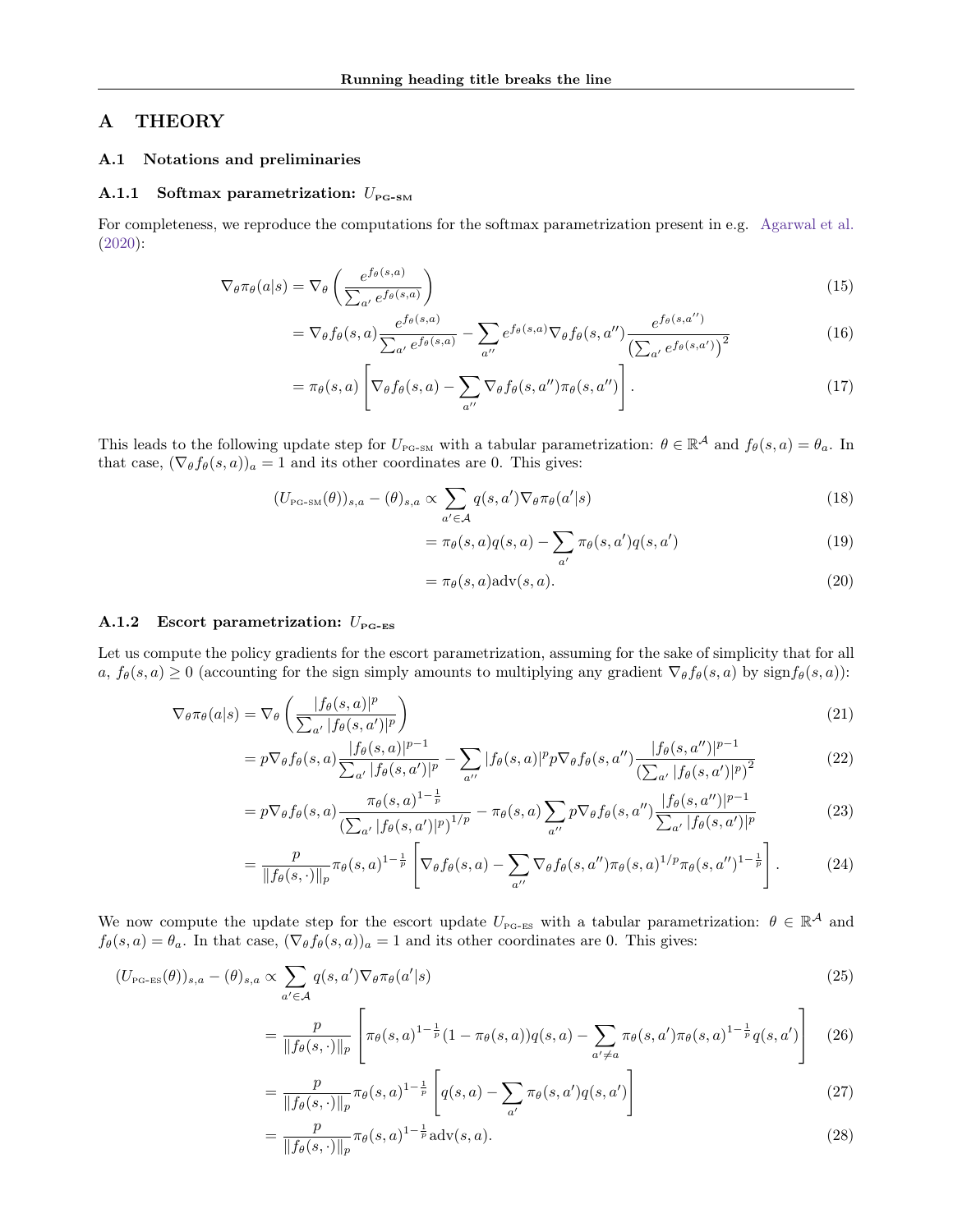# A THEORY

## A.1 Notations and preliminaries

### A.1.1 Softmax parametrization: $U_{\text{PG-SM}}$

For completeness, we reproduce the computations for the softmax parametrization present in e.g. Agarwal et al. (2020):

$$\nabla_\theta \pi_\theta(a|s) = \nabla_\theta \left( \frac{e^{f_\theta(s,a)}}{\sum_{a'} e^{f_\theta(s,a)}} \right) \tag{15}$$

$$= \nabla_\theta f_\theta(s,a) \frac{e^{f_\theta(s,a)}}{\sum_{a'} e^{f_\theta(s,a)}} - \sum_{a''} e^{f_\theta(s,a)} \nabla_\theta f_\theta(s,a'') \frac{e^{f_\theta(s,a'')}}{\left(\sum_{a'} e^{f_\theta(s,a')}\right)^2} \tag{16}$$

$$= \pi_\theta(s,a) \left[ \nabla_\theta f_\theta(s,a) - \sum_{a''} \nabla_\theta f_\theta(s,a'') \pi_\theta(s,a'') \right]. \tag{17}$$

This leads to the following update step for $U_{\text{PG-SM}}$ with a tabular parametrization: $\theta \in \mathbb{R}^{\mathcal{A}}$ and $f_\theta(s,a) = \theta_a$. In that case, $(\nabla_\theta f_\theta(s,a))_a = 1$ and its other coordinates are 0. This gives:

$$(U_{\text{PG-SM}}(\theta))_{s,a} - (\theta)_{s,a} \propto \sum_{a' \in \mathcal{A}} q(s,a') \nabla_\theta \pi_\theta(a'|s) \tag{18}$$

$$= \pi_\theta(s,a) q(s,a) - \sum_{a'} \pi_\theta(s,a') q(s,a') \tag{19}$$

$$= \pi_\theta(s,a) \text{adv}(s,a). \tag{20}$$

### A.1.2 Escort parametrization: $U_{\text{PG-ES}}$

Let us compute the policy gradients for the escort parametrization, assuming for the sake of simplicity that for all $a$, $f_\theta(s,a) \geq 0$ (accounting for the sign simply amounts to multiplying any gradient $\nabla_\theta f_\theta(s,a)$ by $\text{sign} f_\theta(s,a)$):

$$\nabla_\theta \pi_\theta(a|s) = \nabla_\theta \left( \frac{|f_\theta(s,a)|^p}{\sum_{a'} |f_\theta(s,a')|^p} \right) \tag{21}$$

$$= p \nabla_\theta f_\theta(s,a) \frac{|f_\theta(s,a)|^{p-1}}{\sum_{a'} |f_\theta(s,a')|^p} - \sum_{a''} |f_\theta(s,a)|^p p \nabla_\theta f_\theta(s,a'') \frac{|f_\theta(s,a'')|^{p-1}}{\left(\sum_{a'} |f_\theta(s,a')|^p\right)^2} \tag{22}$$

$$= p \nabla_\theta f_\theta(s,a) \frac{\pi_\theta(s,a)^{1-\frac{1}{p}}}{\left(\sum_{a'} |f_\theta(s,a')|^p\right)^{1/p}} - \pi_\theta(s,a) \sum_{a''} p \nabla_\theta f_\theta(s,a'') \frac{|f_\theta(s,a'')|^{p-1}}{\sum_{a'} |f_\theta(s,a')|^p} \tag{23}$$

$$= \frac{p}{\|f_\theta(s,\cdot)\|_p} \pi_\theta(s,a)^{1-\frac{1}{p}} \left[ \nabla_\theta f_\theta(s,a) - \sum_{a''} \nabla_\theta f_\theta(s,a'') \pi_\theta(s,a)^{1/p} \pi_\theta(s,a'')^{1-\frac{1}{p}} \right]. \tag{24}$$

We now compute the update step for the escort update $U_{\text{PG-ES}}$ with a tabular parametrization: $\theta \in \mathbb{R}^{\mathcal{A}}$ and $f_\theta(s,a) = \theta_a$. In that case, $(\nabla_\theta f_\theta(s,a))_a = 1$ and its other coordinates are 0. This gives:

$$(U_{\text{PG-ES}}(\theta))_{s,a} - (\theta)_{s,a} \propto \sum_{a' \in \mathcal{A}} q(s,a') \nabla_\theta \pi_\theta(a'|s) \tag{25}$$

$$= \frac{p}{\|f_\theta(s,\cdot)\|_p} \left[ \pi_\theta(s,a)^{1-\frac{1}{p}} (1 - \pi_\theta(s,a)) q(s,a) - \sum_{a' \neq a} \pi_\theta(s,a') \pi_\theta(s,a)^{1-\frac{1}{p}} q(s,a') \right] \tag{26}$$

$$= \frac{p}{\|f_\theta(s,\cdot)\|_p} \pi_\theta(s,a)^{1-\frac{1}{p}} \left[ q(s,a) - \sum_{a'} \pi_\theta(s,a') q(s,a') \right] \tag{27}$$

$$= \frac{p}{\|f_\theta(s,\cdot)\|_p} \pi_\theta(s,a)^{1-\frac{1}{p}} \text{adv}(s,a). \tag{28}$$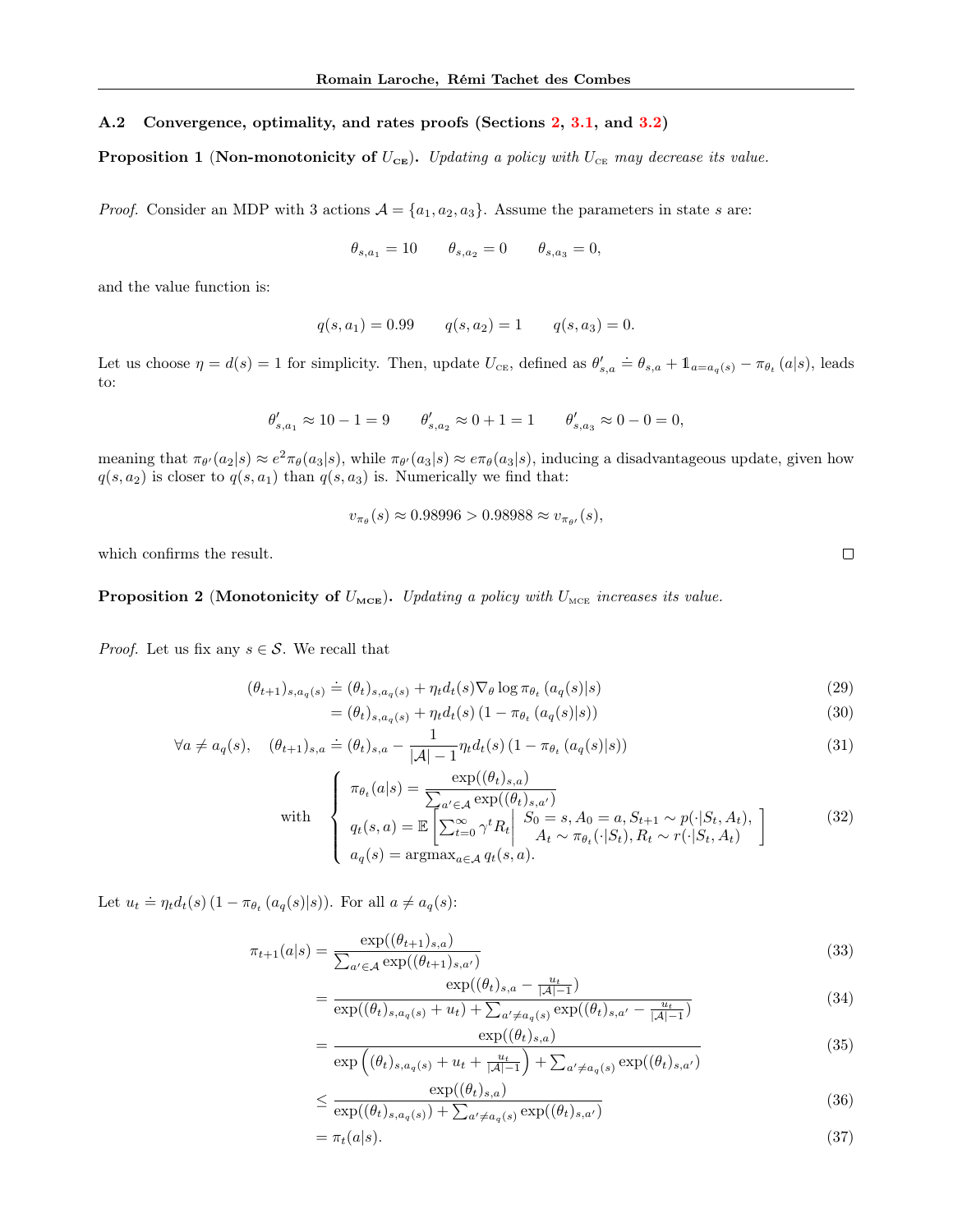### A.2 Convergence, optimality, and rates proofs (Sections 2, 3.1, and 3.2)

**Proposition 1** (**Non-monotonicity of $U_{\text{CE}}$**). *Updating a policy with $U_{\text{CE}}$ may decrease its value.*

*Proof.* Consider an MDP with 3 actions $\mathcal{A} = \{a_1, a_2, a_3\}$. Assume the parameters in state $s$ are:

$$\theta_{s,a_1} = 10 \qquad \theta_{s,a_2} = 0 \qquad \theta_{s,a_3} = 0,$$

and the value function is:

$$q(s, a_1) = 0.99 \qquad q(s, a_2) = 1 \qquad q(s, a_3) = 0.$$

Let us choose $\eta = d(s) = 1$ for simplicity. Then, update $U_{\text{CE}}$, defined as $\theta'_{s,a} \doteq \theta_{s,a} + \mathbb{1}_{a=a_q(s)} - \pi_{\theta_t}(a|s)$, leads to:

$$\theta'_{s,a_1} \approx 10 - 1 = 9 \qquad \theta'_{s,a_2} \approx 0 + 1 = 1 \qquad \theta'_{s,a_3} \approx 0 - 0 = 0,$$

meaning that $\pi_{\theta'}(a_2|s) \approx e^2 \pi_\theta(a_3|s)$, while $\pi_{\theta'}(a_3|s) \approx e\pi_\theta(a_3|s)$, inducing a disadvantageous update, given how $q(s, a_2)$ is closer to $q(s, a_1)$ than $q(s, a_3)$ is. Numerically we find that:

$$v_{\pi_\theta}(s) \approx 0.98996 > 0.98988 \approx v_{\pi_{\theta'}}(s),$$

which confirms the result. □

**Proposition 2** (**Monotonicity of $U_{\text{MCE}}$**). *Updating a policy with $U_{\text{MCE}}$ increases its value.*

*Proof.* Let us fix any $s \in \mathcal{S}$. We recall that

$$(\theta_{t+1})_{s,a_q(s)} \doteq (\theta_t)_{s,a_q(s)} + \eta_t d_t(s) \nabla_\theta \log \pi_{\theta_t}(a_q(s)|s) \tag{29}$$

$$= (\theta_t)_{s,a_q(s)} + \eta_t d_t(s) \left(1 - \pi_{\theta_t}(a_q(s)|s)\right) \tag{30}$$

$$\forall a \neq a_q(s), \quad (\theta_{t+1})_{s,a} \doteq (\theta_t)_{s,a} - \frac{1}{|\mathcal{A}| - 1} \eta_t d_t(s) \left(1 - \pi_{\theta_t}(a_q(s)|s)\right) \tag{31}$$

$$\text{with} \quad \begin{cases} \pi_{\theta_t}(a|s) = \dfrac{\exp((\theta_t)_{s,a})}{\sum_{a' \in \mathcal{A}} \exp((\theta_t)_{s,a'})} \\ q_t(s,a) = \mathbb{E}\left[ \sum_{t=0}^{\infty} \gamma^t R_t \middle| \begin{array}{c} S_0 = s, A_0 = a, S_{t+1} \sim p(\cdot|S_t, A_t), \\ A_t \sim \pi_{\theta_t}(\cdot|S_t), R_t \sim r(\cdot|S_t, A_t) \end{array} \right] \\ a_q(s) = \text{argmax}_{a \in \mathcal{A}} q_t(s,a). \end{cases} \tag{32}$$

Let $u_t \doteq \eta_t d_t(s) \left(1 - \pi_{\theta_t}(a_q(s)|s)\right)$. For all $a \neq a_q(s)$:

$$\pi_{t+1}(a|s) = \frac{\exp((\theta_{t+1})_{s,a})}{\sum_{a' \in \mathcal{A}} \exp((\theta_{t+1})_{s,a'})} \tag{33}$$

$$= \frac{\exp((\theta_t)_{s,a} - \frac{u_t}{|\mathcal{A}|-1})}{\exp((\theta_t)_{s,a_q(s)} + u_t) + \sum_{a' \neq a_q(s)} \exp((\theta_t)_{s,a'} - \frac{u_t}{|\mathcal{A}|-1})} \tag{34}$$

$$= \frac{\exp((\theta_t)_{s,a})}{\exp\left((\theta_t)_{s,a_q(s)} + u_t + \frac{u_t}{|\mathcal{A}|-1}\right) + \sum_{a' \neq a_q(s)} \exp((\theta_t)_{s,a'})} \tag{35}$$

$$\leq \frac{\exp((\theta_t)_{s,a})}{\exp((\theta_t)_{s,a_q(s)}) + \sum_{a' \neq a_q(s)} \exp((\theta_t)_{s,a'})} \tag{36}$$

$$= \pi_t(a|s). \tag{37}$$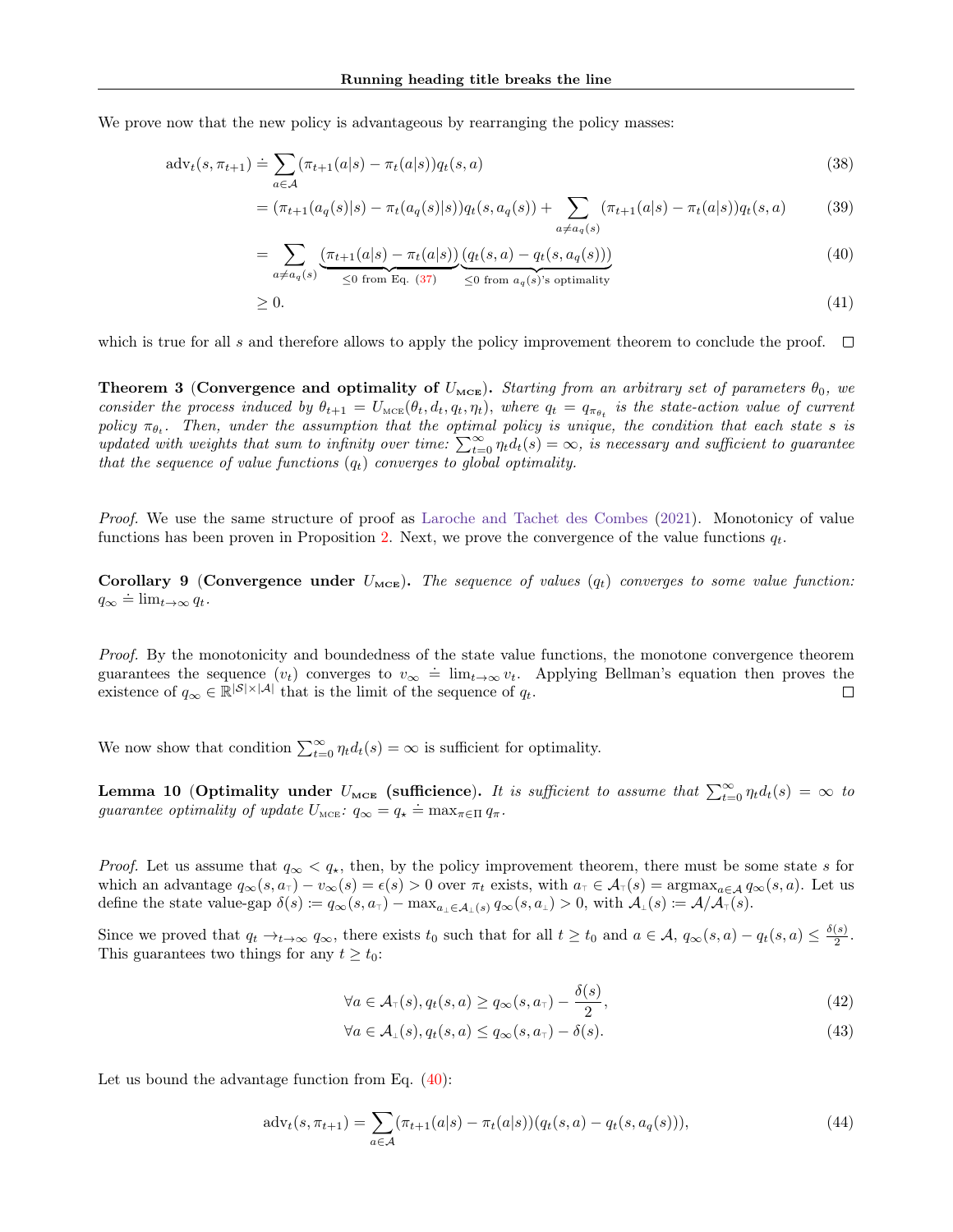We prove now that the new policy is advantageous by rearranging the policy masses:

$$\text{adv}_t(s, \pi_{t+1}) \doteq \sum_{a\in\mathcal{A}} (\pi_{t+1}(a|s) - \pi_t(a|s))q_t(s,a) \tag{38}$$

$$= (\pi_{t+1}(a_q(s)|s) - \pi_t(a_q(s)|s))q_t(s, a_q(s)) + \sum_{a\neq a_q(s)} (\pi_{t+1}(a|s) - \pi_t(a|s))q_t(s,a) \tag{39}$$

$$= \sum_{a\neq a_q(s)} \underbrace{(\pi_{t+1}(a|s) - \pi_t(a|s))}_{\leq 0 \text{ from Eq. (37)}} \underbrace{(q_t(s,a) - q_t(s, a_q(s)))}_{\leq 0 \text{ from } a_q(s)\text{'s optimality}} \tag{40}$$

$$\geq 0. \tag{41}$$

which is true for all $s$ and therefore allows to apply the policy improvement theorem to conclude the proof. ☐

**Theorem 3** (**Convergence and optimality of $U_{\text{MCE}}$**). *Starting from an arbitrary set of parameters $\theta_0$, we consider the process induced by $\theta_{t+1} = U_{\text{MCE}}(\theta_t, d_t, q_t, \eta_t)$, where $q_t = q_{\pi_{\theta_t}}$ is the state-action value of current policy $\pi_{\theta_t}$. Then, under the assumption that the optimal policy is unique, the condition that each state $s$ is updated with weights that sum to infinity over time: $\sum_{t=0}^{\infty} \eta_t d_t(s) = \infty$, is necessary and sufficient to guarantee that the sequence of value functions $(q_t)$ converges to global optimality.*

*Proof.* We use the same structure of proof as Laroche and Tachet des Combes (2021). Monotonicy of value functions has been proven in Proposition 2. Next, we prove the convergence of the value functions $q_t$.

**Corollary 9** (**Convergence under $U_{\text{MCE}}$**). *The sequence of values $(q_t)$ converges to some value function: $q_\infty \doteq \lim_{t\to\infty} q_t$.*

*Proof.* By the monotonicity and boundedness of the state value functions, the monotone convergence theorem guarantees the sequence $(v_t)$ converges to $v_\infty \doteq \lim_{t\to\infty} v_t$. Applying Bellman's equation then proves the existence of $q_\infty \in \mathbb{R}^{|\mathcal{S}|\times|\mathcal{A}|}$ that is the limit of the sequence of $q_t$. ☐

We now show that condition $\sum_{t=0}^{\infty} \eta_t d_t(s) = \infty$ is sufficient for optimality.

**Lemma 10** (**Optimality under $U_{\text{MCE}}$ (sufficience)**. *It is sufficient to assume that $\sum_{t=0}^{\infty} \eta_t d_t(s) = \infty$ to guarantee optimality of update $U_{\text{MCE}}$: $q_\infty = q_\star \doteq \max_{\pi\in\Pi} q_\pi$.*

*Proof.* Let us assume that $q_\infty < q_\star$, then, by the policy improvement theorem, there must be some state $s$ for which an advantage $q_\infty(s, a_\top) - v_\infty(s) = \epsilon(s) > 0$ over $\pi_t$ exists, with $a_\top \in \mathcal{A}_\top(s) = \text{argmax}_{a\in\mathcal{A}} q_\infty(s,a)$. Let us define the state value-gap $\delta(s) \coloneqq q_\infty(s, a_\top) - \max_{a_\perp\in\mathcal{A}_\perp(s)} q_\infty(s, a_\perp) > 0$, with $\mathcal{A}_\perp(s) \coloneqq \mathcal{A}/\mathcal{A}_\top(s)$.

Since we proved that $q_t \to_{t\to\infty} q_\infty$, there exists $t_0$ such that for all $t \geq t_0$ and $a \in \mathcal{A}$, $q_\infty(s,a) - q_t(s,a) \leq \frac{\delta(s)}{2}$. This guarantees two things for any $t \geq t_0$:

$$\forall a \in \mathcal{A}_\top(s), q_t(s,a) \geq q_\infty(s, a_\top) - \frac{\delta(s)}{2}, \tag{42}$$

$$\forall a \in \mathcal{A}_\perp(s), q_t(s,a) \leq q_\infty(s, a_\top) - \delta(s). \tag{43}$$

Let us bound the advantage function from Eq. (40):

$$\text{adv}_t(s, \pi_{t+1}) = \sum_{a\in\mathcal{A}} (\pi_{t+1}(a|s) - \pi_t(a|s))(q_t(s,a) - q_t(s, a_q(s))), \tag{44}$$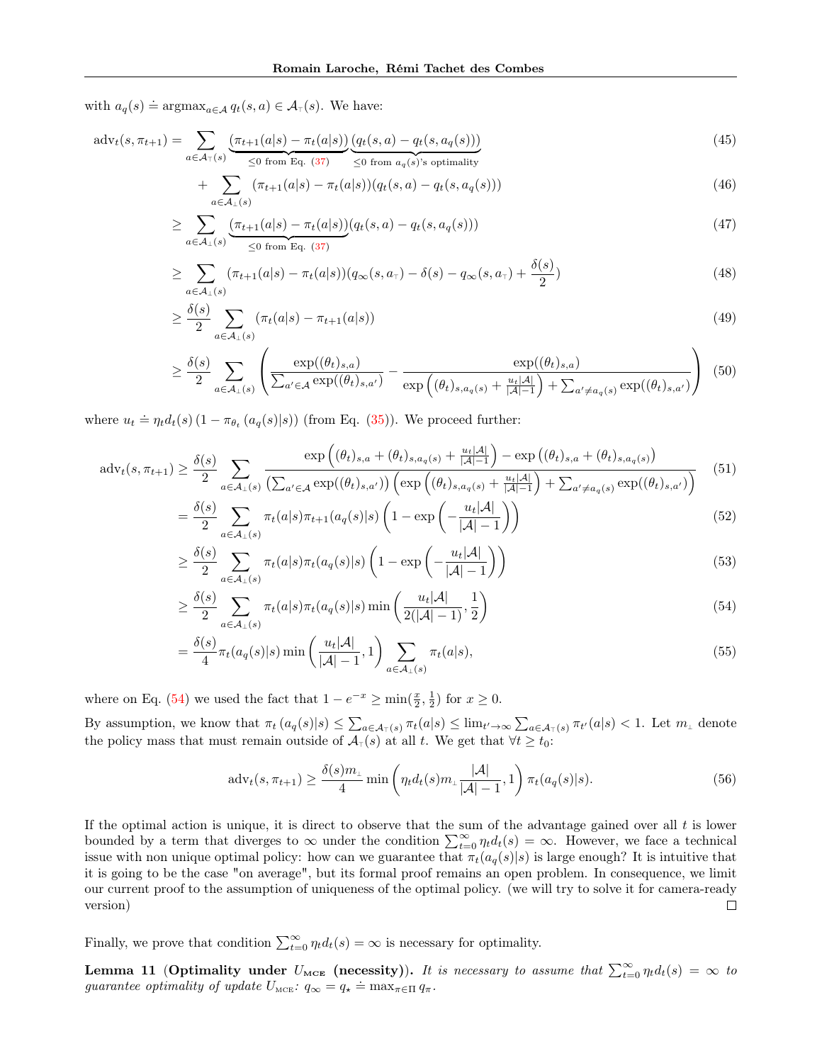with $a_q(s) \doteq \text{argmax}_{a\in\mathcal{A}} q_t(s,a) \in \mathcal{A}_\top(s)$. We have:

$$\text{adv}_t(s,\pi_{t+1}) = \sum_{a\in\mathcal{A}_\top(s)} \underbrace{(\pi_{t+1}(a|s) - \pi_t(a|s))}_{\leq 0 \text{ from Eq. (37)}} \underbrace{(q_t(s,a) - q_t(s,a_q(s)))}_{\leq 0 \text{ from } a_q(s)\text{'s optimality}} \tag{45}$$

$$+ \sum_{a\in\mathcal{A}_\perp(s)} (\pi_{t+1}(a|s) - \pi_t(a|s))(q_t(s,a) - q_t(s,a_q(s))) \tag{46}$$

$$\geq \sum_{a\in\mathcal{A}_\perp(s)} \underbrace{(\pi_{t+1}(a|s) - \pi_t(a|s))}_{\leq 0 \text{ from Eq. (37)}} (q_t(s,a) - q_t(s,a_q(s))) \tag{47}$$

$$\geq \sum_{a\in\mathcal{A}_\perp(s)} (\pi_{t+1}(a|s) - \pi_t(a|s))(q_\infty(s,a_\top) - \delta(s) - q_\infty(s,a_\top) + \frac{\delta(s)}{2}) \tag{48}$$

$$\geq \frac{\delta(s)}{2} \sum_{a\in\mathcal{A}_\perp(s)} (\pi_t(a|s) - \pi_{t+1}(a|s)) \tag{49}$$

$$\geq \frac{\delta(s)}{2} \sum_{a\in\mathcal{A}_\perp(s)} \left( \frac{\exp((\theta_t)_{s,a})}{\sum_{a'\in\mathcal{A}} \exp((\theta_t)_{s,a'})} - \frac{\exp((\theta_t)_{s,a})}{\exp\left((\theta_t)_{s,a_q(s)} + \frac{u_t|\mathcal{A}|}{|\mathcal{A}|-1}\right) + \sum_{a'\neq a_q(s)} \exp((\theta_t)_{s,a'})} \right) \tag{50}$$

where $u_t \doteq \eta_t d_t(s) \left(1 - \pi_{\theta_t}(a_q(s)|s)\right)$ (from Eq. (35)). We proceed further:

$$\text{adv}_t(s,\pi_{t+1}) \geq \frac{\delta(s)}{2} \sum_{a\in\mathcal{A}_\perp(s)} \frac{\exp\left((\theta_t)_{s,a} + (\theta_t)_{s,a_q(s)} + \frac{u_t|\mathcal{A}|}{|\mathcal{A}|-1}\right) - \exp\left((\theta_t)_{s,a} + (\theta_t)_{s,a_q(s)}\right)}{\left(\sum_{a'\in\mathcal{A}} \exp((\theta_t)_{s,a'})\right)\left(\exp\left((\theta_t)_{s,a_q(s)} + \frac{u_t|\mathcal{A}|}{|\mathcal{A}|-1}\right) + \sum_{a'\neq a_q(s)} \exp((\theta_t)_{s,a'})\right)} \tag{51}$$

$$= \frac{\delta(s)}{2} \sum_{a\in\mathcal{A}_\perp(s)} \pi_t(a|s)\pi_{t+1}(a_q(s)|s) \left(1 - \exp\left(-\frac{u_t|\mathcal{A}|}{|\mathcal{A}|-1}\right)\right) \tag{52}$$

$$\geq \frac{\delta(s)}{2} \sum_{a\in\mathcal{A}_\perp(s)} \pi_t(a|s)\pi_t(a_q(s)|s) \left(1 - \exp\left(-\frac{u_t|\mathcal{A}|}{|\mathcal{A}|-1}\right)\right) \tag{53}$$

$$\geq \frac{\delta(s)}{2} \sum_{a\in\mathcal{A}_\perp(s)} \pi_t(a|s)\pi_t(a_q(s)|s) \min\left(\frac{u_t|\mathcal{A}|}{2(|\mathcal{A}|-1)}, \frac{1}{2}\right) \tag{54}$$

$$= \frac{\delta(s)}{4} \pi_t(a_q(s)|s) \min\left(\frac{u_t|\mathcal{A}|}{|\mathcal{A}|-1}, 1\right) \sum_{a\in\mathcal{A}_\perp(s)} \pi_t(a|s), \tag{55}$$

where on Eq. (54) we used the fact that $1 - e^{-x} \geq \min(\frac{x}{2}, \frac{1}{2})$ for $x \geq 0$.

By assumption, we know that $\pi_t(a_q(s)|s) \leq \sum_{a\in\mathcal{A}_\top(s)} \pi_t(a|s) \leq \lim_{t'\to\infty} \sum_{a\in\mathcal{A}_\top(s)} \pi_{t'}(a|s) < 1$. Let $m_\perp$ denote the policy mass that must remain outside of $\mathcal{A}_\top(s)$ at all $t$. We get that $\forall t \geq t_0$:

$$\text{adv}_t(s,\pi_{t+1}) \geq \frac{\delta(s) m_\perp}{4} \min\left(\eta_t d_t(s) m_\perp \frac{|\mathcal{A}|}{|\mathcal{A}|-1}, 1\right) \pi_t(a_q(s)|s). \tag{56}$$

If the optimal action is unique, it is direct to observe that the sum of the advantage gained over all $t$ is lower bounded by a term that diverges to $\infty$ under the condition $\sum_{t=0}^\infty \eta_t d_t(s) = \infty$. However, we face a technical issue with non unique optimal policy: how can we guarantee that $\pi_t(a_q(s)|s)$ is large enough? It is intuitive that it is going to be the case "on average", but its formal proof remains an open problem. In consequence, we limit our current proof to the assumption of uniqueness of the optimal policy. (we will try to solve it for camera-ready version) $\square$

Finally, we prove that condition $\sum_{t=0}^\infty \eta_t d_t(s) = \infty$ is necessary for optimality.

**Lemma 11** (**Optimality under $U_{\text{MCE}}$ (necessity)**). *It is necessary to assume that $\sum_{t=0}^\infty \eta_t d_t(s) = \infty$ to guarantee optimality of update $U_{\text{MCE}}$: $q_\infty = q_\star \doteq \max_{\pi\in\Pi} q_\pi$.*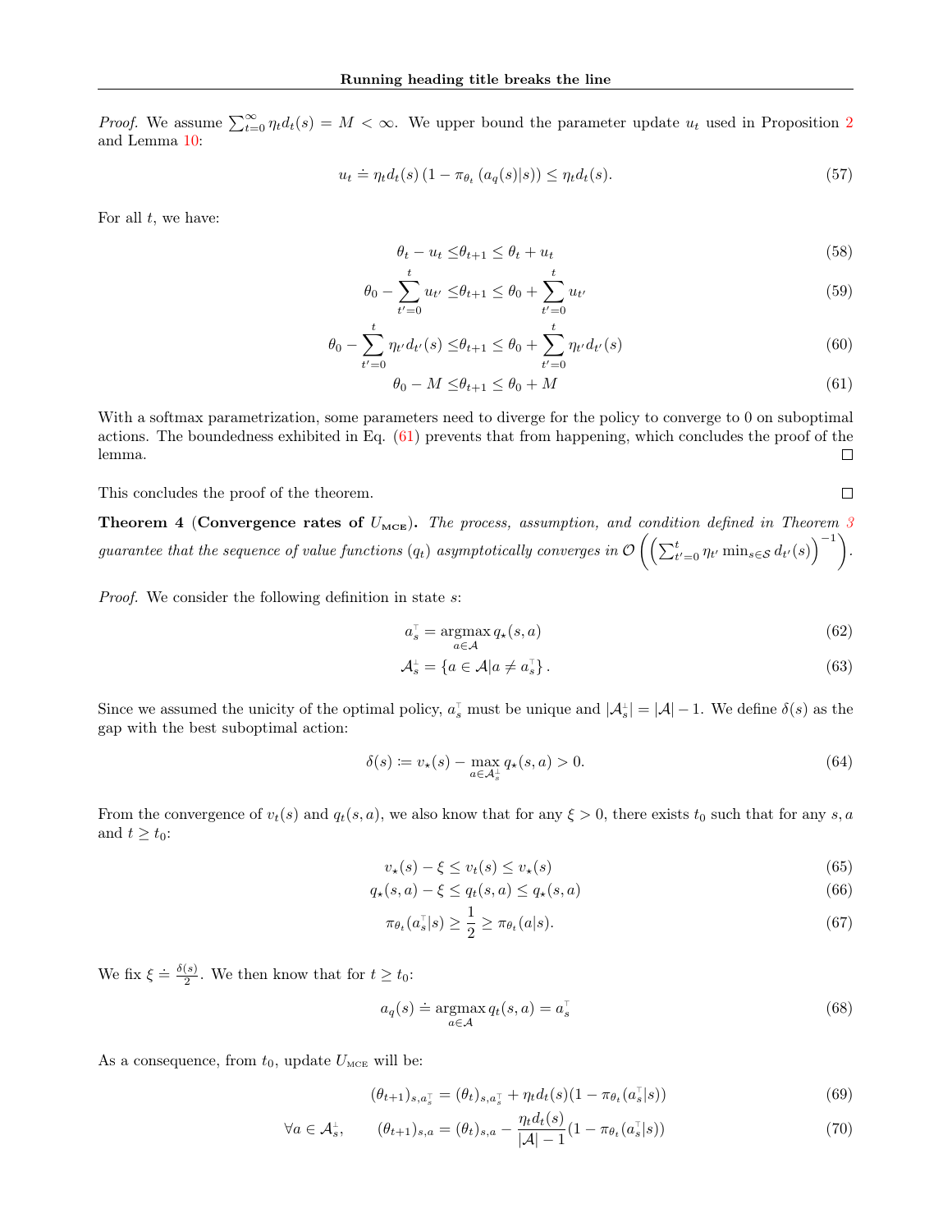*Proof.* We assume $\sum_{t=0}^{\infty} \eta_t d_t(s) = M < \infty$. We upper bound the parameter update $u_t$ used in Proposition 2 and Lemma 10:

$$u_t \doteq \eta_t d_t(s) \left(1 - \pi_{\theta_t}\left(a_q(s)|s\right)\right) \leq \eta_t d_t(s). \tag{57}$$

For all $t$, we have:

$$\theta_t - u_t \leq \theta_{t+1} \leq \theta_t + u_t \tag{58}$$

$$\theta_0 - \sum_{t'=0}^{t} u_{t'} \leq \theta_{t+1} \leq \theta_0 + \sum_{t'=0}^{t} u_{t'} \tag{59}$$

$$\theta_0 - \sum_{t'=0}^{t} \eta_{t'} d_{t'}(s) \leq \theta_{t+1} \leq \theta_0 + \sum_{t'=0}^{t} \eta_{t'} d_{t'}(s) \tag{60}$$

$$\theta_0 - M \leq \theta_{t+1} \leq \theta_0 + M \tag{61}$$

With a softmax parametrization, some parameters need to diverge for the policy to converge to 0 on suboptimal actions. The boundedness exhibited in Eq. (61) prevents that from happening, which concludes the proof of the lemma. □

This concludes the proof of the theorem. □

**Theorem 4 (Convergence rates of $U_{\text{MCE}}$).** *The process, assumption, and condition defined in Theorem 3 guarantee that the sequence of value functions $(q_t)$ asymptotically converges in $\mathcal{O}\left(\left(\sum_{t'=0}^{t} \eta_{t'} \min_{s \in \mathcal{S}} d_{t'}(s)\right)^{-1}\right)$.*

*Proof.* We consider the following definition in state $s$:

$$a_s^\top = \operatorname*{argmax}_{a \in \mathcal{A}} q_\star(s, a) \tag{62}$$

$$\mathcal{A}_s^\perp = \left\{a \in \mathcal{A} | a \neq a_s^\top\right\}. \tag{63}$$

Since we assumed the unicity of the optimal policy, $a_s^\top$ must be unique and $|\mathcal{A}_s^\perp| = |\mathcal{A}| - 1$. We define $\delta(s)$ as the gap with the best suboptimal action:

$$\delta(s) \coloneqq v_\star(s) - \max_{a \in \mathcal{A}_s^\perp} q_\star(s, a) > 0. \tag{64}$$

From the convergence of $v_t(s)$ and $q_t(s, a)$, we also know that for any $\xi > 0$, there exists $t_0$ such that for any $s, a$ and $t \geq t_0$:

$$v_\star(s) - \xi \leq v_t(s) \leq v_\star(s) \tag{65}$$

$$q_\star(s, a) - \xi \leq q_t(s, a) \leq q_\star(s, a) \tag{66}$$

$$\pi_{\theta_t}(a_s^\top|s) \geq \frac{1}{2} \geq \pi_{\theta_t}(a|s). \tag{67}$$

We fix $\xi \doteq \frac{\delta(s)}{2}$. We then know that for $t \geq t_0$:

$$a_q(s) \doteq \operatorname*{argmax}_{a \in \mathcal{A}} q_t(s, a) = a_s^\top \tag{68}$$

As a consequence, from $t_0$, update $U_{\text{MCE}}$ will be:

$$(\theta_{t+1})_{s, a_s^\top} = (\theta_t)_{s, a_s^\top} + \eta_t d_t(s)(1 - \pi_{\theta_t}(a_s^\top|s)) \tag{69}$$

$$\forall a \in \mathcal{A}_s^\perp, \qquad (\theta_{t+1})_{s,a} = (\theta_t)_{s,a} - \frac{\eta_t d_t(s)}{|\mathcal{A}| - 1}(1 - \pi_{\theta_t}(a_s^\top|s)) \tag{70}$$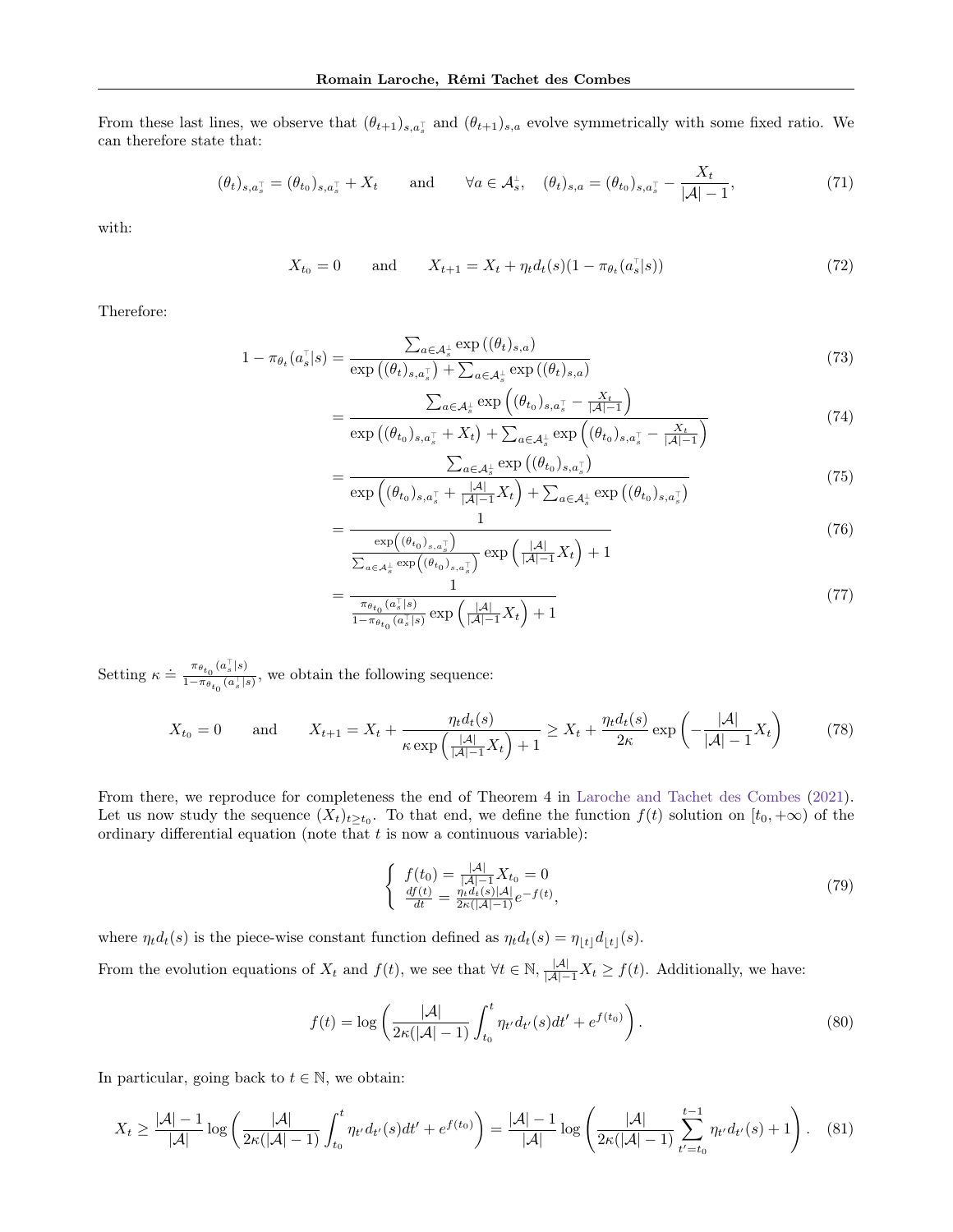From these last lines, we observe that $(\theta_{t+1})_{s,a_s^\top}$ and $(\theta_{t+1})_{s,a}$ evolve symmetrically with some fixed ratio. We can therefore state that:

$$(\theta_t)_{s,a_s^\top} = (\theta_{t_0})_{s,a_s^\top} + X_t \qquad \text{and} \qquad \forall a \in \mathcal{A}_s^\perp, \quad (\theta_t)_{s,a} = (\theta_{t_0})_{s,a_s^\top} - \frac{X_t}{|\mathcal{A}|-1}, \tag{71}$$

with:

$$X_{t_0} = 0 \qquad \text{and} \qquad X_{t+1} = X_t + \eta_t d_t(s)(1 - \pi_{\theta_t}(a_s^\top|s)) \tag{72}$$

Therefore:

$$\begin{aligned}
1 - \pi_{\theta_t}(a_s^\top|s) &= \frac{\sum_{a\in\mathcal{A}_s^\perp} \exp\left((\theta_t)_{s,a}\right)}{\exp\left((\theta_t)_{s,a_s^\top}\right) + \sum_{a\in\mathcal{A}_s^\perp} \exp\left((\theta_t)_{s,a}\right)} &(73)\\
&= \frac{\sum_{a\in\mathcal{A}_s^\perp} \exp\left((\theta_{t_0})_{s,a_s^\top} - \frac{X_t}{|\mathcal{A}|-1}\right)}{\exp\left((\theta_{t_0})_{s,a_s^\top} + X_t\right) + \sum_{a\in\mathcal{A}_s^\perp} \exp\left((\theta_{t_0})_{s,a_s^\top} - \frac{X_t}{|\mathcal{A}|-1}\right)} &(74)\\
&= \frac{\sum_{a\in\mathcal{A}_s^\perp} \exp\left((\theta_{t_0})_{s,a_s^\top}\right)}{\exp\left((\theta_{t_0})_{s,a_s^\top} + \frac{|\mathcal{A}|}{|\mathcal{A}|-1}X_t\right) + \sum_{a\in\mathcal{A}_s^\perp} \exp\left((\theta_{t_0})_{s,a_s^\top}\right)} &(75)\\
&= \frac{1}{\frac{\exp\left((\theta_{t_0})_{s,a_s^\top}\right)}{\sum_{a\in\mathcal{A}_s^\perp} \exp\left((\theta_{t_0})_{s,a_s^\top}\right)} \exp\left(\frac{|\mathcal{A}|}{|\mathcal{A}|-1}X_t\right) + 1} &(76)\\
&= \frac{1}{\frac{\pi_{\theta_{t_0}}(a_s^\top|s)}{1-\pi_{\theta_{t_0}}(a_s^\top|s)} \exp\left(\frac{|\mathcal{A}|}{|\mathcal{A}|-1}X_t\right) + 1} &(77)
\end{aligned}$$

Setting $\kappa \doteq \frac{\pi_{\theta_{t_0}}(a_s^\top|s)}{1-\pi_{\theta_{t_0}}(a_s^\top|s)}$, we obtain the following sequence:

$$X_{t_0} = 0 \qquad \text{and} \qquad X_{t+1} = X_t + \frac{\eta_t d_t(s)}{\kappa \exp\left(\frac{|\mathcal{A}|}{|\mathcal{A}|-1}X_t\right) + 1} \geq X_t + \frac{\eta_t d_t(s)}{2\kappa} \exp\left(-\frac{|\mathcal{A}|}{|\mathcal{A}|-1}X_t\right) \tag{78}$$

From there, we reproduce for completeness the end of Theorem 4 in Laroche and Tachet des Combes (2021). Let us now study the sequence $(X_t)_{t\geq t_0}$. To that end, we define the function $f(t)$ solution on $[t_0, +\infty)$ of the ordinary differential equation (note that $t$ is now a continuous variable):

$$\begin{cases} f(t_0) = \frac{|\mathcal{A}|}{|\mathcal{A}|-1}X_{t_0} = 0 \\ \frac{df(t)}{dt} = \frac{\eta_t d_t(s)|\mathcal{A}|}{2\kappa(|\mathcal{A}|-1)} e^{-f(t)}, \end{cases} \tag{79}$$

where $\eta_t d_t(s)$ is the piece-wise constant function defined as $\eta_t d_t(s) = \eta_{\lfloor t \rfloor} d_{\lfloor t \rfloor}(s)$.

From the evolution equations of $X_t$ and $f(t)$, we see that $\forall t \in \mathbb{N}$, $\frac{|\mathcal{A}|}{|\mathcal{A}|-1}X_t \geq f(t)$. Additionally, we have:

$$f(t) = \log\left(\frac{|\mathcal{A}|}{2\kappa(|\mathcal{A}|-1)} \int_{t_0}^t \eta_{t'} d_{t'}(s) dt' + e^{f(t_0)}\right). \tag{80}$$

In particular, going back to $t \in \mathbb{N}$, we obtain:

$$X_t \geq \frac{|\mathcal{A}|-1}{|\mathcal{A}|} \log\left(\frac{|\mathcal{A}|}{2\kappa(|\mathcal{A}|-1)} \int_{t_0}^t \eta_{t'} d_{t'}(s) dt' + e^{f(t_0)}\right) = \frac{|\mathcal{A}|-1}{|\mathcal{A}|} \log\left(\frac{|\mathcal{A}|}{2\kappa(|\mathcal{A}|-1)} \sum_{t'=t_0}^{t-1} \eta_{t'} d_{t'}(s) + 1\right). \tag{81}$$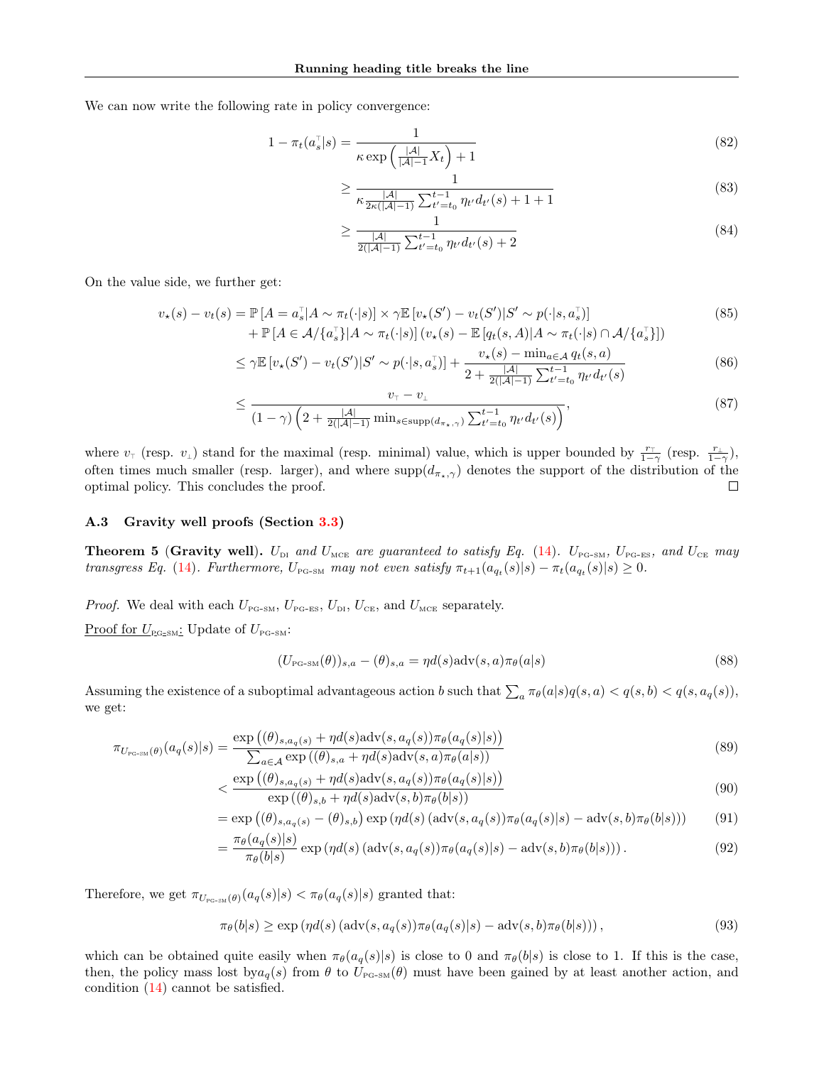We can now write the following rate in policy convergence:

$$1 - \pi_t(a_s^\top|s) = \frac{1}{\kappa \exp\left(\frac{|\mathcal{A}|}{|\mathcal{A}|-1} X_t\right) + 1} \tag{82}$$

$$\geq \frac{1}{\kappa \frac{|\mathcal{A}|}{2\kappa(|\mathcal{A}|-1)} \sum_{t'=t_0}^{t-1} \eta_{t'} d_{t'}(s) + 1 + 1} \tag{83}$$

$$\geq \frac{1}{\frac{|\mathcal{A}|}{2(|\mathcal{A}|-1)} \sum_{t'=t_0}^{t-1} \eta_{t'} d_{t'}(s) + 2} \tag{84}$$

On the value side, we further get:

$$v_\star(s) - v_t(s) = \mathbb{P}\left[A = a_s^\top | A \sim \pi_t(\cdot|s)\right] \times \gamma \mathbb{E}\left[v_\star(S') - v_t(S') | S' \sim p(\cdot|s, a_s^\top)\right] \tag{85}$$
$$+ \mathbb{P}\left[A \in \mathcal{A}/\{a_s^\top\} | A \sim \pi_t(\cdot|s)\right] \left(v_\star(s) - \mathbb{E}\left[q_t(s, A) | A \sim \pi_t(\cdot|s) \cap \mathcal{A}/\{a_s^\top\}\right]\right)$$

$$\leq \gamma \mathbb{E}\left[v_\star(S') - v_t(S') | S' \sim p(\cdot|s, a_s^\top)\right] + \frac{v_\star(s) - \min_{a \in \mathcal{A}} q_t(s, a)}{2 + \frac{|\mathcal{A}|}{2(|\mathcal{A}|-1)} \sum_{t'=t_0}^{t-1} \eta_{t'} d_{t'}(s)} \tag{86}$$

$$\leq \frac{v_\top - v_\bot}{(1-\gamma)\left(2 + \frac{|\mathcal{A}|}{2(|\mathcal{A}|-1)} \min_{s \in \text{supp}(d_{\pi_\star, \gamma})} \sum_{t'=t_0}^{t-1} \eta_{t'} d_{t'}(s)\right)}, \tag{87}$$

where $v_\top$ (resp. $v_\bot$) stand for the maximal (resp. minimal) value, which is upper bounded by $\frac{r_\top}{1-\gamma}$ (resp. $\frac{r_\bot}{1-\gamma}$), often times much smaller (resp. larger), and where $\text{supp}(d_{\pi_\star,\gamma})$ denotes the support of the distribution of the optimal policy. This concludes the proof. ☐

### A.3 Gravity well proofs (Section 3.3)

**Theorem 5 (Gravity well).** *$U_{\text{DI}}$ and $U_{\text{MCE}}$ are guaranteed to satisfy Eq. (14). $U_{\text{PG-SM}}$, $U_{\text{PG-ES}}$, and $U_{\text{CE}}$ may transgress Eq. (14). Furthermore, $U_{\text{PG-SM}}$ may not even satisfy $\pi_{t+1}(a_{q_t}(s)|s) - \pi_t(a_{q_t}(s)|s) \geq 0$.*

*Proof.* We deal with each $U_{\text{PG-SM}}$, $U_{\text{PG-ES}}$, $U_{\text{DI}}$, $U_{\text{CE}}$, and $U_{\text{MCE}}$ separately.

Proof for $U_{\text{PG-SM}}$: Update of $U_{\text{PG-SM}}$:

$$(U_{\text{PG-SM}}(\theta))_{s,a} - (\theta)_{s,a} = \eta d(s) \text{adv}(s, a) \pi_\theta(a|s) \tag{88}$$

Assuming the existence of a suboptimal advantageous action $b$ such that $\sum_a \pi_\theta(a|s) q(s, a) < q(s, b) < q(s, a_q(s))$, we get:

$$\pi_{U_{\text{PG-SM}}(\theta)}(a_q(s)|s) = \frac{\exp\left((\theta)_{s,a_q(s)} + \eta d(s) \text{adv}(s, a_q(s)) \pi_\theta(a_q(s)|s)\right)}{\sum_{a \in \mathcal{A}} \exp\left((\theta)_{s,a} + \eta d(s) \text{adv}(s, a) \pi_\theta(a|s)\right)} \tag{89}$$

$$< \frac{\exp\left((\theta)_{s,a_q(s)} + \eta d(s) \text{adv}(s, a_q(s)) \pi_\theta(a_q(s)|s)\right)}{\exp\left((\theta)_{s,b} + \eta d(s) \text{adv}(s, b) \pi_\theta(b|s)\right)} \tag{90}$$

$$= \exp\left((\theta)_{s,a_q(s)} - (\theta)_{s,b}\right) \exp\left(\eta d(s) \left(\text{adv}(s, a_q(s)) \pi_\theta(a_q(s)|s) - \text{adv}(s, b) \pi_\theta(b|s)\right)\right) \tag{91}$$

$$= \frac{\pi_\theta(a_q(s)|s)}{\pi_\theta(b|s)} \exp\left(\eta d(s) \left(\text{adv}(s, a_q(s)) \pi_\theta(a_q(s)|s) - \text{adv}(s, b) \pi_\theta(b|s)\right)\right). \tag{92}$$

Therefore, we get $\pi_{U_{\text{PG-SM}}(\theta)}(a_q(s)|s) < \pi_\theta(a_q(s)|s)$ granted that:

$$\pi_\theta(b|s) \geq \exp\left(\eta d(s) \left(\text{adv}(s, a_q(s)) \pi_\theta(a_q(s)|s) - \text{adv}(s, b) \pi_\theta(b|s)\right)\right), \tag{93}$$

which can be obtained quite easily when $\pi_\theta(a_q(s)|s)$ is close to 0 and $\pi_\theta(b|s)$ is close to 1. If this is the case, then, the policy mass lost by$a_q(s)$ from $\theta$ to $U_{\text{PG-SM}}(\theta)$ must have been gained by at least another action, and condition (14) cannot be satisfied.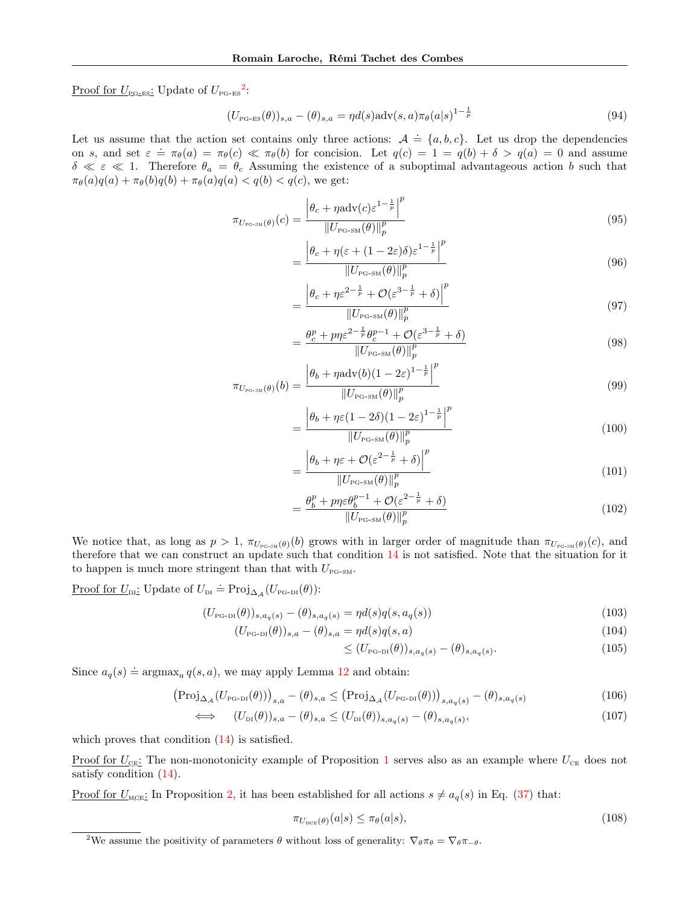<u>Proof for $U_{\text{PG-ES}}$:</u> Update of $U_{\text{PG-ES}}$[2]:

$$(U_{\text{PG-ES}}(\theta))_{s,a} - (\theta)_{s,a} = \eta d(s)\text{adv}(s,a)\pi_\theta(a|s)^{1-\frac{1}{p}} \tag{94}$$

Let us assume that the action set contains only three actions: $\mathcal{A} \doteq \{a, b, c\}$. Let us drop the dependencies on $s$, and set $\varepsilon \doteq \pi_\theta(a) = \pi_\theta(c) \ll \pi_\theta(b)$ for concision. Let $q(c) = 1 = q(b) + \delta > q(a) = 0$ and assume $\delta \ll \varepsilon \ll 1$. Therefore $\theta_a = \theta_c$ Assuming the existence of a suboptimal advantageous action $b$ such that $\pi_\theta(a)q(a) + \pi_\theta(b)q(b) + \pi_\theta(a)q(a) < q(b) < q(c)$, we get:

$$\pi_{U_{\text{PG-SM}}(\theta)}(c) = \frac{\left|\theta_c + \eta \text{adv}(c)\varepsilon^{1-\frac{1}{p}}\right|^p}{\|U_{\text{PG-SM}}(\theta)\|_p^p} \tag{95}$$

$$= \frac{\left|\theta_c + \eta(\varepsilon + (1-2\varepsilon)\delta)\varepsilon^{1-\frac{1}{p}}\right|^p}{\|U_{\text{PG-SM}}(\theta)\|_p^p} \tag{96}$$

$$= \frac{\left|\theta_c + \eta\varepsilon^{2-\frac{1}{p}} + \mathcal{O}(\varepsilon^{3-\frac{1}{p}} + \delta)\right|^p}{\|U_{\text{PG-SM}}(\theta)\|_p^p} \tag{97}$$

$$= \frac{\theta_c^p + p\eta\varepsilon^{2-\frac{1}{p}}\theta_c^{p-1} + \mathcal{O}(\varepsilon^{3-\frac{1}{p}} + \delta)}{\|U_{\text{PG-SM}}(\theta)\|_p^p} \tag{98}$$

$$\pi_{U_{\text{PG-SM}}(\theta)}(b) = \frac{\left|\theta_b + \eta \text{adv}(b)(1-2\varepsilon)^{1-\frac{1}{p}}\right|^p}{\|U_{\text{PG-SM}}(\theta)\|_p^p} \tag{99}$$

$$= \frac{\left|\theta_b + \eta\varepsilon(1-2\delta)(1-2\varepsilon)^{1-\frac{1}{p}}\right|^p}{\|U_{\text{PG-SM}}(\theta)\|_p^p} \tag{100}$$

$$= \frac{\left|\theta_b + \eta\varepsilon + \mathcal{O}(\varepsilon^{2-\frac{1}{p}} + \delta)\right|^p}{\|U_{\text{PG-SM}}(\theta)\|_p^p} \tag{101}$$

$$= \frac{\theta_b^p + p\eta\varepsilon\theta_b^{p-1} + \mathcal{O}(\varepsilon^{2-\frac{1}{p}} + \delta)}{\|U_{\text{PG-SM}}(\theta)\|_p^p} \tag{102}$$

We notice that, as long as $p > 1$, $\pi_{U_{\text{PG-SM}}(\theta)}(b)$ grows with in larger order of magnitude than $\pi_{U_{\text{PG-SM}}(\theta)}(c)$, and therefore that we can construct an update such that condition 14 is not satisfied. Note that the situation for it to happen is much more stringent than that with $U_{\text{PG-SM}}$.

<u>Proof for $U_{\text{DI}}$:</u> Update of $U_{\text{DI}} \doteq \text{Proj}_{\Delta_\mathcal{A}}(U_{\text{PG-DI}}(\theta))$:

$$(U_{\text{PG-DI}}(\theta))_{s,a_q(s)} - (\theta)_{s,a_q(s)} = \eta d(s) q(s, a_q(s)) \tag{103}$$

$$(U_{\text{PG-DI}}(\theta))_{s,a} - (\theta)_{s,a} = \eta d(s) q(s, a) \tag{104}$$

$$\leq (U_{\text{PG-DI}}(\theta))_{s,a_q(s)} - (\theta)_{s,a_q(s)}. \tag{105}$$

Since $a_q(s) \doteq \text{argmax}_a\, q(s, a)$, we may apply Lemma 12 and obtain:

$$\left(\text{Proj}_{\Delta_\mathcal{A}}(U_{\text{PG-DI}}(\theta))\right)_{s,a} - (\theta)_{s,a} \leq \left(\text{Proj}_{\Delta_\mathcal{A}}(U_{\text{PG-DI}}(\theta))\right)_{s,a_q(s)} - (\theta)_{s,a_q(s)} \tag{106}$$

$$\iff \quad (U_{\text{DI}}(\theta))_{s,a} - (\theta)_{s,a} \leq (U_{\text{DI}}(\theta))_{s,a_q(s)} - (\theta)_{s,a_q(s)}, \tag{107}$$

which proves that condition (14) is satisfied.

<u>Proof for $U_{\text{CE}}$:</u> The non-monotonicity example of Proposition 1 serves also as an example where $U_{\text{CE}}$ does not satisfy condition (14).

<u>Proof for $U_{\text{MCE}}$:</u> In Proposition 2, it has been established for all actions $s \neq a_q(s)$ in Eq. (37) that:

$$\pi_{U_{\text{MCE}}(\theta)}(a|s) \leq \pi_\theta(a|s), \tag{108}$$

[2] We assume the positivity of parameters $\theta$ without loss of generality: $\nabla_\theta \pi_\theta = \nabla_\theta \pi_{-\theta}$.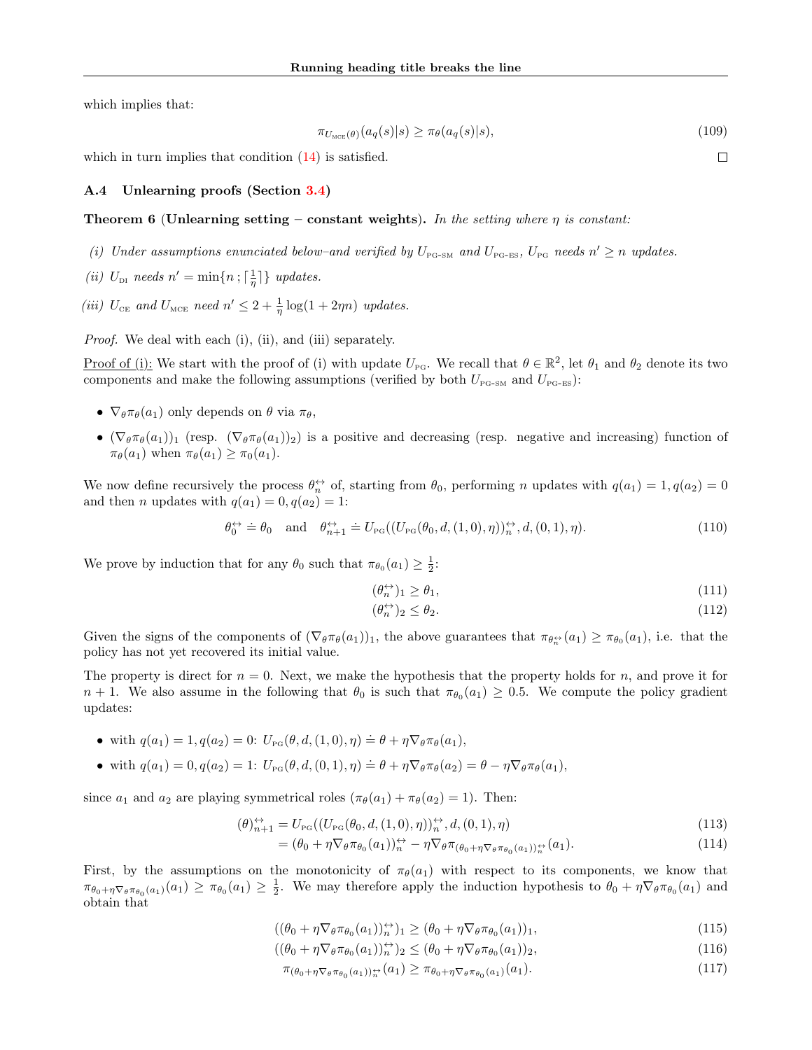which implies that:

$$\pi_{U_{\text{MCE}}(\theta)}(a_q(s)|s) \geq \pi_\theta(a_q(s)|s), \tag{109}$$

which in turn implies that condition (14) is satisfied. ∎

### A.4 Unlearning proofs (Section 3.4)

**Theorem 6 (Unlearning setting – constant weights).** *In the setting where $\eta$ is constant:*

*(i) Under assumptions enunciated below–and verified by $U_{\text{PG-SM}}$ and $U_{\text{PG-ES}}$, $U_{\text{PG}}$ needs $n' \geq n$ updates.*

*(ii) $U_{\text{DI}}$ needs $n' = \min\{n\,;\lceil \frac{1}{\eta} \rceil\}$ updates.*

*(iii) $U_{\text{CE}}$ and $U_{\text{MCE}}$ need $n' \leq 2 + \frac{1}{\eta}\log(1 + 2\eta n)$ updates.*

*Proof.* We deal with each (i), (ii), and (iii) separately.

Proof of (i): We start with the proof of (i) with update $U_{\text{PG}}$. We recall that $\theta \in \mathbb{R}^2$, let $\theta_1$ and $\theta_2$ denote its two components and make the following assumptions (verified by both $U_{\text{PG-SM}}$ and $U_{\text{PG-ES}}$):

- $\nabla_\theta \pi_\theta(a_1)$ only depends on $\theta$ via $\pi_\theta$,
- $(\nabla_\theta \pi_\theta(a_1))_1$ (resp. $(\nabla_\theta \pi_\theta(a_1))_2$) is a positive and decreasing (resp. negative and increasing) function of $\pi_\theta(a_1)$ when $\pi_\theta(a_1) \geq \pi_0(a_1)$.

We now define recursively the process $\theta^{\leftrightarrow}_n$ of, starting from $\theta_0$, performing $n$ updates with $q(a_1) = 1, q(a_2) = 0$ and then $n$ updates with $q(a_1) = 0, q(a_2) = 1$:

$$\theta^{\leftrightarrow}_0 \doteq \theta_0 \quad \text{and} \quad \theta^{\leftrightarrow}_{n+1} \doteq U_{\text{PG}}((U_{\text{PG}}(\theta_0, d, (1,0), \eta))^{\leftrightarrow}_n, d, (0,1), \eta). \tag{110}$$

We prove by induction that for any $\theta_0$ such that $\pi_{\theta_0}(a_1) \geq \frac{1}{2}$:

$$(\theta^{\leftrightarrow}_n)_1 \geq \theta_1, \tag{111}$$

$$(\theta^{\leftrightarrow}_n)_2 \leq \theta_2. \tag{112}$$

Given the signs of the components of $(\nabla_\theta \pi_\theta(a_1))_1$, the above guarantees that $\pi_{\theta^{\leftrightarrow}_n}(a_1) \geq \pi_{\theta_0}(a_1)$, i.e. that the policy has not yet recovered its initial value.

The property is direct for $n = 0$. Next, we make the hypothesis that the property holds for $n$, and prove it for $n+1$. We also assume in the following that $\theta_0$ is such that $\pi_{\theta_0}(a_1) \geq 0.5$. We compute the policy gradient updates:

- with $q(a_1) = 1, q(a_2) = 0$: $U_{\text{PG}}(\theta, d, (1,0), \eta) \doteq \theta + \eta \nabla_\theta \pi_\theta(a_1)$,
- with $q(a_1) = 0, q(a_2) = 1$: $U_{\text{PG}}(\theta, d, (0,1), \eta) \doteq \theta + \eta \nabla_\theta \pi_\theta(a_2) = \theta - \eta \nabla_\theta \pi_\theta(a_1)$,

since $a_1$ and $a_2$ are playing symmetrical roles ($\pi_\theta(a_1) + \pi_\theta(a_2) = 1$). Then:

$$(\theta)^{\leftrightarrow}_{n+1} = U_{\text{PG}}((U_{\text{PG}}(\theta_0, d, (1,0), \eta))^{\leftrightarrow}_n, d, (0,1), \eta) \tag{113}$$

$$= (\theta_0 + \eta \nabla_\theta \pi_{\theta_0}(a_1))^{\leftrightarrow}_n - \eta \nabla_\theta \pi_{(\theta_0 + \eta \nabla_\theta \pi_{\theta_0}(a_1))^{\leftrightarrow}_n}(a_1). \tag{114}$$

First, by the assumptions on the monotonicity of $\pi_\theta(a_1)$ with respect to its components, we know that $\pi_{\theta_0 + \eta \nabla_\theta \pi_{\theta_0}(a_1)}(a_1) \geq \pi_{\theta_0}(a_1) \geq \frac{1}{2}$. We may therefore apply the induction hypothesis to $\theta_0 + \eta \nabla_\theta \pi_{\theta_0}(a_1)$ and obtain that

$$((\theta_0 + \eta \nabla_\theta \pi_{\theta_0}(a_1))^{\leftrightarrow}_n)_1 \geq (\theta_0 + \eta \nabla_\theta \pi_{\theta_0}(a_1))_1, \tag{115}$$

$$((\theta_0 + \eta \nabla_\theta \pi_{\theta_0}(a_1))^{\leftrightarrow}_n)_2 \leq (\theta_0 + \eta \nabla_\theta \pi_{\theta_0}(a_1))_2, \tag{116}$$

$$\pi_{(\theta_0 + \eta \nabla_\theta \pi_{\theta_0}(a_1))^{\leftrightarrow}_n}(a_1) \geq \pi_{\theta_0 + \eta \nabla_\theta \pi_{\theta_0}(a_1)}(a_1). \tag{117}$$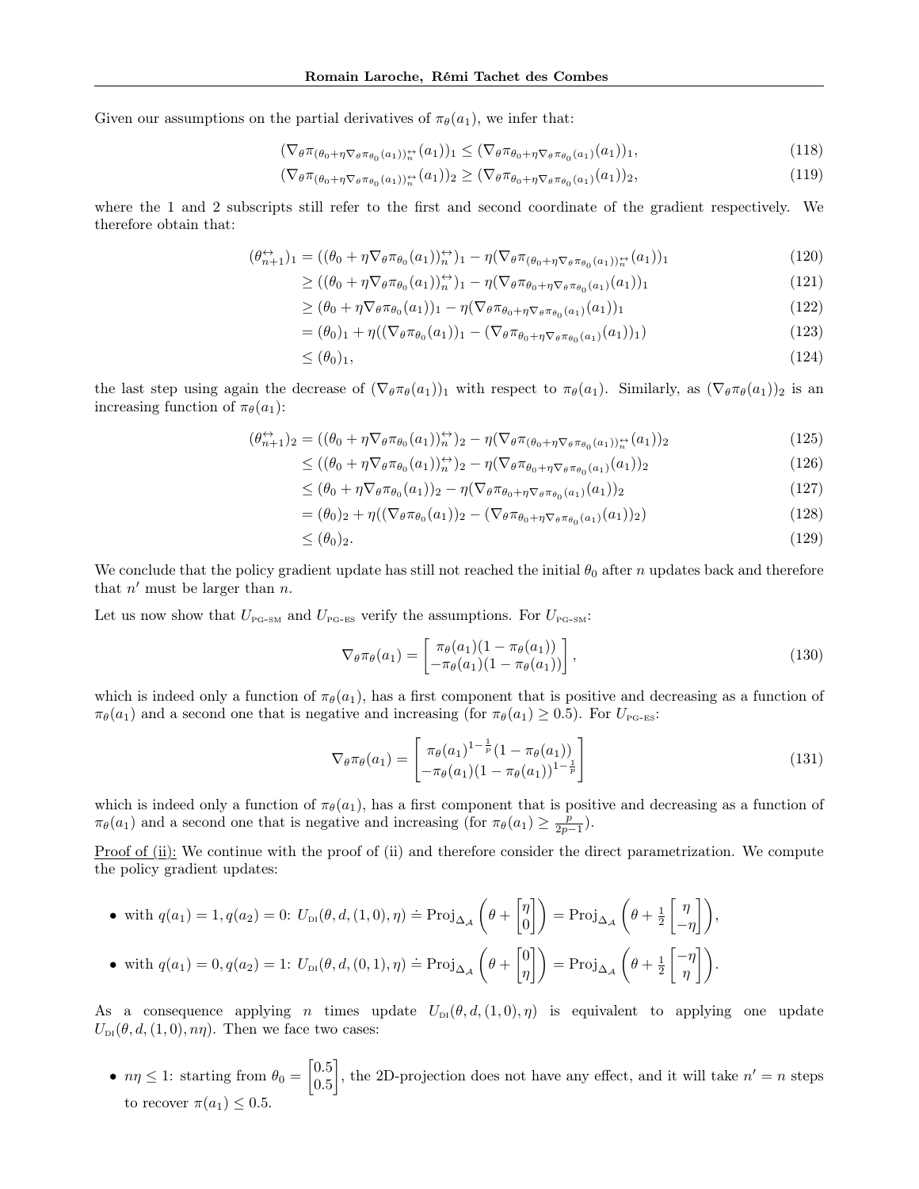Given our assumptions on the partial derivatives of $\pi_\theta(a_1)$, we infer that:

$$(\nabla_\theta \pi_{(\theta_0+\eta\nabla_\theta\pi_{\theta_0}(a_1))_n^{\leftrightarrow}}(a_1))_1 \leq (\nabla_\theta \pi_{\theta_0+\eta\nabla_\theta\pi_{\theta_0}(a_1)}(a_1))_1, \tag{118}$$

$$(\nabla_\theta \pi_{(\theta_0+\eta\nabla_\theta\pi_{\theta_0}(a_1))_n^{\leftrightarrow}}(a_1))_2 \geq (\nabla_\theta \pi_{\theta_0+\eta\nabla_\theta\pi_{\theta_0}(a_1)}(a_1))_2, \tag{119}$$

where the 1 and 2 subscripts still refer to the first and second coordinate of the gradient respectively. We therefore obtain that:

$$\begin{aligned}
(\theta_{n+1}^{\leftrightarrow})_1 &= ((\theta_0+\eta\nabla_\theta\pi_{\theta_0}(a_1))_n^{\leftrightarrow})_1 - \eta(\nabla_\theta \pi_{(\theta_0+\eta\nabla_\theta\pi_{\theta_0}(a_1))_n^{\leftrightarrow}}(a_1))_1 && (120)\\
&\geq ((\theta_0+\eta\nabla_\theta\pi_{\theta_0}(a_1))_n^{\leftrightarrow})_1 - \eta(\nabla_\theta \pi_{\theta_0+\eta\nabla_\theta\pi_{\theta_0}(a_1)}(a_1))_1 && (121)\\
&\geq (\theta_0+\eta\nabla_\theta\pi_{\theta_0}(a_1))_1 - \eta(\nabla_\theta \pi_{\theta_0+\eta\nabla_\theta\pi_{\theta_0}(a_1)}(a_1))_1 && (122)\\
&= (\theta_0)_1 + \eta((\nabla_\theta\pi_{\theta_0}(a_1))_1 - (\nabla_\theta \pi_{\theta_0+\eta\nabla_\theta\pi_{\theta_0}(a_1)}(a_1))_1) && (123)\\
&\leq (\theta_0)_1, && (124)
\end{aligned}$$

the last step using again the decrease of $(\nabla_\theta\pi_\theta(a_1))_1$ with respect to $\pi_\theta(a_1)$. Similarly, as $(\nabla_\theta\pi_\theta(a_1))_2$ is an increasing function of $\pi_\theta(a_1)$:

$$\begin{aligned}
(\theta_{n+1}^{\leftrightarrow})_2 &= ((\theta_0+\eta\nabla_\theta\pi_{\theta_0}(a_1))_n^{\leftrightarrow})_2 - \eta(\nabla_\theta \pi_{(\theta_0+\eta\nabla_\theta\pi_{\theta_0}(a_1))_n^{\leftrightarrow}}(a_1))_2 && (125)\\
&\leq ((\theta_0+\eta\nabla_\theta\pi_{\theta_0}(a_1))_n^{\leftrightarrow})_2 - \eta(\nabla_\theta \pi_{\theta_0+\eta\nabla_\theta\pi_{\theta_0}(a_1)}(a_1))_2 && (126)\\
&\leq (\theta_0+\eta\nabla_\theta\pi_{\theta_0}(a_1))_2 - \eta(\nabla_\theta \pi_{\theta_0+\eta\nabla_\theta\pi_{\theta_0}(a_1)}(a_1))_2 && (127)\\
&= (\theta_0)_2 + \eta((\nabla_\theta\pi_{\theta_0}(a_1))_2 - (\nabla_\theta \pi_{\theta_0+\eta\nabla_\theta\pi_{\theta_0}(a_1)}(a_1))_2) && (128)\\
&\leq (\theta_0)_2. && (129)
\end{aligned}$$

We conclude that the policy gradient update has still not reached the initial $\theta_0$ after $n$ updates back and therefore that $n'$ must be larger than $n$.

Let us now show that $U_{\text{PG-SM}}$ and $U_{\text{PG-ES}}$ verify the assumptions. For $U_{\text{PG-SM}}$:

$$\nabla_\theta\pi_\theta(a_1) = \begin{bmatrix} \pi_\theta(a_1)(1-\pi_\theta(a_1)) \\ -\pi_\theta(a_1)(1-\pi_\theta(a_1)) \end{bmatrix}, \tag{130}$$

which is indeed only a function of $\pi_\theta(a_1)$, has a first component that is positive and decreasing as a function of $\pi_\theta(a_1)$ and a second one that is negative and increasing (for $\pi_\theta(a_1) \geq 0.5$). For $U_{\text{PG-ES}}$:

$$\nabla_\theta\pi_\theta(a_1) = \begin{bmatrix} \pi_\theta(a_1)^{1-\frac{1}{p}}(1-\pi_\theta(a_1)) \\ -\pi_\theta(a_1)(1-\pi_\theta(a_1))^{1-\frac{1}{p}} \end{bmatrix} \tag{131}$$

which is indeed only a function of $\pi_\theta(a_1)$, has a first component that is positive and decreasing as a function of $\pi_\theta(a_1)$ and a second one that is negative and increasing (for $\pi_\theta(a_1) \geq \frac{p}{2p-1}$).

<u>Proof of (ii):</u> We continue with the proof of (ii) and therefore consider the direct parametrization. We compute the policy gradient updates:

- with $q(a_1) = 1, q(a_2) = 0$: $U_{\text{DI}}(\theta, d, (1,0), \eta) \doteq \text{Proj}_{\Delta_\mathcal{A}}\left(\theta + \begin{bmatrix}\eta \\ 0\end{bmatrix}\right) = \text{Proj}_{\Delta_\mathcal{A}}\left(\theta + \frac{1}{2}\begin{bmatrix}\eta \\ -\eta\end{bmatrix}\right)$,
- with $q(a_1) = 0, q(a_2) = 1$: $U_{\text{DI}}(\theta, d, (0,1), \eta) \doteq \text{Proj}_{\Delta_\mathcal{A}}\left(\theta + \begin{bmatrix}0 \\ \eta\end{bmatrix}\right) = \text{Proj}_{\Delta_\mathcal{A}}\left(\theta + \frac{1}{2}\begin{bmatrix}-\eta \\ \eta\end{bmatrix}\right)$.

As a consequence applying $n$ times update $U_{\text{DI}}(\theta, d, (1,0), \eta)$ is equivalent to applying one update $U_{\text{DI}}(\theta, d, (1,0), n\eta)$. Then we face two cases:

- $n\eta \leq 1$: starting from $\theta_0 = \begin{bmatrix}0.5 \\ 0.5\end{bmatrix}$, the 2D-projection does not have any effect, and it will take $n' = n$ steps to recover $\pi(a_1) \leq 0.5$.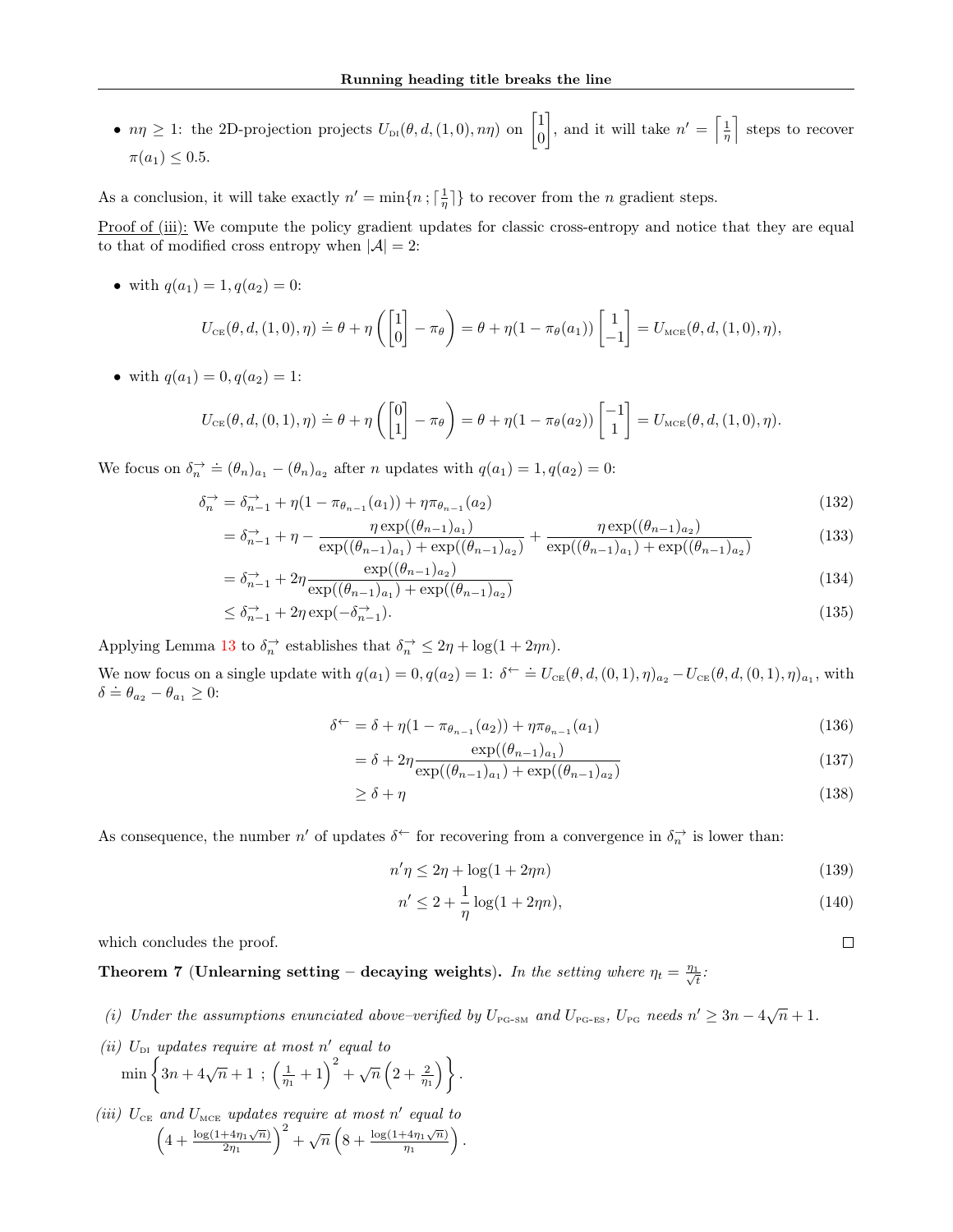- $n\eta \geq 1$: the 2D-projection projects $U_{\text{DI}}(\theta, d, (1,0), n\eta)$ on $\begin{bmatrix}1\\0\end{bmatrix}$, and it will take $n' = \left\lceil \frac{1}{\eta} \right\rceil$ steps to recover $\pi(a_1) \leq 0.5$.

As a conclusion, it will take exactly $n' = \min\{n\,;\lceil \frac{1}{\eta} \rceil\}$ to recover from the $n$ gradient steps.

Proof of (iii): We compute the policy gradient updates for classic cross-entropy and notice that they are equal to that of modified cross entropy when $|\mathcal{A}| = 2$:

- with $q(a_1) = 1, q(a_2) = 0$:

$$U_{\text{CE}}(\theta, d, (1,0), \eta) \doteq \theta + \eta \left( \begin{bmatrix}1\\0\end{bmatrix} - \pi_\theta \right) = \theta + \eta(1 - \pi_\theta(a_1)) \begin{bmatrix}1\\-1\end{bmatrix} = U_{\text{MCE}}(\theta, d, (1,0), \eta),$$

- with $q(a_1) = 0, q(a_2) = 1$:

$$U_{\text{CE}}(\theta, d, (0,1), \eta) \doteq \theta + \eta \left( \begin{bmatrix}0\\1\end{bmatrix} - \pi_\theta \right) = \theta + \eta(1 - \pi_\theta(a_2)) \begin{bmatrix}-1\\1\end{bmatrix} = U_{\text{MCE}}(\theta, d, (1,0), \eta).$$

We focus on $\delta^{\rightarrow}_n \doteq (\theta_n)_{a_1} - (\theta_n)_{a_2}$ after $n$ updates with $q(a_1) = 1, q(a_2) = 0$:

$$\delta^{\rightarrow}_n = \delta^{\rightarrow}_{n-1} + \eta(1 - \pi_{\theta_{n-1}}(a_1)) + \eta\pi_{\theta_{n-1}}(a_2) \tag{132}$$

$$= \delta^{\rightarrow}_{n-1} + \eta - \frac{\eta \exp((\theta_{n-1})_{a_1})}{\exp((\theta_{n-1})_{a_1}) + \exp((\theta_{n-1})_{a_2})} + \frac{\eta \exp((\theta_{n-1})_{a_2})}{\exp((\theta_{n-1})_{a_1}) + \exp((\theta_{n-1})_{a_2})} \tag{133}$$

$$= \delta^{\rightarrow}_{n-1} + 2\eta \frac{\exp((\theta_{n-1})_{a_2})}{\exp((\theta_{n-1})_{a_1}) + \exp((\theta_{n-1})_{a_2})} \tag{134}$$

$$\leq \delta^{\rightarrow}_{n-1} + 2\eta \exp(-\delta^{\rightarrow}_{n-1}). \tag{135}$$

Applying Lemma 13 to $\delta^{\rightarrow}_n$ establishes that $\delta^{\rightarrow}_n \leq 2\eta + \log(1 + 2\eta n)$.

We now focus on a single update with $q(a_1) = 0, q(a_2) = 1$: $\delta^{\leftarrow} \doteq U_{\text{CE}}(\theta, d, (0,1), \eta)_{a_2} - U_{\text{CE}}(\theta, d, (0,1), \eta)_{a_1}$, with $\delta \doteq \theta_{a_2} - \theta_{a_1} \geq 0$:

$$\delta^{\leftarrow} = \delta + \eta(1 - \pi_{\theta_{n-1}}(a_2)) + \eta\pi_{\theta_{n-1}}(a_1) \tag{136}$$

$$= \delta + 2\eta \frac{\exp((\theta_{n-1})_{a_1})}{\exp((\theta_{n-1})_{a_1}) + \exp((\theta_{n-1})_{a_2})} \tag{137}$$

$$\geq \delta + \eta \tag{138}$$

As consequence, the number $n'$ of updates $\delta^{\leftarrow}$ for recovering from a convergence in $\delta^{\rightarrow}_n$ is lower than:

$$n'\eta \leq 2\eta + \log(1 + 2\eta n) \tag{139}$$

$$n' \leq 2 + \frac{1}{\eta} \log(1 + 2\eta n), \tag{140}$$

which concludes the proof. ∎

**Theorem 7** **(Unlearning setting – decaying weights).** *In the setting where $\eta_t = \frac{\eta_1}{\sqrt{t}}$:*

*(i) Under the assumptions enunciated above–verified by $U_{\text{PG-SM}}$ and $U_{\text{PG-ES}}$, $U_{\text{PG}}$ needs $n' \geq 3n - 4\sqrt{n} + 1$.*

*(ii) $U_{\text{DI}}$ updates require at most $n'$ equal to*
$$\min\left\{3n + 4\sqrt{n} + 1 \;;\; \left(\frac{1}{\eta_1} + 1\right)^2 + \sqrt{n}\left(2 + \frac{2}{\eta_1}\right)\right\}.$$

*(iii) $U_{\text{CE}}$ and $U_{\text{MCE}}$ updates require at most $n'$ equal to*
$$\left(4 + \frac{\log(1+4\eta_1\sqrt{n})}{2\eta_1}\right)^2 + \sqrt{n}\left(8 + \frac{\log(1+4\eta_1\sqrt{n})}{\eta_1}\right).$$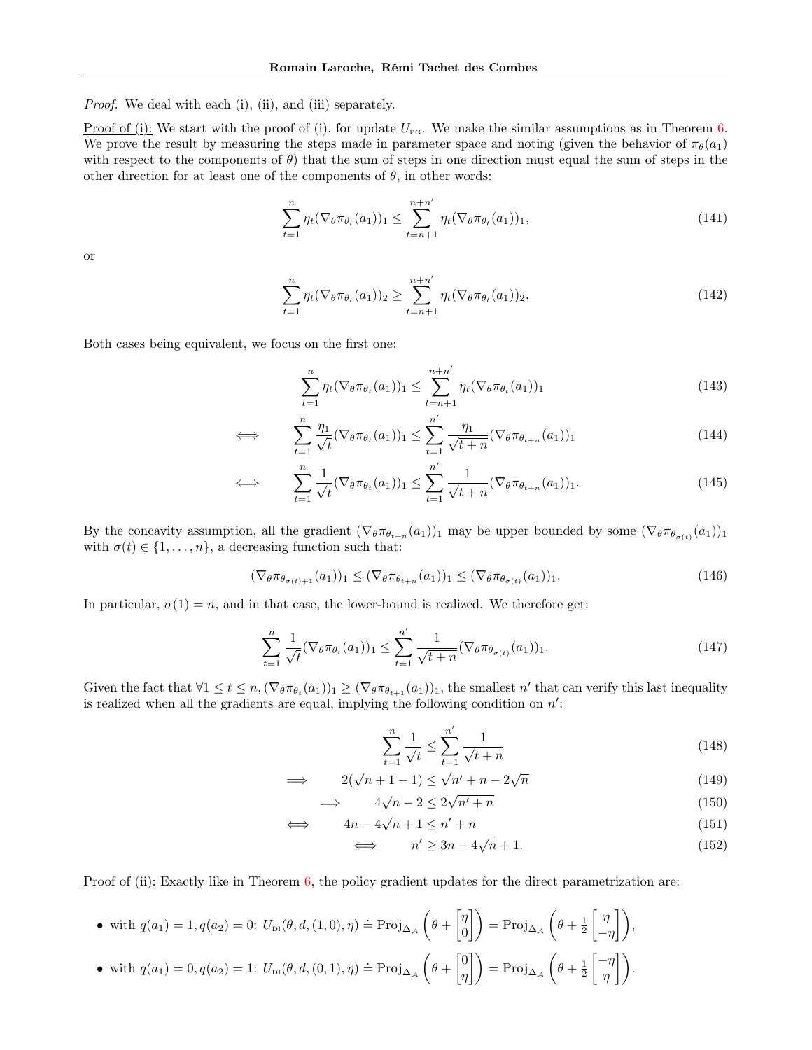*Proof.* We deal with each (i), (ii), and (iii) separately.

Proof of (i): We start with the proof of (i), for update $U_{\text{PG}}$. We make the similar assumptions as in Theorem 6. We prove the result by measuring the steps made in parameter space and noting (given the behavior of $\pi_\theta(a_1)$ with respect to the components of $\theta$) that the sum of steps in one direction must equal the sum of steps in the other direction for at least one of the components of $\theta$, in other words:

$$\sum_{t=1}^{n} \eta_t (\nabla_\theta \pi_{\theta_t}(a_1))_1 \leq \sum_{t=n+1}^{n+n'} \eta_t (\nabla_\theta \pi_{\theta_t}(a_1))_1, \tag{141}$$

or

$$\sum_{t=1}^{n} \eta_t (\nabla_\theta \pi_{\theta_t}(a_1))_2 \geq \sum_{t=n+1}^{n+n'} \eta_t (\nabla_\theta \pi_{\theta_t}(a_1))_2. \tag{142}$$

Both cases being equivalent, we focus on the first one:

$$\sum_{t=1}^{n} \eta_t (\nabla_\theta \pi_{\theta_t}(a_1))_1 \leq \sum_{t=n+1}^{n+n'} \eta_t (\nabla_\theta \pi_{\theta_t}(a_1))_1 \tag{143}$$

$$\iff \quad \sum_{t=1}^{n} \frac{\eta_1}{\sqrt{t}} (\nabla_\theta \pi_{\theta_t}(a_1))_1 \leq \sum_{t=1}^{n'} \frac{\eta_1}{\sqrt{t+n}} (\nabla_\theta \pi_{\theta_{t+n}}(a_1))_1 \tag{144}$$

$$\iff \quad \sum_{t=1}^{n} \frac{1}{\sqrt{t}} (\nabla_\theta \pi_{\theta_t}(a_1))_1 \leq \sum_{t=1}^{n'} \frac{1}{\sqrt{t+n}} (\nabla_\theta \pi_{\theta_{t+n}}(a_1))_1. \tag{145}$$

By the concavity assumption, all the gradient $(\nabla_\theta \pi_{\theta_{t+n}}(a_1))_1$ may be upper bounded by some $(\nabla_\theta \pi_{\theta_{\sigma(t)}}(a_1))_1$ with $\sigma(t) \in \{1, \ldots, n\}$, a decreasing function such that:

$$(\nabla_\theta \pi_{\theta_{\sigma(t)+1}}(a_1))_1 \leq (\nabla_\theta \pi_{\theta_{t+n}}(a_1))_1 \leq (\nabla_\theta \pi_{\theta_{\sigma(t)}}(a_1))_1. \tag{146}$$

In particular, $\sigma(1) = n$, and in that case, the lower-bound is realized. We therefore get:

$$\sum_{t=1}^{n} \frac{1}{\sqrt{t}} (\nabla_\theta \pi_{\theta_t}(a_1))_1 \leq \sum_{t=1}^{n'} \frac{1}{\sqrt{t+n}} (\nabla_\theta \pi_{\theta_{\sigma(t)}}(a_1))_1. \tag{147}$$

Given the fact that $\forall 1 \leq t \leq n, (\nabla_\theta \pi_{\theta_t}(a_1))_1 \geq (\nabla_\theta \pi_{\theta_{t+1}}(a_1))_1$, the smallest $n'$ that can verify this last inequality is realized when all the gradients are equal, implying the following condition on $n'$:

$$\sum_{t=1}^{n} \frac{1}{\sqrt{t}} \leq \sum_{t=1}^{n'} \frac{1}{\sqrt{t+n}} \tag{148}$$

$$\implies \quad 2(\sqrt{n+1} - 1) \leq \sqrt{n'+n} - 2\sqrt{n} \tag{149}$$

$$\implies \quad 4\sqrt{n} - 2 \leq 2\sqrt{n'+n} \tag{150}$$

$$\iff \quad 4n - 4\sqrt{n} + 1 \leq n' + n \tag{151}$$

$$\iff \quad n' \geq 3n - 4\sqrt{n} + 1. \tag{152}$$

Proof of (ii): Exactly like in Theorem 6, the policy gradient updates for the direct parametrization are:

- with $q(a_1) = 1, q(a_2) = 0$: $U_{\text{DI}}(\theta, d, (1,0), \eta) \doteq \text{Proj}_{\Delta_\mathcal{A}}\left(\theta + \begin{bmatrix} \eta \\ 0 \end{bmatrix}\right) = \text{Proj}_{\Delta_\mathcal{A}}\left(\theta + \frac{1}{2}\begin{bmatrix} \eta \\ -\eta \end{bmatrix}\right)$,
- with $q(a_1) = 0, q(a_2) = 1$: $U_{\text{DI}}(\theta, d, (0,1), \eta) \doteq \text{Proj}_{\Delta_\mathcal{A}}\left(\theta + \begin{bmatrix} 0 \\ \eta \end{bmatrix}\right) = \text{Proj}_{\Delta_\mathcal{A}}\left(\theta + \frac{1}{2}\begin{bmatrix} -\eta \\ \eta \end{bmatrix}\right)$.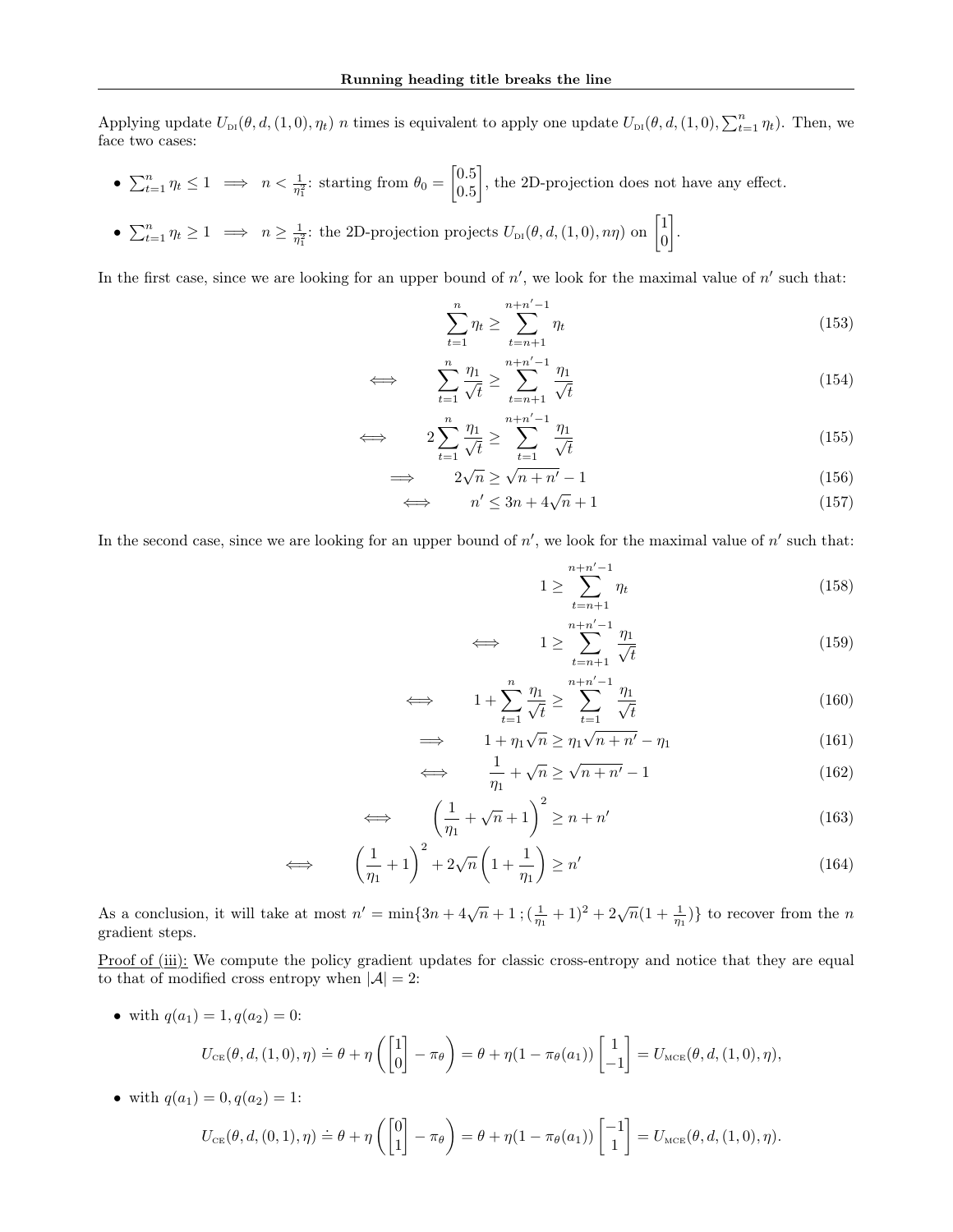Applying update $U_{\text{DI}}(\theta, d, (1,0), \eta_t)$ $n$ times is equivalent to apply one update $U_{\text{DI}}(\theta, d, (1,0), \sum_{t=1}^{n} \eta_t)$. Then, we face two cases:

- $\sum_{t=1}^{n} \eta_t \leq 1 \implies n < \frac{1}{\eta_1^2}$: starting from $\theta_0 = \begin{bmatrix} 0.5 \\ 0.5 \end{bmatrix}$, the 2D-projection does not have any effect.
- $\sum_{t=1}^{n} \eta_t \geq 1 \implies n \geq \frac{1}{\eta_1^2}$: the 2D-projection projects $U_{\text{DI}}(\theta, d, (1,0), n\eta)$ on $\begin{bmatrix} 1 \\ 0 \end{bmatrix}$.

In the first case, since we are looking for an upper bound of $n'$, we look for the maximal value of $n'$ such that:

$$\sum_{t=1}^{n} \eta_t \geq \sum_{t=n+1}^{n+n'-1} \eta_t \tag{153}$$

$$\iff \qquad \sum_{t=1}^{n} \frac{\eta_1}{\sqrt{t}} \geq \sum_{t=n+1}^{n+n'-1} \frac{\eta_1}{\sqrt{t}} \tag{154}$$

$$\iff \qquad 2\sum_{t=1}^{n} \frac{\eta_1}{\sqrt{t}} \geq \sum_{t=1}^{n+n'-1} \frac{\eta_1}{\sqrt{t}} \tag{155}$$

$$\implies \qquad 2\sqrt{n} \geq \sqrt{n+n'} - 1 \tag{156}$$

$$\iff \qquad n' \leq 3n + 4\sqrt{n} + 1 \tag{157}$$

In the second case, since we are looking for an upper bound of $n'$, we look for the maximal value of $n'$ such that:

$$1 \geq \sum_{t=n+1}^{n+n'-1} \eta_t \tag{158}$$

$$\iff \qquad 1 \geq \sum_{t=n+1}^{n+n'-1} \frac{\eta_1}{\sqrt{t}} \tag{159}$$

$$\iff \qquad 1 + \sum_{t=1}^{n} \frac{\eta_1}{\sqrt{t}} \geq \sum_{t=1}^{n+n'-1} \frac{\eta_1}{\sqrt{t}} \tag{160}$$

$$\implies \qquad 1 + \eta_1\sqrt{n} \geq \eta_1\sqrt{n+n'} - \eta_1 \tag{161}$$

$$\iff \qquad \frac{1}{\eta_1} + \sqrt{n} \geq \sqrt{n+n'} - 1 \tag{162}$$

$$\iff \qquad \left(\frac{1}{\eta_1} + \sqrt{n} + 1\right)^2 \geq n + n' \tag{163}$$

$$\iff \qquad \left(\frac{1}{\eta_1} + 1\right)^2 + 2\sqrt{n}\left(1 + \frac{1}{\eta_1}\right) \geq n' \tag{164}$$

As a conclusion, it will take at most $n' = \min\{3n + 4\sqrt{n} + 1\,;(\frac{1}{\eta_1}+1)^2 + 2\sqrt{n}(1+\frac{1}{\eta_1})\}$ to recover from the $n$ gradient steps.

Proof of (iii): We compute the policy gradient updates for classic cross-entropy and notice that they are equal to that of modified cross entropy when $|\mathcal{A}| = 2$:

- with $q(a_1) = 1, q(a_2) = 0$:

$$U_{\text{CE}}(\theta, d, (1,0), \eta) \doteq \theta + \eta\left(\begin{bmatrix} 1 \\ 0 \end{bmatrix} - \pi_\theta\right) = \theta + \eta(1 - \pi_\theta(a_1))\begin{bmatrix} 1 \\ -1 \end{bmatrix} = U_{\text{MCE}}(\theta, d, (1,0), \eta),$$

- with $q(a_1) = 0, q(a_2) = 1$:

$$U_{\text{CE}}(\theta, d, (0,1), \eta) \doteq \theta + \eta\left(\begin{bmatrix} 0 \\ 1 \end{bmatrix} - \pi_\theta\right) = \theta + \eta(1 - \pi_\theta(a_1))\begin{bmatrix} -1 \\ 1 \end{bmatrix} = U_{\text{MCE}}(\theta, d, (1,0), \eta).$$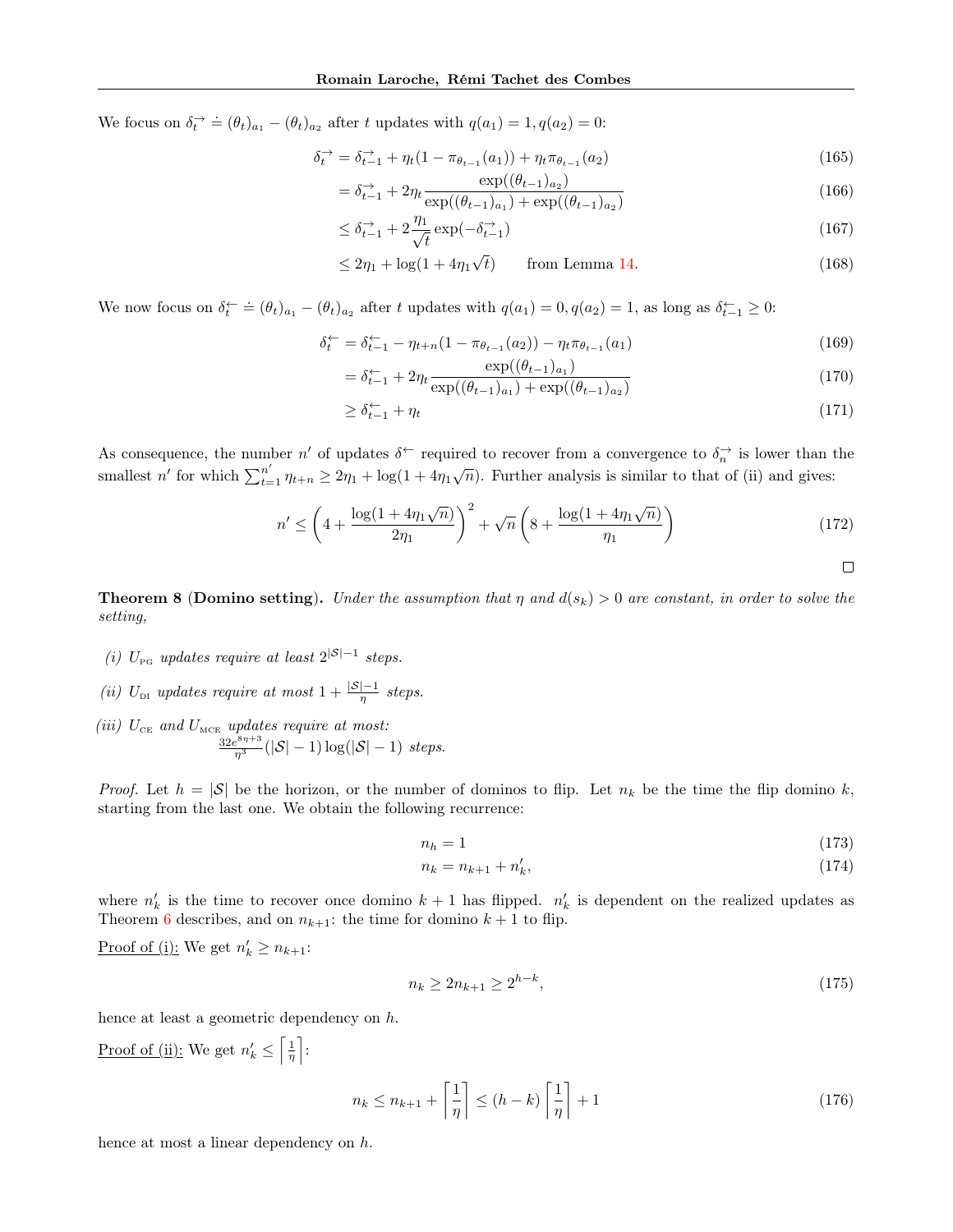We focus on $\delta^{\rightarrow}_t \doteq (\theta_t)_{a_1} - (\theta_t)_{a_2}$ after $t$ updates with $q(a_1) = 1, q(a_2) = 0$:

$$\delta^{\rightarrow}_t = \delta^{\rightarrow}_{t-1} + \eta_t(1 - \pi_{\theta_{t-1}}(a_1)) + \eta_t \pi_{\theta_{t-1}}(a_2) \tag{165}$$

$$= \delta^{\rightarrow}_{t-1} + 2\eta_t \frac{\exp((\theta_{t-1})_{a_2})}{\exp((\theta_{t-1})_{a_1}) + \exp((\theta_{t-1})_{a_2})} \tag{166}$$

$$\leq \delta^{\rightarrow}_{t-1} + 2\frac{\eta_1}{\sqrt{t}} \exp(-\delta^{\rightarrow}_{t-1}) \tag{167}$$

$$\leq 2\eta_1 + \log(1 + 4\eta_1\sqrt{t}) \qquad \text{from Lemma 14.} \tag{168}$$

We now focus on $\delta^{\leftarrow}_t \doteq (\theta_t)_{a_1} - (\theta_t)_{a_2}$ after $t$ updates with $q(a_1) = 0, q(a_2) = 1$, as long as $\delta^{\leftarrow}_{t-1} \geq 0$:

$$\delta^{\leftarrow}_t = \delta^{\leftarrow}_{t-1} - \eta_{t+n}(1 - \pi_{\theta_{t-1}}(a_2)) - \eta_t \pi_{\theta_{t-1}}(a_1) \tag{169}$$

$$= \delta^{\leftarrow}_{t-1} + 2\eta_t \frac{\exp((\theta_{t-1})_{a_1})}{\exp((\theta_{t-1})_{a_1}) + \exp((\theta_{t-1})_{a_2})} \tag{170}$$

$$\geq \delta^{\leftarrow}_{t-1} + \eta_t \tag{171}$$

As consequence, the number $n'$ of updates $\delta^{\leftarrow}$ required to recover from a convergence to $\delta^{\rightarrow}_n$ is lower than the smallest $n'$ for which $\sum_{t=1}^{n'} \eta_{t+n} \geq 2\eta_1 + \log(1 + 4\eta_1\sqrt{n})$. Further analysis is similar to that of (ii) and gives:

$$n' \leq \left(4 + \frac{\log(1 + 4\eta_1\sqrt{n})}{2\eta_1}\right)^2 + \sqrt{n}\left(8 + \frac{\log(1 + 4\eta_1\sqrt{n})}{\eta_1}\right) \tag{172}$$

□

**Theorem 8** (**Domino setting**). *Under the assumption that $\eta$ and $d(s_k) > 0$ are constant, in order to solve the setting,*

*(i) $U_{\text{PG}}$ updates require at least $2^{|\mathcal{S}|-1}$ steps.*

*(ii) $U_{\text{DI}}$ updates require at most $1 + \frac{|\mathcal{S}|-1}{\eta}$ steps.*

*(iii) $U_{\text{CE}}$ and $U_{\text{MCE}}$ updates require at most:*
$\frac{32e^{8\eta+3}}{\eta^3}(|\mathcal{S}| - 1)\log(|\mathcal{S}| - 1)$ *steps.*

*Proof.* Let $h = |\mathcal{S}|$ be the horizon, or the number of dominos to flip. Let $n_k$ be the time the flip domino $k$, starting from the last one. We obtain the following recurrence:

$$n_h = 1 \tag{173}$$

$$n_k = n_{k+1} + n'_k, \tag{174}$$

where $n'_k$ is the time to recover once domino $k + 1$ has flipped. $n'_k$ is dependent on the realized updates as Theorem 6 describes, and on $n_{k+1}$: the time for domino $k + 1$ to flip.

Proof of (i): We get $n'_k \geq n_{k+1}$:

$$n_k \geq 2n_{k+1} \geq 2^{h-k}, \tag{175}$$

hence at least a geometric dependency on $h$.

Proof of (ii): We get $n'_k \leq \left\lceil \frac{1}{\eta} \right\rceil$:

$$n_k \leq n_{k+1} + \left\lceil \frac{1}{\eta} \right\rceil \leq (h - k)\left\lceil \frac{1}{\eta} \right\rceil + 1 \tag{176}$$

hence at most a linear dependency on $h$.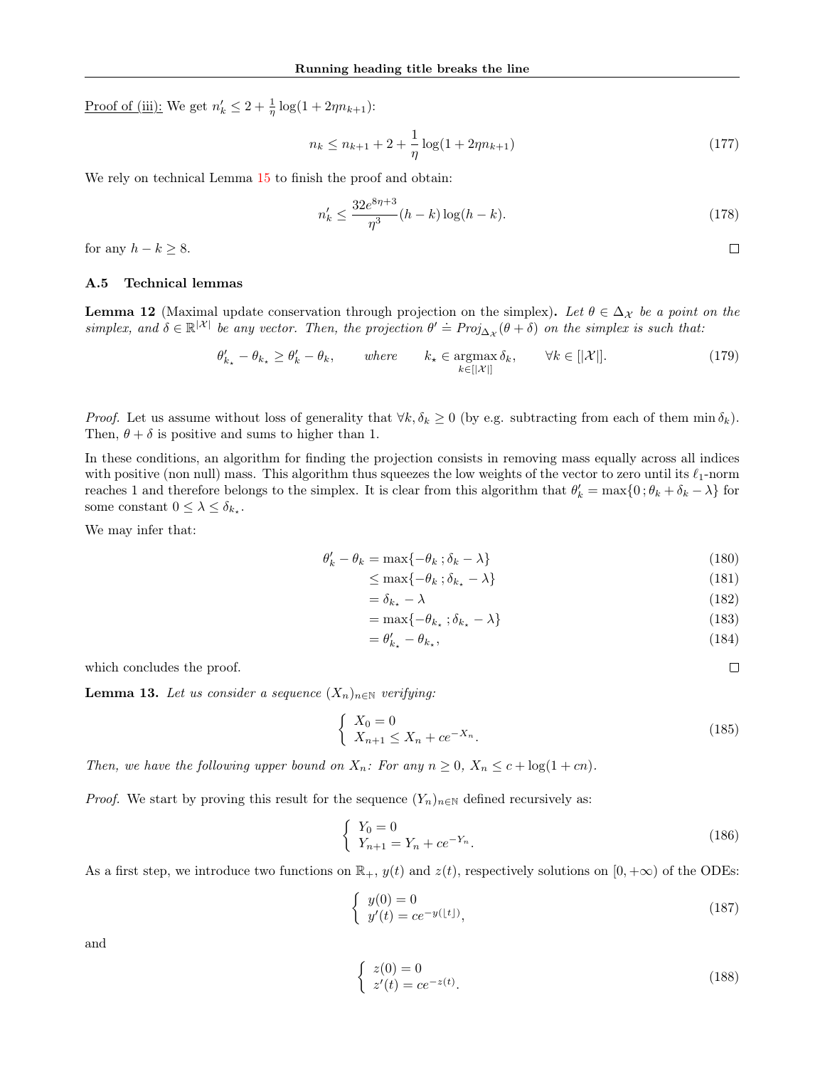<u>Proof of (iii):</u> We get $n'_k \leq 2 + \frac{1}{\eta}\log(1 + 2\eta n_{k+1})$:

$$n_k \leq n_{k+1} + 2 + \frac{1}{\eta}\log(1 + 2\eta n_{k+1}) \tag{177}$$

We rely on technical Lemma 15 to finish the proof and obtain:

$$n'_k \leq \frac{32e^{8\eta+3}}{\eta^3}(h-k)\log(h-k). \tag{178}$$

for any $h - k \geq 8$. ☐

### A.5 Technical lemmas

**Lemma 12** (Maximal update conservation through projection on the simplex)**.** *Let $\theta \in \Delta_{\mathcal{X}}$ be a point on the simplex, and $\delta \in \mathbb{R}^{|\mathcal{X}|}$ be any vector. Then, the projection $\theta' \doteq Proj_{\Delta_{\mathcal{X}}}(\theta + \delta)$ on the simplex is such that:*

$$\theta'_{k_\star} - \theta_{k_\star} \geq \theta'_k - \theta_k, \qquad \textit{where} \qquad k_\star \in \operatorname*{argmax}_{k \in [|\mathcal{X}|]} \delta_k, \qquad \forall k \in [|\mathcal{X}|]. \tag{179}$$

*Proof.* Let us assume without loss of generality that $\forall k, \delta_k \geq 0$ (by e.g. subtracting from each of them $\min \delta_k$). Then, $\theta + \delta$ is positive and sums to higher than 1.

In these conditions, an algorithm for finding the projection consists in removing mass equally across all indices with positive (non null) mass. This algorithm thus squeezes the low weights of the vector to zero until its $\ell_1$-norm reaches 1 and therefore belongs to the simplex. It is clear from this algorithm that $\theta'_k = \max\{0\,; \theta_k + \delta_k - \lambda\}$ for some constant $0 \leq \lambda \leq \delta_{k_\star}$.

We may infer that:

$$\begin{aligned}
\theta'_k - \theta_k &= \max\{-\theta_k\,; \delta_k - \lambda\} & (180)\\
&\leq \max\{-\theta_k\,; \delta_{k_\star} - \lambda\} & (181)\\
&= \delta_{k_\star} - \lambda & (182)\\
&= \max\{-\theta_{k_\star}\,; \delta_{k_\star} - \lambda\} & (183)\\
&= \theta'_{k_\star} - \theta_{k_\star}, & (184)
\end{aligned}$$

which concludes the proof. ☐

**Lemma 13.** *Let us consider a sequence $(X_n)_{n\in\mathbb{N}}$ verifying:*

$$\begin{cases} X_0 = 0 \\ X_{n+1} \leq X_n + ce^{-X_n}. \end{cases} \tag{185}$$

*Then, we have the following upper bound on $X_n$: For any $n \geq 0$, $X_n \leq c + \log(1 + cn)$.*

*Proof.* We start by proving this result for the sequence $(Y_n)_{n\in\mathbb{N}}$ defined recursively as:

$$\begin{cases} Y_0 = 0 \\ Y_{n+1} = Y_n + ce^{-Y_n}. \end{cases} \tag{186}$$

As a first step, we introduce two functions on $\mathbb{R}_+$, $y(t)$ and $z(t)$, respectively solutions on $[0, +\infty)$ of the ODEs:

$$\begin{cases} y(0) = 0 \\ y'(t) = ce^{-y(\lfloor t \rfloor)}, \end{cases} \tag{187}$$

and

$$\begin{cases} z(0) = 0 \\ z'(t) = ce^{-z(t)}. \end{cases} \tag{188}$$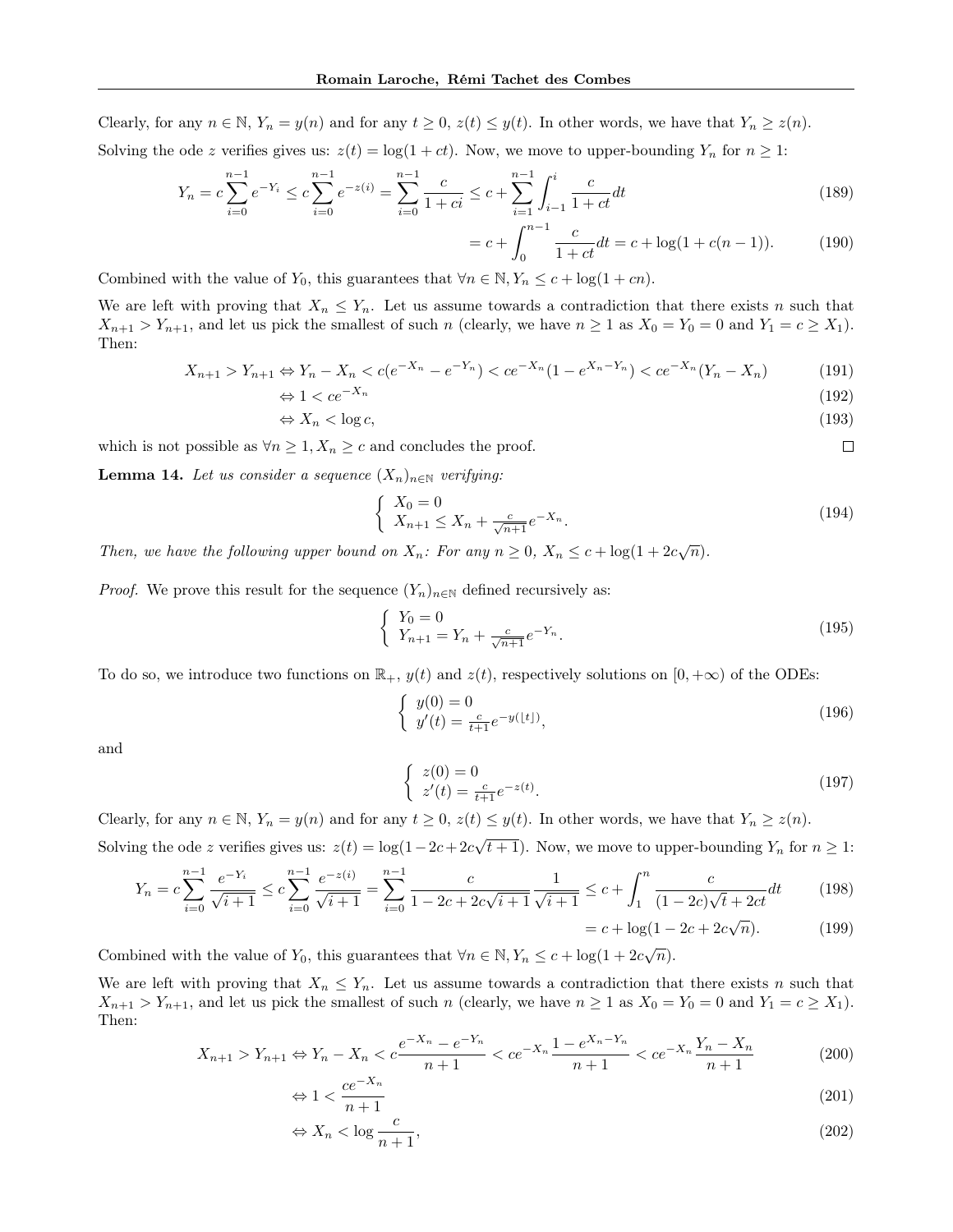Clearly, for any $n \in \mathbb{N}$, $Y_n = y(n)$ and for any $t \geq 0$, $z(t) \leq y(t)$. In other words, we have that $Y_n \geq z(n)$.

Solving the ode $z$ verifies gives us: $z(t) = \log(1 + ct)$. Now, we move to upper-bounding $Y_n$ for $n \geq 1$:

$$Y_n = c\sum_{i=0}^{n-1} e^{-Y_i} \leq c\sum_{i=0}^{n-1} e^{-z(i)} = \sum_{i=0}^{n-1} \frac{c}{1+ci} \leq c + \sum_{i=1}^{n-1}\int_{i-1}^{i} \frac{c}{1+ct}dt \tag{189}$$

$$= c + \int_0^{n-1} \frac{c}{1+ct}dt = c + \log(1 + c(n-1)). \tag{190}$$

Combined with the value of $Y_0$, this guarantees that $\forall n \in \mathbb{N}, Y_n \leq c + \log(1 + cn)$.

We are left with proving that $X_n \leq Y_n$. Let us assume towards a contradiction that there exists $n$ such that $X_{n+1} > Y_{n+1}$, and let us pick the smallest of such $n$ (clearly, we have $n \geq 1$ as $X_0 = Y_0 = 0$ and $Y_1 = c \geq X_1$). Then:

$$X_{n+1} > Y_{n+1} \Leftrightarrow Y_n - X_n < c(e^{-X_n} - e^{-Y_n}) < ce^{-X_n}(1 - e^{X_n - Y_n}) < ce^{-X_n}(Y_n - X_n) \tag{191}$$

$$\Leftrightarrow 1 < ce^{-X_n} \tag{192}$$

$$\Leftrightarrow X_n < \log c, \tag{193}$$

which is not possible as $\forall n \geq 1, X_n \geq c$ and concludes the proof. ∎

**Lemma 14.** *Let us consider a sequence $(X_n)_{n\in\mathbb{N}}$ verifying:*

$$\begin{cases} X_0 = 0 \\ X_{n+1} \leq X_n + \frac{c}{\sqrt{n+1}}e^{-X_n}. \end{cases} \tag{194}$$

*Then, we have the following upper bound on $X_n$: For any $n \geq 0$, $X_n \leq c + \log(1 + 2c\sqrt{n})$.*

*Proof.* We prove this result for the sequence $(Y_n)_{n\in\mathbb{N}}$ defined recursively as:

$$\begin{cases} Y_0 = 0 \\ Y_{n+1} = Y_n + \frac{c}{\sqrt{n+1}}e^{-Y_n}. \end{cases} \tag{195}$$

To do so, we introduce two functions on $\mathbb{R}_+$, $y(t)$ and $z(t)$, respectively solutions on $[0, +\infty)$ of the ODEs:

$$\begin{cases} y(0) = 0 \\ y'(t) = \frac{c}{t+1}e^{-y(\lfloor t \rfloor)}, \end{cases} \tag{196}$$

and

$$\begin{cases} z(0) = 0 \\ z'(t) = \frac{c}{t+1}e^{-z(t)}. \end{cases} \tag{197}$$

Clearly, for any $n \in \mathbb{N}$, $Y_n = y(n)$ and for any $t \geq 0$, $z(t) \leq y(t)$. In other words, we have that $Y_n \geq z(n)$.

Solving the ode $z$ verifies gives us: $z(t) = \log(1 - 2c + 2c\sqrt{t+1})$. Now, we move to upper-bounding $Y_n$ for $n \geq 1$:

$$Y_n = c\sum_{i=0}^{n-1} \frac{e^{-Y_i}}{\sqrt{i+1}} \leq c\sum_{i=0}^{n-1} \frac{e^{-z(i)}}{\sqrt{i+1}} = \sum_{i=0}^{n-1} \frac{c}{1 - 2c + 2c\sqrt{i+1}}\frac{1}{\sqrt{i+1}} \leq c + \int_1^n \frac{c}{(1-2c)\sqrt{t} + 2ct}dt \tag{198}$$

$$= c + \log(1 - 2c + 2c\sqrt{n}). \tag{199}$$

Combined with the value of $Y_0$, this guarantees that $\forall n \in \mathbb{N}, Y_n \leq c + \log(1 + 2c\sqrt{n})$.

We are left with proving that $X_n \leq Y_n$. Let us assume towards a contradiction that there exists $n$ such that $X_{n+1} > Y_{n+1}$, and let us pick the smallest of such $n$ (clearly, we have $n \geq 1$ as $X_0 = Y_0 = 0$ and $Y_1 = c \geq X_1$). Then:

$$X_{n+1} > Y_{n+1} \Leftrightarrow Y_n - X_n < c\frac{e^{-X_n} - e^{-Y_n}}{n+1} < ce^{-X_n}\frac{1 - e^{X_n - Y_n}}{n+1} < ce^{-X_n}\frac{Y_n - X_n}{n+1} \tag{200}$$

$$\Leftrightarrow 1 < \frac{ce^{-X_n}}{n+1} \tag{201}$$

$$\Leftrightarrow X_n < \log\frac{c}{n+1}, \tag{202}$$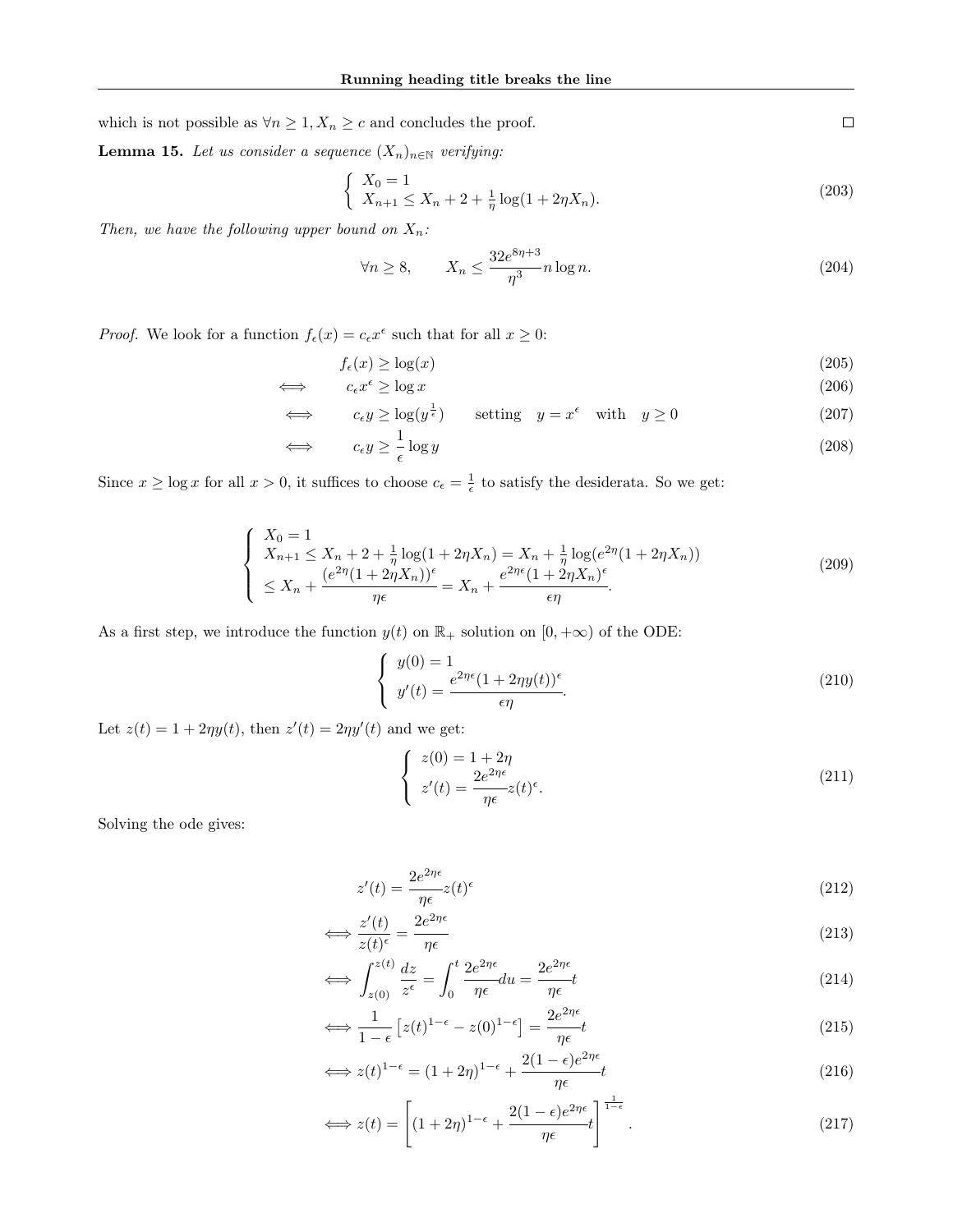which is not possible as $\forall n \geq 1, X_n \geq c$ and concludes the proof. $\square$

**Lemma 15.** *Let us consider a sequence $(X_n)_{n\in\mathbb{N}}$ verifying:*

$$\left\{ \begin{array}{l} X_0 = 1 \\ X_{n+1} \leq X_n + 2 + \frac{1}{\eta}\log(1+2\eta X_n). \end{array} \right. \tag{203}$$

*Then, we have the following upper bound on $X_n$:*

$$\forall n \geq 8, \qquad X_n \leq \frac{32e^{8\eta+3}}{\eta^3} n \log n. \tag{204}$$

*Proof.* We look for a function $f_\epsilon(x) = c_\epsilon x^\epsilon$ such that for all $x \geq 0$:

$$f_\epsilon(x) \geq \log(x) \tag{205}$$

$$\iff \quad c_\epsilon x^\epsilon \geq \log x \tag{206}$$

$$\iff \quad c_\epsilon y \geq \log(y^{\frac{1}{\epsilon}}) \qquad \text{setting} \quad y = x^\epsilon \quad \text{with} \quad y \geq 0 \tag{207}$$

$$\iff \quad c_\epsilon y \geq \frac{1}{\epsilon}\log y \tag{208}$$

Since $x \geq \log x$ for all $x > 0$, it suffices to choose $c_\epsilon = \frac{1}{\epsilon}$ to satisfy the desiderata. So we get:

$$\left\{ \begin{array}{l} X_0 = 1 \\ X_{n+1} \leq X_n + 2 + \frac{1}{\eta}\log(1+2\eta X_n) = X_n + \frac{1}{\eta}\log(e^{2\eta}(1+2\eta X_n)) \\ \leq X_n + \dfrac{(e^{2\eta}(1+2\eta X_n))^\epsilon}{\eta\epsilon} = X_n + \dfrac{e^{2\eta\epsilon}(1+2\eta X_n)^\epsilon}{\epsilon\eta}. \end{array} \right. \tag{209}$$

As a first step, we introduce the function $y(t)$ on $\mathbb{R}_+$ solution on $[0, +\infty)$ of the ODE:

$$\left\{ \begin{array}{l} y(0) = 1 \\ y'(t) = \dfrac{e^{2\eta\epsilon}(1+2\eta y(t))^\epsilon}{\epsilon\eta}. \end{array} \right. \tag{210}$$

Let $z(t) = 1 + 2\eta y(t)$, then $z'(t) = 2\eta y'(t)$ and we get:

$$\left\{ \begin{array}{l} z(0) = 1 + 2\eta \\ z'(t) = \dfrac{2e^{2\eta\epsilon}}{\eta\epsilon} z(t)^\epsilon. \end{array} \right. \tag{211}$$

Solving the ode gives:

$$z'(t) = \frac{2e^{2\eta\epsilon}}{\eta\epsilon} z(t)^\epsilon \tag{212}$$

$$\iff \frac{z'(t)}{z(t)^\epsilon} = \frac{2e^{2\eta\epsilon}}{\eta\epsilon} \tag{213}$$

$$\iff \int_{z(0)}^{z(t)} \frac{dz}{z^\epsilon} = \int_0^t \frac{2e^{2\eta\epsilon}}{\eta\epsilon} du = \frac{2e^{2\eta\epsilon}}{\eta\epsilon} t \tag{214}$$

$$\iff \frac{1}{1-\epsilon}\left[z(t)^{1-\epsilon} - z(0)^{1-\epsilon}\right] = \frac{2e^{2\eta\epsilon}}{\eta\epsilon} t \tag{215}$$

$$\iff z(t)^{1-\epsilon} = (1+2\eta)^{1-\epsilon} + \frac{2(1-\epsilon)e^{2\eta\epsilon}}{\eta\epsilon} t \tag{216}$$

$$\iff z(t) = \left[(1+2\eta)^{1-\epsilon} + \frac{2(1-\epsilon)e^{2\eta\epsilon}}{\eta\epsilon} t\right]^{\frac{1}{1-\epsilon}}. \tag{217}$$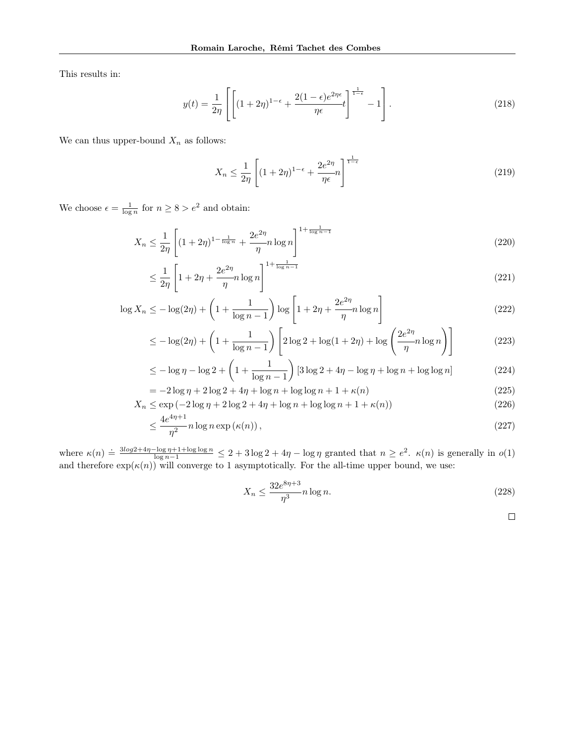This results in:

$$y(t) = \frac{1}{2\eta}\left[\left[(1+2\eta)^{1-\epsilon} + \frac{2(1-\epsilon)e^{2\eta\epsilon}}{\eta\epsilon}t\right]^{\frac{1}{1-\epsilon}} - 1\right]. \tag{218}$$

We can thus upper-bound $X_n$ as follows:

$$X_n \leq \frac{1}{2\eta}\left[(1+2\eta)^{1-\epsilon} + \frac{2e^{2\eta}}{\eta\epsilon}n\right]^{\frac{1}{1-\epsilon}} \tag{219}$$

We choose $\epsilon = \frac{1}{\log n}$ for $n \geq 8 > e^2$ and obtain:

$$X_n \leq \frac{1}{2\eta}\left[(1+2\eta)^{1-\frac{1}{\log n}} + \frac{2e^{2\eta}}{\eta}n\log n\right]^{1+\frac{1}{\log n - 1}} \tag{220}$$

$$\leq \frac{1}{2\eta}\left[1+2\eta + \frac{2e^{2\eta}}{\eta}n\log n\right]^{1+\frac{1}{\log n - 1}} \tag{221}$$

$$\log X_n \leq -\log(2\eta) + \left(1+\frac{1}{\log n - 1}\right)\log\left[1+2\eta + \frac{2e^{2\eta}}{\eta}n\log n\right] \tag{222}$$

$$\leq -\log(2\eta) + \left(1+\frac{1}{\log n - 1}\right)\left[2\log 2 + \log(1+2\eta) + \log\left(\frac{2e^{2\eta}}{\eta}n\log n\right)\right] \tag{223}$$

$$\leq -\log\eta - \log 2 + \left(1+\frac{1}{\log n - 1}\right)\left[3\log 2 + 4\eta - \log\eta + \log n + \log\log n\right] \tag{224}$$

$$= -2\log\eta + 2\log 2 + 4\eta + \log n + \log\log n + 1 + \kappa(n) \tag{225}$$

$$X_n \leq \exp\left(-2\log\eta + 2\log 2 + 4\eta + \log n + \log\log n + 1 + \kappa(n)\right) \tag{226}$$

$$\leq \frac{4e^{4\eta+1}}{\eta^2}n\log n\exp\left(\kappa(n)\right), \tag{227}$$

where $\kappa(n) \doteq \frac{3log2+4\eta-\log\eta+1+\log\log n}{\log n - 1} \leq 2 + 3\log 2 + 4\eta - \log\eta$ granted that $n \geq e^2$. $\kappa(n)$ is generally in $o(1)$ and therefore $\exp(\kappa(n))$ will converge to 1 asymptotically. For the all-time upper bound, we use:

$$X_n \leq \frac{32e^{8\eta+3}}{\eta^3}n\log n. \tag{228}$$

□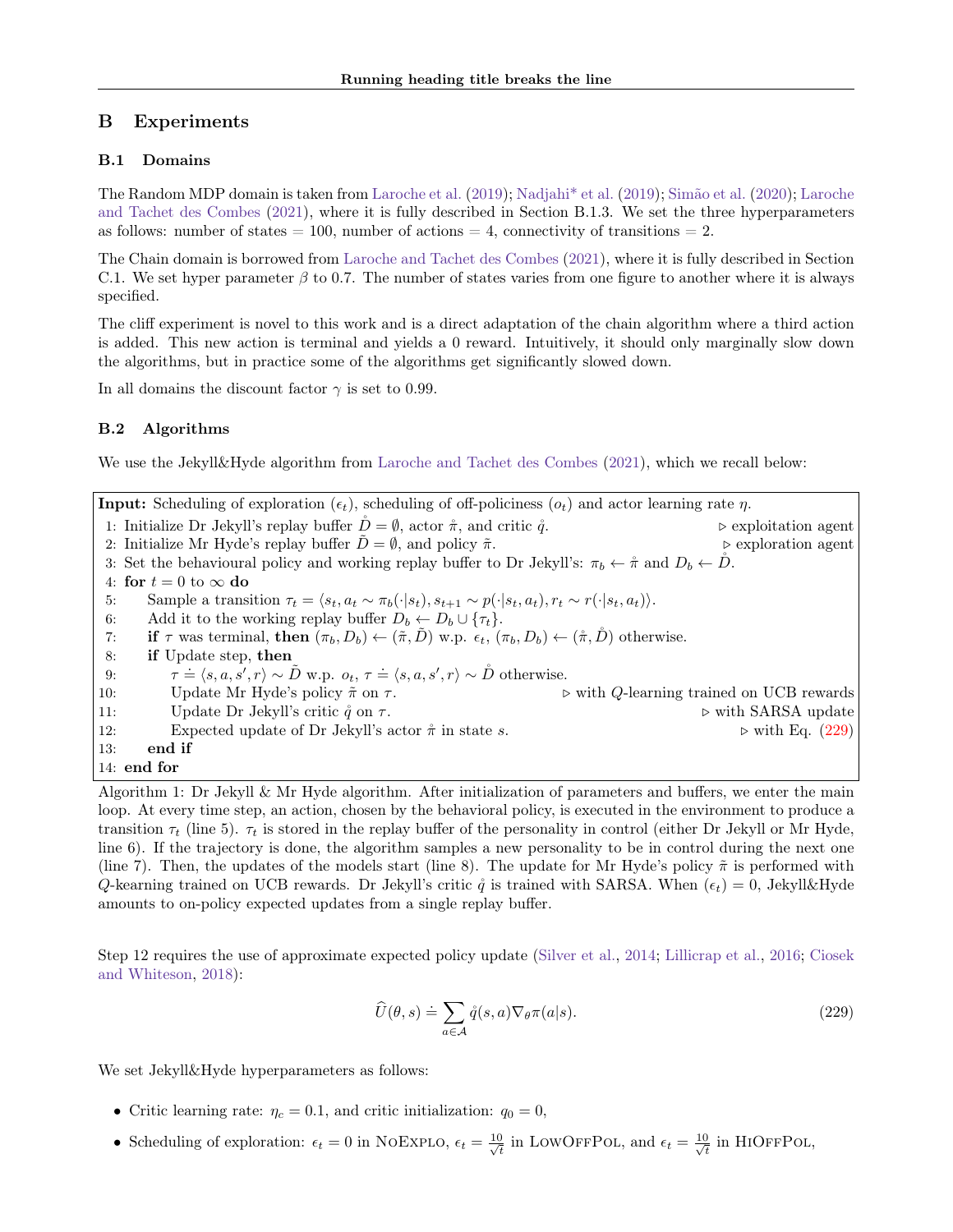## B Experiments

### B.1 Domains

The Random MDP domain is taken from Laroche et al. (2019); Nadjahi* et al. (2019); Simão et al. (2020); Laroche and Tachet des Combes (2021), where it is fully described in Section B.1.3. We set the three hyperparameters as follows: number of states = 100, number of actions = 4, connectivity of transitions = 2.

The Chain domain is borrowed from Laroche and Tachet des Combes (2021), where it is fully described in Section C.1. We set hyper parameter $\beta$ to 0.7. The number of states varies from one figure to another where it is always specified.

The cliff experiment is novel to this work and is a direct adaptation of the chain algorithm where a third action is added. This new action is terminal and yields a 0 reward. Intuitively, it should only marginally slow down the algorithms, but in practice some of the algorithms get significantly slowed down.

In all domains the discount factor $\gamma$ is set to 0.99.

### B.2 Algorithms

We use the Jekyll&Hyde algorithm from Laroche and Tachet des Combes (2021), which we recall below:

```
Input: Scheduling of exploration (ε_t), scheduling of off-policiness (o_t) and actor learning rate η.
 1: Initialize Dr Jekyll's replay buffer D̊ = ∅, actor π̊, and critic q̊.                 ▷ exploitation agent
 2: Initialize Mr Hyde's replay buffer D̃ = ∅, and policy π̃.                              ▷ exploration agent
 3: Set the behavioural policy and working replay buffer to Dr Jekyll's: π_b ← π̊ and D_b ← D̊.
 4: for t = 0 to ∞ do
 5:     Sample a transition τ_t = ⟨s_t, a_t ~ π_b(·|s_t), s_{t+1} ~ p(·|s_t, a_t), r_t ~ r(·|s_t, a_t)⟩.
 6:     Add it to the working replay buffer D_b ← D_b ∪ {τ_t}.
 7:     if τ was terminal, then (π_b, D_b) ← (π̃, D̃) w.p. ε_t, (π_b, D_b) ← (π̊, D̊) otherwise.
 8:     if Update step, then
 9:         τ ≐ ⟨s, a, s', r⟩ ~ D̃ w.p. o_t, τ ≐ ⟨s, a, s', r⟩ ~ D̊ otherwise.
10:         Update Mr Hyde's policy π̃ on τ.                        ▷ with Q-learning trained on UCB rewards
11:         Update Dr Jekyll's critic q̊ on τ.                                              ▷ with SARSA update
12:         Expected update of Dr Jekyll's actor π̊ in state s.                                 ▷ with Eq. (229)
13:     end if
14: end for
```

Algorithm 1: Dr Jekyll & Mr Hyde algorithm. After initialization of parameters and buffers, we enter the main loop. At every time step, an action, chosen by the behavioral policy, is executed in the environment to produce a transition $\tau_t$ (line 5). $\tau_t$ is stored in the replay buffer of the personality in control (either Dr Jekyll or Mr Hyde, line 6). If the trajectory is done, the algorithm samples a new personality to be in control during the next one (line 7). Then, the updates of the models start (line 8). The update for Mr Hyde's policy $\tilde{\pi}$ is performed with $Q$-kearning trained on UCB rewards. Dr Jekyll's critic $\mathring{q}$ is trained with SARSA. When $(\epsilon_t) = 0$, Jekyll&Hyde amounts to on-policy expected updates from a single replay buffer.

Step 12 requires the use of approximate expected policy update (Silver et al., 2014; Lillicrap et al., 2016; Ciosek and Whiteson, 2018):

$$\widehat{U}(\theta, s) \doteq \sum_{a \in \mathcal{A}} \mathring{q}(s, a) \nabla_\theta \pi(a|s). \tag{229}$$

We set Jekyll&Hyde hyperparameters as follows:

- Critic learning rate: $\eta_c = 0.1$, and critic initialization: $q_0 = 0$,
- Scheduling of exploration: $\epsilon_t = 0$ in NoExplo, $\epsilon_t = \frac{10}{\sqrt{t}}$ in LowOffPol, and $\epsilon_t = \frac{10}{\sqrt{t}}$ in HiOffPol,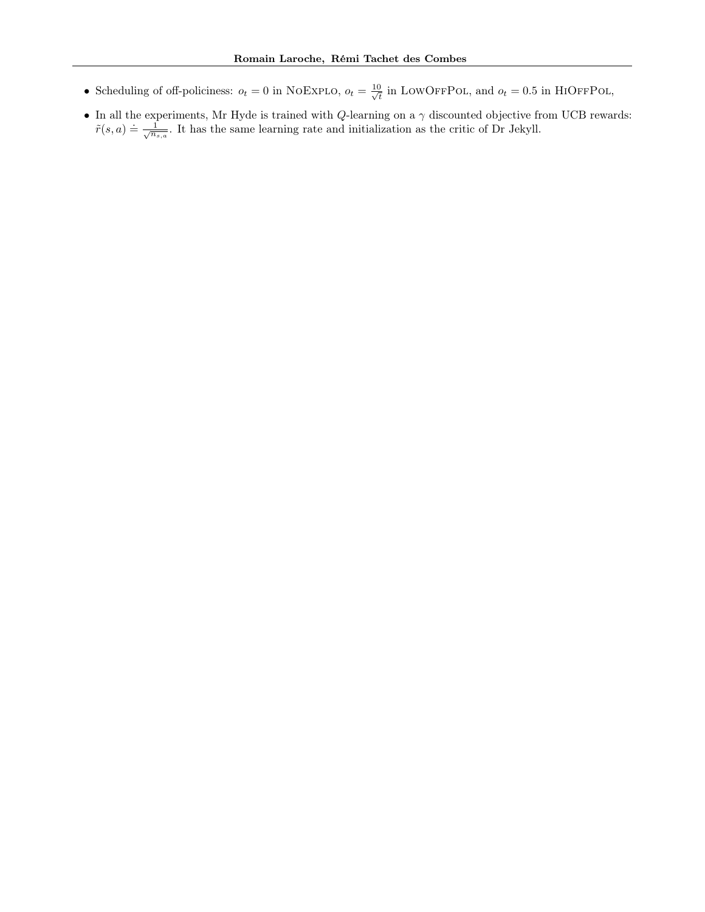- Scheduling of off-policiness: $o_t = 0$ in NoExplo, $o_t = \frac{10}{\sqrt{t}}$ in LowOffPol, and $o_t = 0.5$ in HiOffPol,
- In all the experiments, Mr Hyde is trained with $Q$-learning on a $\gamma$ discounted objective from UCB rewards: $\tilde{r}(s, a) \doteq \frac{1}{\sqrt{n_{s,a}}}$. It has the same learning rate and initialization as the critic of Dr Jekyll.